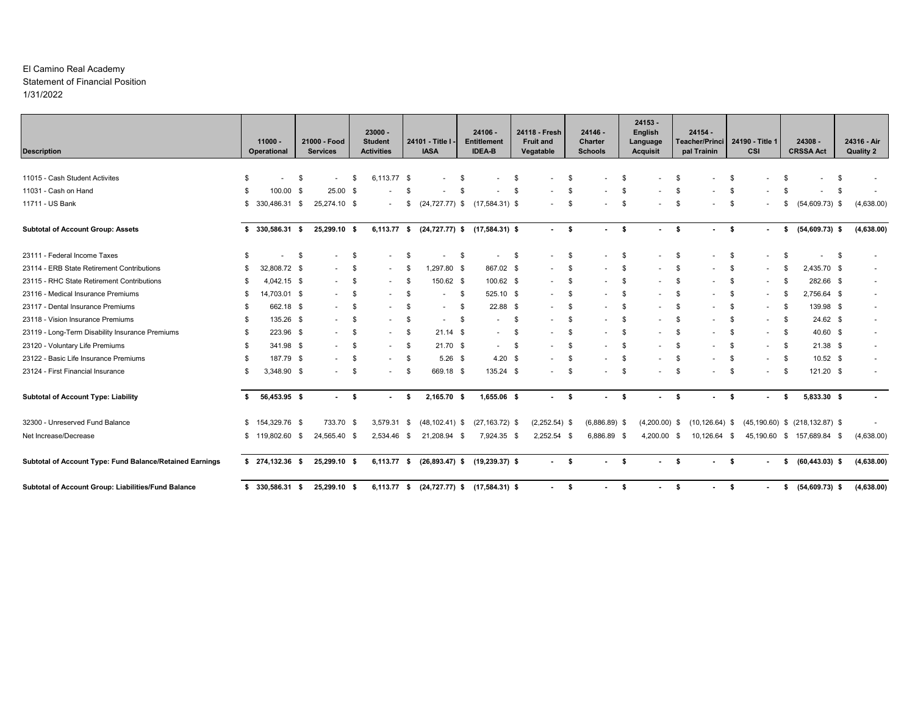El Camino Real Academy
Statement of Financial Position
1/31/2022

| Description | 11000 - Operational | 21000 - Food Services | 23000 - Student Activities | 24101 - Title I - IASA | 24106 - Entitlement IDEA-B | 24118 - Fresh Fruit and Vegatable | 24146 - Charter Schools | 24153 - English Language Acquisit | 24154 - Teacher/Principal Trainin | 24190 - Title 1 CSI | 24308 - CRSSA Act | 24316 - Air Quality 2 |
|---|---|---|---|---|---|---|---|---|---|---|---|---|
| 11015 - Cash Student Activites | $ - | $ - | $ 6,113.77 | $ - | $ - | $ - | $ - | $ - | $ - | $ - | $ - | $ - |
| 11031 - Cash on Hand | $ 100.00 | $ 25.00 | $ - | $ - | $ - | $ - | $ - | $ - | $ - | $ - | $ - | $ - |
| 11711 - US Bank | $ 330,486.31 | $ 25,274.10 | $ - | $ (24,727.77) | $ (17,584.31) | $ - | $ - | $ - | $ - | $ - | $ (54,609.73) | $ (4,638.00) |
| **Subtotal of Account Group: Assets** | **$ 330,586.31** | **$ 25,299.10** | **$ 6,113.77** | **$ (24,727.77)** | **$ (17,584.31)** | **$ -** | **$ -** | **$ -** | **$ -** | **$ -** | **$ (54,609.73)** | **$ (4,638.00)** |
| 23111 - Federal Income Taxes | $ - | $ - | $ - | $ - | $ - | $ - | $ - | $ - | $ - | $ - | $ - | $ - |
| 23114 - ERB State Retirement Contributions | $ 32,808.72 | $ - | $ - | $ 1,297.80 | $ 867.02 | $ - | $ - | $ - | $ - | $ - | $ 2,435.70 | $ - |
| 23115 - RHC State Retirement Contributions | $ 4,042.15 | $ - | $ - | $ 150.62 | $ 100.62 | $ - | $ - | $ - | $ - | $ - | $ 282.66 | $ - |
| 23116 - Medical Insurance Premiums | $ 14,703.01 | $ - | $ - | $ - | $ 525.10 | $ - | $ - | $ - | $ - | $ - | $ 2,756.64 | $ - |
| 23117 - Dental Insurance Premiums | $ 662.18 | $ - | $ - | $ - | $ 22.88 | $ - | $ - | $ - | $ - | $ - | $ 139.98 | $ - |
| 23118 - Vision Insurance Premiums | $ 135.26 | $ - | $ - | $ - | $ - | $ - | $ - | $ - | $ - | $ - | $ 24.62 | $ - |
| 23119 - Long-Term Disability Insurance Premiums | $ 223.96 | $ - | $ - | $ 21.14 | $ - | $ - | $ - | $ - | $ - | $ - | $ 40.60 | $ - |
| 23120 - Voluntary Life Premiums | $ 341.98 | $ - | $ - | $ 21.70 | $ - | $ - | $ - | $ - | $ - | $ - | $ 21.38 | $ - |
| 23122 - Basic Life Insurance Premiums | $ 187.79 | $ - | $ - | $ 5.26 | $ 4.20 | $ - | $ - | $ - | $ - | $ - | $ 10.52 | $ - |
| 23124 - First Financial Insurance | $ 3,348.90 | $ - | $ - | $ 669.18 | $ 135.24 | $ - | $ - | $ - | $ - | $ - | $ 121.20 | $ - |
| **Subtotal of Account Type: Liability** | **$ 56,453.95** | **$ -** | **$ -** | **$ 2,165.70** | **$ 1,655.06** | **$ -** | **$ -** | **$ -** | **$ -** | **$ -** | **$ 5,833.30** | **$ -** |
| 32300 - Unreserved Fund Balance | $ 154,329.76 | $ 733.70 | $ 3,579.31 | $ (48,102.41) | $ (27,163.72) | $ (2,252.54) | $ (6,886.89) | $ (4,200.00) | $ (10,126.64) | $ (45,190.60) | $ (218,132.87) | $ - |
| Net Increase/Decrease | $ 119,802.60 | $ 24,565.40 | $ 2,534.46 | $ 21,208.94 | $ 7,924.35 | $ 2,252.54 | $ 6,886.89 | $ 4,200.00 | $ 10,126.64 | $ 45,190.60 | $ 157,689.84 | $ (4,638.00) |
| **Subtotal of Account Type: Fund Balance/Retained Earnings** | **$ 274,132.36** | **$ 25,299.10** | **$ 6,113.77** | **$ (26,893.47)** | **$ (19,239.37)** | **$ -** | **$ -** | **$ -** | **$ -** | **$ -** | **$ (60,443.03)** | **$ (4,638.00)** |
| **Subtotal of Account Group: Liabilities/Fund Balance** | **$ 330,586.31** | **$ 25,299.10** | **$ 6,113.77** | **$ (24,727.77)** | **$ (17,584.31)** | **$ -** | **$ -** | **$ -** | **$ -** | **$ -** | **$ (54,609.73)** | **$ (4,638.00)** |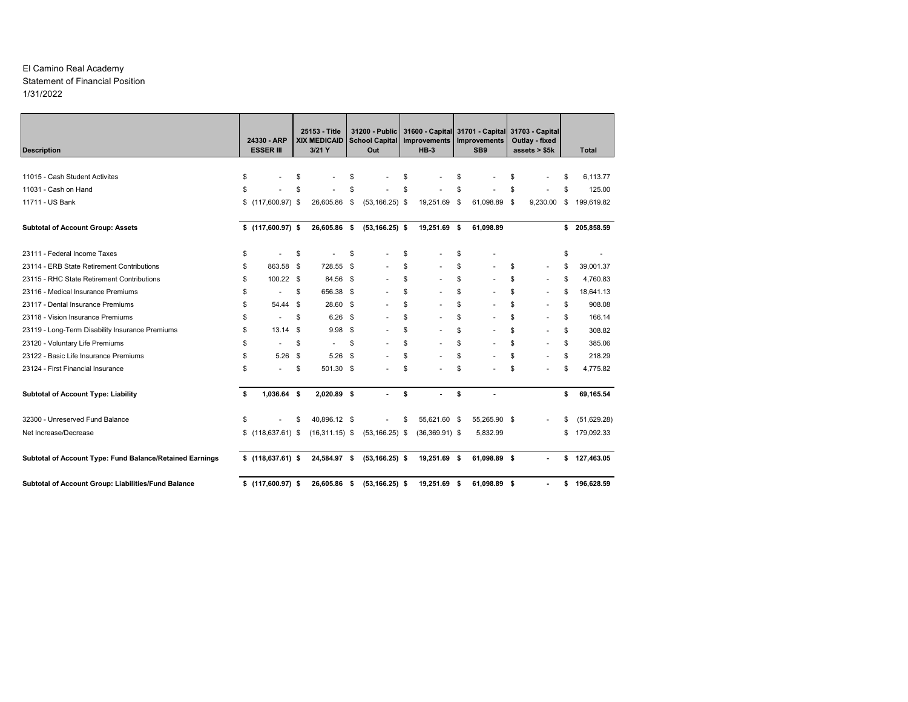El Camino Real Academy
Statement of Financial Position
1/31/2022

| Description | 24330 - ARP ESSER III | 25153 - Title XIX MEDICAID 3/21 Y | 31200 - Public School Capital Out | 31600 - Capital Improvements HB-3 | 31701 - Capital Improvements SB9 | 31703 - Capital Outlay - fixed assets > $5k | Total |
|---|---|---|---|---|---|---|---|
| 11015 - Cash Student Activites | $ - | $ - | $ - | $ - | $ - | $ - | $ 6,113.77 |
| 11031 - Cash on Hand | $ - | $ - | $ - | $ - | $ - | $ - | $ 125.00 |
| 11711 - US Bank | $ (117,600.97) | $ 26,605.86 | $ (53,166.25) | $ 19,251.69 | $ 61,098.89 | $ 9,230.00 | $ 199,619.82 |
| **Subtotal of Account Group: Assets** | **$ (117,600.97)** | **$ 26,605.86** | **$ (53,166.25)** | **$ 19,251.69** | **$ 61,098.89** | | **$ 205,858.59** |
| 23111 - Federal Income Taxes | $ - | $ - | $ - | $ - | $ - | | $ - |
| 23114 - ERB State Retirement Contributions | $ 863.58 | $ 728.55 | $ - | $ - | $ - | $ - | $ 39,001.37 |
| 23115 - RHC State Retirement Contributions | $ 100.22 | $ 84.56 | $ - | $ - | $ - | $ - | $ 4,760.83 |
| 23116 - Medical Insurance Premiums | $ - | $ 656.38 | $ - | $ - | $ - | $ - | $ 18,641.13 |
| 23117 - Dental Insurance Premiums | $ 54.44 | $ 28.60 | $ - | $ - | $ - | $ - | $ 908.08 |
| 23118 - Vision Insurance Premiums | $ - | $ 6.26 | $ - | $ - | $ - | $ - | $ 166.14 |
| 23119 - Long-Term Disability Insurance Premiums | $ 13.14 | $ 9.98 | $ - | $ - | $ - | $ - | $ 308.82 |
| 23120 - Voluntary Life Premiums | $ - | $ - | $ - | $ - | $ - | $ - | $ 385.06 |
| 23122 - Basic Life Insurance Premiums | $ 5.26 | $ 5.26 | $ - | $ - | $ - | $ - | $ 218.29 |
| 23124 - First Financial Insurance | $ - | $ 501.30 | $ - | $ - | $ - | $ - | $ 4,775.82 |
| **Subtotal of Account Type: Liability** | **$ 1,036.64** | **$ 2,020.89** | **$ -** | **$ -** | **$ -** | | **$ 69,165.54** |
| 32300 - Unreserved Fund Balance | $ - | $ 40,896.12 | $ - | $ 55,621.60 | $ 55,265.90 | $ - | $ (51,629.28) |
| Net Increase/Decrease | $ (118,637.61) | $ (16,311.15) | $ (53,166.25) | $ (36,369.91) | $ 5,832.99 | | $ 179,092.33 |
| **Subtotal of Account Type: Fund Balance/Retained Earnings** | **$ (118,637.61)** | **$ 24,584.97** | **$ (53,166.25)** | **$ 19,251.69** | **$ 61,098.89** | **$ -** | **$ 127,463.05** |
| **Subtotal of Account Group: Liabilities/Fund Balance** | **$ (117,600.97)** | **$ 26,605.86** | **$ (53,166.25)** | **$ 19,251.69** | **$ 61,098.89** | **$ -** | **$ 196,628.59** |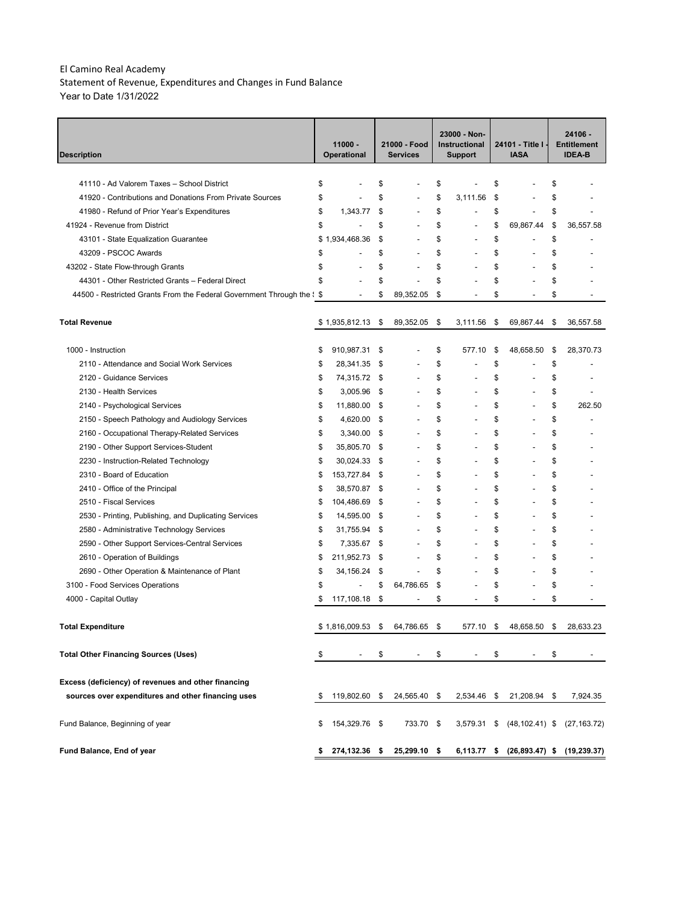El Camino Real Academy
Statement of Revenue, Expenditures and Changes in Fund Balance
Year to Date 1/31/2022

| Description | 11000 - Operational | 21000 - Food Services | 23000 - Non-Instructional Support | 24101 - Title I - IASA | 24106 - Entitlement IDEA-B |
|---|---|---|---|---|---|
| 41110 - Ad Valorem Taxes – School District | $ - | $ - | $ - | $ - | $ - |
| 41920 - Contributions and Donations From Private Sources | $ - | $ - | $ 3,111.56 | $ - | $ - |
| 41980 - Refund of Prior Year's Expenditures | $ 1,343.77 | $ - | $ - | $ - | $ - |
| 41924 - Revenue from District | $ - | $ - | $ - | $ 69,867.44 | $ 36,557.58 |
| 43101 - State Equalization Guarantee | $ 1,934,468.36 | $ - | $ - | $ - | $ - |
| 43209 - PSCOC Awards | $ - | $ - | $ - | $ - | $ - |
| 43202 - State Flow-through Grants | $ - | $ - | $ - | $ - | $ - |
| 44301 - Other Restricted Grants – Federal Direct | $ - | $ - | $ - | $ - | $ - |
| 44500 - Restricted Grants From the Federal Government Through the S | $ - | $ 89,352.05 | $ - | $ - | $ - |
| **Total Revenue** | $ 1,935,812.13 | $ 89,352.05 | $ 3,111.56 | $ 69,867.44 | $ 36,557.58 |
| 1000 - Instruction | $ 910,987.31 | $ - | $ 577.10 | $ 48,658.50 | $ 28,370.73 |
| 2110 - Attendance and Social Work Services | $ 28,341.35 | $ - | $ - | $ - | $ - |
| 2120 - Guidance Services | $ 74,315.72 | $ - | $ - | $ - | $ - |
| 2130 - Health Services | $ 3,005.96 | $ - | $ - | $ - | $ - |
| 2140 - Psychological Services | $ 11,880.00 | $ - | $ - | $ - | $ 262.50 |
| 2150 - Speech Pathology and Audiology Services | $ 4,620.00 | $ - | $ - | $ - | $ - |
| 2160 - Occupational Therapy-Related Services | $ 3,340.00 | $ - | $ - | $ - | $ - |
| 2190 - Other Support Services-Student | $ 35,805.70 | $ - | $ - | $ - | $ - |
| 2230 - Instruction-Related Technology | $ 30,024.33 | $ - | $ - | $ - | $ - |
| 2310 - Board of Education | $ 153,727.84 | $ - | $ - | $ - | $ - |
| 2410 - Office of the Principal | $ 38,570.87 | $ - | $ - | $ - | $ - |
| 2510 - Fiscal Services | $ 104,486.69 | $ - | $ - | $ - | $ - |
| 2530 - Printing, Publishing, and Duplicating Services | $ 14,595.00 | $ - | $ - | $ - | $ - |
| 2580 - Administrative Technology Services | $ 31,755.94 | $ - | $ - | $ - | $ - |
| 2590 - Other Support Services-Central Services | $ 7,335.67 | $ - | $ - | $ - | $ - |
| 2610 - Operation of Buildings | $ 211,952.73 | $ - | $ - | $ - | $ - |
| 2690 - Other Operation & Maintenance of Plant | $ 34,156.24 | $ - | $ - | $ - | $ - |
| 3100 - Food Services Operations | $ - | $ 64,786.65 | $ - | $ - | $ - |
| 4000 - Capital Outlay | $ 117,108.18 | $ - | $ - | $ - | $ - |
| **Total Expenditure** | $ 1,816,009.53 | $ 64,786.65 | $ 577.10 | $ 48,658.50 | $ 28,633.23 |
| **Total Other Financing Sources (Uses)** | $ - | $ - | $ - | $ - | $ - |
| **Excess (deficiency) of revenues and other financing sources over expenditures and other financing uses** | $ 119,802.60 | $ 24,565.40 | $ 2,534.46 | $ 21,208.94 | $ 7,924.35 |
| Fund Balance, Beginning of year | $ 154,329.76 | $ 733.70 | $ 3,579.31 | $ (48,102.41) | $ (27,163.72) |
| **Fund Balance, End of year** | **$ 274,132.36** | **$ 25,299.10** | **$ 6,113.77** | **$ (26,893.47)** | **$ (19,239.37)** |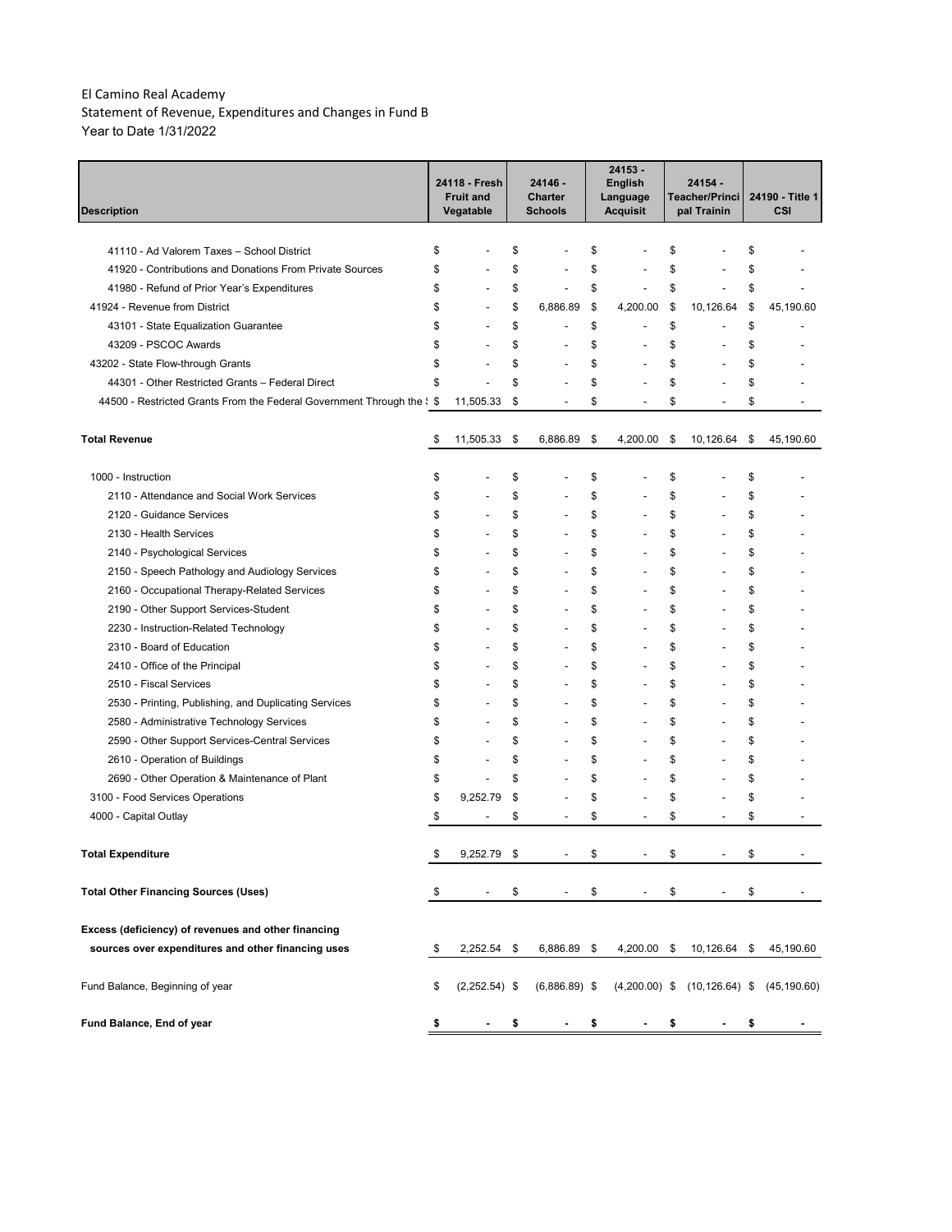El Camino Real Academy
Statement of Revenue, Expenditures and Changes in Fund B
Year to Date 1/31/2022

| Description | 24118 - Fresh Fruit and Vegatable | 24146 - Charter Schools | 24153 - English Language Acquisit | 24154 - Teacher/Princi pal Trainin | 24190 - Title 1 CSI |
|---|---|---|---|---|---|
| 41110 - Ad Valorem Taxes – School District | $ - | $ - | $ - | $ - | $ - |
| 41920 - Contributions and Donations From Private Sources | $ - | $ - | $ - | $ - | $ - |
| 41980 - Refund of Prior Year's Expenditures | $ - | $ - | $ - | $ - | $ - |
| 41924 - Revenue from District | $ - | $ 6,886.89 | $ 4,200.00 | $ 10,126.64 | $ 45,190.60 |
| 43101 - State Equalization Guarantee | $ - | $ - | $ - | $ - | $ - |
| 43209 - PSCOC Awards | $ - | $ - | $ - | $ - | $ - |
| 43202 - State Flow-through Grants | $ - | $ - | $ - | $ - | $ - |
| 44301 - Other Restricted Grants – Federal Direct | $ - | $ - | $ - | $ - | $ - |
| 44500 - Restricted Grants From the Federal Government Through the S | $ 11,505.33 | $ - | $ - | $ - | $ - |
| **Total Revenue** | $ 11,505.33 | $ 6,886.89 | $ 4,200.00 | $ 10,126.64 | $ 45,190.60 |
| 1000 - Instruction | $ - | $ - | $ - | $ - | $ - |
| 2110 - Attendance and Social Work Services | $ - | $ - | $ - | $ - | $ - |
| 2120 - Guidance Services | $ - | $ - | $ - | $ - | $ - |
| 2130 - Health Services | $ - | $ - | $ - | $ - | $ - |
| 2140 - Psychological Services | $ - | $ - | $ - | $ - | $ - |
| 2150 - Speech Pathology and Audiology Services | $ - | $ - | $ - | $ - | $ - |
| 2160 - Occupational Therapy-Related Services | $ - | $ - | $ - | $ - | $ - |
| 2190 - Other Support Services-Student | $ - | $ - | $ - | $ - | $ - |
| 2230 - Instruction-Related Technology | $ - | $ - | $ - | $ - | $ - |
| 2310 - Board of Education | $ - | $ - | $ - | $ - | $ - |
| 2410 - Office of the Principal | $ - | $ - | $ - | $ - | $ - |
| 2510 - Fiscal Services | $ - | $ - | $ - | $ - | $ - |
| 2530 - Printing, Publishing, and Duplicating Services | $ - | $ - | $ - | $ - | $ - |
| 2580 - Administrative Technology Services | $ - | $ - | $ - | $ - | $ - |
| 2590 - Other Support Services-Central Services | $ - | $ - | $ - | $ - | $ - |
| 2610 - Operation of Buildings | $ - | $ - | $ - | $ - | $ - |
| 2690 - Other Operation & Maintenance of Plant | $ - | $ - | $ - | $ - | $ - |
| 3100 - Food Services Operations | $ 9,252.79 | $ - | $ - | $ - | $ - |
| 4000 - Capital Outlay | $ - | $ - | $ - | $ - | $ - |
| **Total Expenditure** | $ 9,252.79 | $ - | $ - | $ - | $ - |
| **Total Other Financing Sources (Uses)** | $ - | $ - | $ - | $ - | $ - |
| **Excess (deficiency) of revenues and other financing sources over expenditures and other financing uses** | $ 2,252.54 | $ 6,886.89 | $ 4,200.00 | $ 10,126.64 | $ 45,190.60 |
| Fund Balance, Beginning of year | $ (2,252.54) | $ (6,886.89) | $ (4,200.00) | $ (10,126.64) | $ (45,190.60) |
| **Fund Balance, End of year** | $ - | $ - | $ - | $ - | $ - |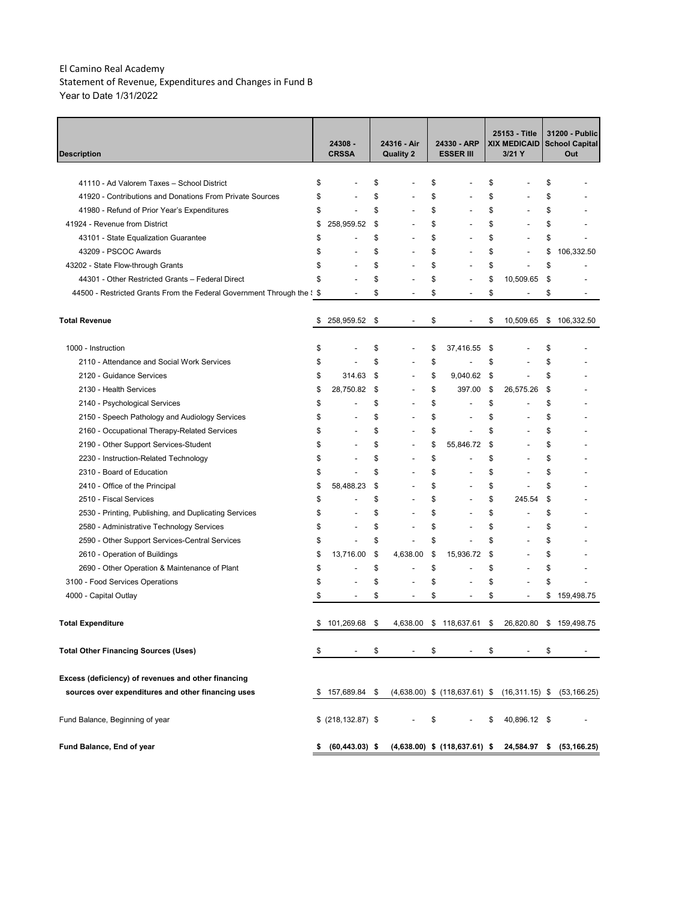El Camino Real Academy
Statement of Revenue, Expenditures and Changes in Fund B
Year to Date 1/31/2022

| Description | 24308 - CRSSA | 24316 - Air Quality 2 | 24330 - ARP ESSER III | 25153 - Title XIX MEDICAID 3/21 Y | 31200 - Public School Capital Out |
|---|---|---|---|---|---|
| 41110 - Ad Valorem Taxes – School District | $ - | $ - | $ - | $ - | $ - |
| 41920 - Contributions and Donations From Private Sources | $ - | $ - | $ - | $ - | $ - |
| 41980 - Refund of Prior Year's Expenditures | $ - | $ - | $ - | $ - | $ - |
| 41924 - Revenue from District | $ 258,959.52 | $ - | $ - | $ - | $ - |
| 43101 - State Equalization Guarantee | $ - | $ - | $ - | $ - | $ - |
| 43209 - PSCOC Awards | $ - | $ - | $ - | $ - | $ 106,332.50 |
| 43202 - State Flow-through Grants | $ - | $ - | $ - | $ - | $ - |
| 44301 - Other Restricted Grants – Federal Direct | $ - | $ - | $ - | $ 10,509.65 | $ - |
| 44500 - Restricted Grants From the Federal Government Through the ! | $ - | $ - | $ - | $ - | $ - |
| **Total Revenue** | $ 258,959.52 | $ - | $ - | $ 10,509.65 | $ 106,332.50 |
| 1000 - Instruction | $ - | $ - | $ 37,416.55 | $ - | $ - |
| 2110 - Attendance and Social Work Services | $ - | $ - | $ - | $ - | $ - |
| 2120 - Guidance Services | $ 314.63 | $ - | $ 9,040.62 | $ - | $ - |
| 2130 - Health Services | $ 28,750.82 | $ - | $ 397.00 | $ 26,575.26 | $ - |
| 2140 - Psychological Services | $ - | $ - | $ - | $ - | $ - |
| 2150 - Speech Pathology and Audiology Services | $ - | $ - | $ - | $ - | $ - |
| 2160 - Occupational Therapy-Related Services | $ - | $ - | $ - | $ - | $ - |
| 2190 - Other Support Services-Student | $ - | $ - | $ 55,846.72 | $ - | $ - |
| 2230 - Instruction-Related Technology | $ - | $ - | $ - | $ - | $ - |
| 2310 - Board of Education | $ - | $ - | $ - | $ - | $ - |
| 2410 - Office of the Principal | $ 58,488.23 | $ - | $ - | $ - | $ - |
| 2510 - Fiscal Services | $ - | $ - | $ - | $ 245.54 | $ - |
| 2530 - Printing, Publishing, and Duplicating Services | $ - | $ - | $ - | $ - | $ - |
| 2580 - Administrative Technology Services | $ - | $ - | $ - | $ - | $ - |
| 2590 - Other Support Services-Central Services | $ - | $ - | $ - | $ - | $ - |
| 2610 - Operation of Buildings | $ 13,716.00 | $ 4,638.00 | $ 15,936.72 | $ - | $ - |
| 2690 - Other Operation & Maintenance of Plant | $ - | $ - | $ - | $ - | $ - |
| 3100 - Food Services Operations | $ - | $ - | $ - | $ - | $ - |
| 4000 - Capital Outlay | $ - | $ - | $ - | $ - | $ 159,498.75 |
| **Total Expenditure** | $ 101,269.68 | $ 4,638.00 | $ 118,637.61 | $ 26,820.80 | $ 159,498.75 |
| **Total Other Financing Sources (Uses)** | $ - | $ - | $ - | $ - | $ - |
| **Excess (deficiency) of revenues and other financing sources over expenditures and other financing uses** | $ 157,689.84 | $ (4,638.00) | $ (118,637.61) | $ (16,311.15) | $ (53,166.25) |
| Fund Balance, Beginning of year | $ (218,132.87) | $ - | $ - | $ 40,896.12 | $ - |
| **Fund Balance, End of year** | **$ (60,443.03)** | **$ (4,638.00)** | **$ (118,637.61)** | **$ 24,584.97** | **$ (53,166.25)** |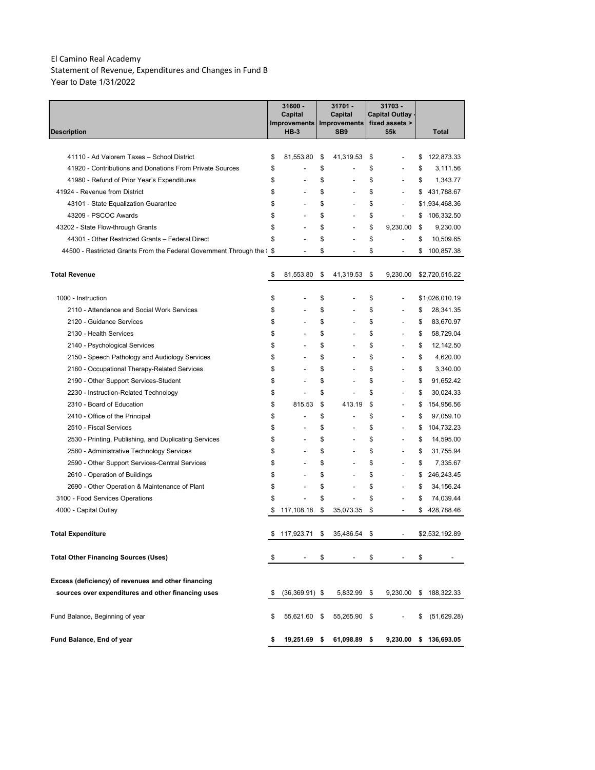El Camino Real Academy
Statement of Revenue, Expenditures and Changes in Fund B
Year to Date 1/31/2022

| Description | 31600 - Capital Improvements HB-3 | 31701 - Capital Improvements SB9 | 31703 - Capital Outlay - fixed assets > $5k | Total |
|---|---|---|---|---|
| 41110 - Ad Valorem Taxes – School District | $ 81,553.80 | $ 41,319.53 | $ - | $ 122,873.33 |
| 41920 - Contributions and Donations From Private Sources | $ - | $ - | $ - | $ 3,111.56 |
| 41980 - Refund of Prior Year's Expenditures | $ - | $ - | $ - | $ 1,343.77 |
| 41924 - Revenue from District | $ - | $ - | $ - | $ 431,788.67 |
| 43101 - State Equalization Guarantee | $ - | $ - | $ - | $1,934,468.36 |
| 43209 - PSCOC Awards | $ - | $ - | $ - | $ 106,332.50 |
| 43202 - State Flow-through Grants | $ - | $ - | $ 9,230.00 | $ 9,230.00 |
| 44301 - Other Restricted Grants – Federal Direct | $ - | $ - | $ - | $ 10,509.65 |
| 44500 - Restricted Grants From the Federal Government Through the S | $ - | $ - | $ - | $ 100,857.38 |
| **Total Revenue** | $ 81,553.80 | $ 41,319.53 | $ 9,230.00 | $2,720,515.22 |
| 1000 - Instruction | $ - | $ - | $ - | $1,026,010.19 |
| 2110 - Attendance and Social Work Services | $ - | $ - | $ - | $ 28,341.35 |
| 2120 - Guidance Services | $ - | $ - | $ - | $ 83,670.97 |
| 2130 - Health Services | $ - | $ - | $ - | $ 58,729.04 |
| 2140 - Psychological Services | $ - | $ - | $ - | $ 12,142.50 |
| 2150 - Speech Pathology and Audiology Services | $ - | $ - | $ - | $ 4,620.00 |
| 2160 - Occupational Therapy-Related Services | $ - | $ - | $ - | $ 3,340.00 |
| 2190 - Other Support Services-Student | $ - | $ - | $ - | $ 91,652.42 |
| 2230 - Instruction-Related Technology | $ - | $ - | $ - | $ 30,024.33 |
| 2310 - Board of Education | $ 815.53 | $ 413.19 | $ - | $ 154,956.56 |
| 2410 - Office of the Principal | $ - | $ - | $ - | $ 97,059.10 |
| 2510 - Fiscal Services | $ - | $ - | $ - | $ 104,732.23 |
| 2530 - Printing, Publishing, and Duplicating Services | $ - | $ - | $ - | $ 14,595.00 |
| 2580 - Administrative Technology Services | $ - | $ - | $ - | $ 31,755.94 |
| 2590 - Other Support Services-Central Services | $ - | $ - | $ - | $ 7,335.67 |
| 2610 - Operation of Buildings | $ - | $ - | $ - | $ 246,243.45 |
| 2690 - Other Operation & Maintenance of Plant | $ - | $ - | $ - | $ 34,156.24 |
| 3100 - Food Services Operations | $ - | $ - | $ - | $ 74,039.44 |
| 4000 - Capital Outlay | $ 117,108.18 | $ 35,073.35 | $ - | $ 428,788.46 |
| **Total Expenditure** | $ 117,923.71 | $ 35,486.54 | $ - | $2,532,192.89 |
| **Total Other Financing Sources (Uses)** | $ - | $ - | $ - | $ - |
| **Excess (deficiency) of revenues and other financing sources over expenditures and other financing uses** | $ (36,369.91) | $ 5,832.99 | $ 9,230.00 | $ 188,322.33 |
| Fund Balance, Beginning of year | $ 55,621.60 | $ 55,265.90 | $ - | $ (51,629.28) |
| **Fund Balance, End of year** | **$ 19,251.69** | **$ 61,098.89** | **$ 9,230.00** | **$ 136,693.05** |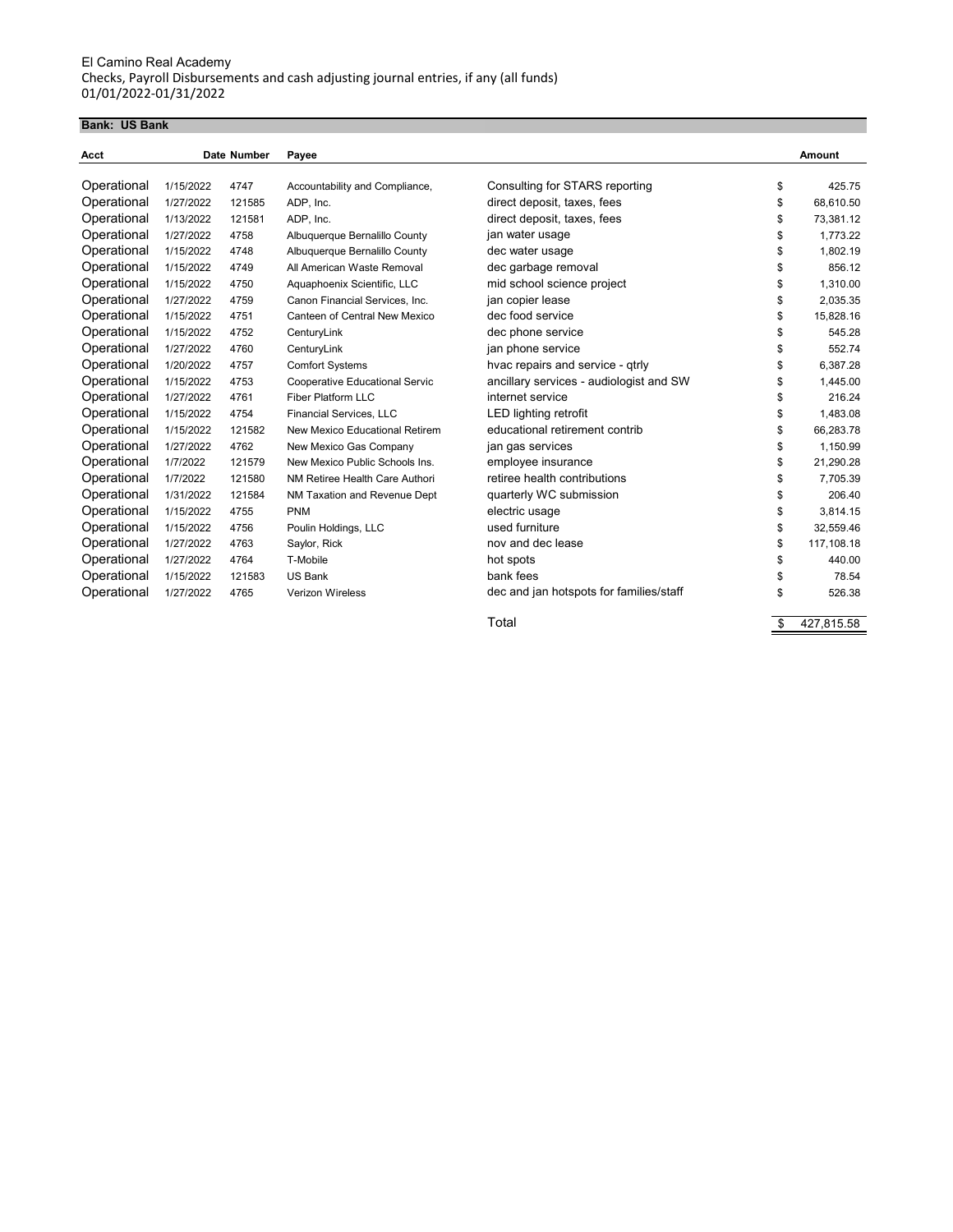El Camino Real Academy
Checks, Payroll Disbursements and cash adjusting journal entries, if any (all funds)
01/01/2022-01/31/2022

**Bank: US Bank**

| Acct | Date | Number | Payee | | | Amount |
|---|---|---|---|---|---|---|
| Operational | 1/15/2022 | 4747 | Accountability and Compliance, | Consulting for STARS reporting | $ | 425.75 |
| Operational | 1/27/2022 | 121585 | ADP, Inc. | direct deposit, taxes, fees | $ | 68,610.50 |
| Operational | 1/13/2022 | 121581 | ADP, Inc. | direct deposit, taxes, fees | $ | 73,381.12 |
| Operational | 1/27/2022 | 4758 | Albuquerque Bernalillo County | jan water usage | $ | 1,773.22 |
| Operational | 1/15/2022 | 4748 | Albuquerque Bernalillo County | dec water usage | $ | 1,802.19 |
| Operational | 1/15/2022 | 4749 | All American Waste Removal | dec garbage removal | $ | 856.12 |
| Operational | 1/15/2022 | 4750 | Aquaphoenix Scientific, LLC | mid school science project | $ | 1,310.00 |
| Operational | 1/27/2022 | 4759 | Canon Financial Services, Inc. | jan copier lease | $ | 2,035.35 |
| Operational | 1/15/2022 | 4751 | Canteen of Central New Mexico | dec food service | $ | 15,828.16 |
| Operational | 1/15/2022 | 4752 | CenturyLink | dec phone service | $ | 545.28 |
| Operational | 1/27/2022 | 4760 | CenturyLink | jan phone service | $ | 552.74 |
| Operational | 1/20/2022 | 4757 | Comfort Systems | hvac repairs and service - qtrly | $ | 6,387.28 |
| Operational | 1/15/2022 | 4753 | Cooperative Educational Servic | ancillary services - audiologist and SW | $ | 1,445.00 |
| Operational | 1/27/2022 | 4761 | Fiber Platform LLC | internet service | $ | 216.24 |
| Operational | 1/15/2022 | 4754 | Financial Services, LLC | LED lighting retrofit | $ | 1,483.08 |
| Operational | 1/15/2022 | 121582 | New Mexico Educational Retirem | educational retirement contrib | $ | 66,283.78 |
| Operational | 1/27/2022 | 4762 | New Mexico Gas Company | jan gas services | $ | 1,150.99 |
| Operational | 1/7/2022 | 121579 | New Mexico Public Schools Ins. | employee insurance | $ | 21,290.28 |
| Operational | 1/7/2022 | 121580 | NM Retiree Health Care Authori | retiree health contributions | $ | 7,705.39 |
| Operational | 1/31/2022 | 121584 | NM Taxation and Revenue Dept | quarterly WC submission | $ | 206.40 |
| Operational | 1/15/2022 | 4755 | PNM | electric usage | $ | 3,814.15 |
| Operational | 1/15/2022 | 4756 | Poulin Holdings, LLC | used furniture | $ | 32,559.46 |
| Operational | 1/27/2022 | 4763 | Saylor, Rick | nov and dec lease | $ | 117,108.18 |
| Operational | 1/27/2022 | 4764 | T-Mobile | hot spots | $ | 440.00 |
| Operational | 1/15/2022 | 121583 | US Bank | bank fees | $ | 78.54 |
| Operational | 1/27/2022 | 4765 | Verizon Wireless | dec and jan hotspots for families/staff | $ | 526.38 |
| | | | | Total | $ | 427,815.58 |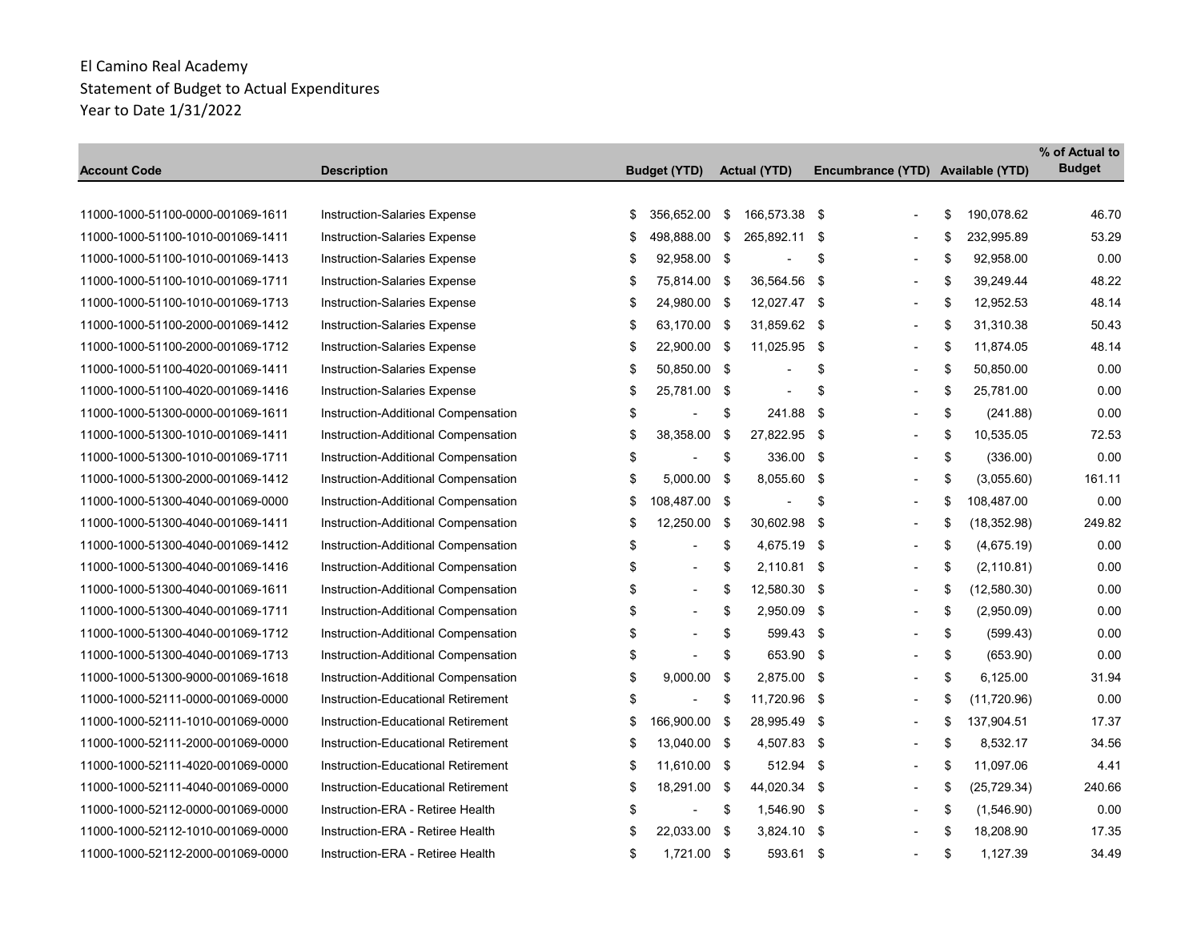El Camino Real Academy
Statement of Budget to Actual Expenditures
Year to Date 1/31/2022

| Account Code | Description | Budget (YTD) | Actual (YTD) | Encumbrance (YTD) | Available (YTD) | % of Actual to Budget |
|---|---|---|---|---|---|---|
| 11000-1000-51100-0000-001069-1611 | Instruction-Salaries Expense | $ 356,652.00 | $ 166,573.38 | $ - | $ 190,078.62 | 46.70 |
| 11000-1000-51100-1010-001069-1411 | Instruction-Salaries Expense | $ 498,888.00 | $ 265,892.11 | $ - | $ 232,995.89 | 53.29 |
| 11000-1000-51100-1010-001069-1413 | Instruction-Salaries Expense | $ 92,958.00 | $ - | $ - | $ 92,958.00 | 0.00 |
| 11000-1000-51100-1010-001069-1711 | Instruction-Salaries Expense | $ 75,814.00 | $ 36,564.56 | $ - | $ 39,249.44 | 48.22 |
| 11000-1000-51100-1010-001069-1713 | Instruction-Salaries Expense | $ 24,980.00 | $ 12,027.47 | $ - | $ 12,952.53 | 48.14 |
| 11000-1000-51100-2000-001069-1412 | Instruction-Salaries Expense | $ 63,170.00 | $ 31,859.62 | $ - | $ 31,310.38 | 50.43 |
| 11000-1000-51100-2000-001069-1712 | Instruction-Salaries Expense | $ 22,900.00 | $ 11,025.95 | $ - | $ 11,874.05 | 48.14 |
| 11000-1000-51100-4020-001069-1411 | Instruction-Salaries Expense | $ 50,850.00 | $ - | $ - | $ 50,850.00 | 0.00 |
| 11000-1000-51100-4020-001069-1416 | Instruction-Salaries Expense | $ 25,781.00 | $ - | $ - | $ 25,781.00 | 0.00 |
| 11000-1000-51300-0000-001069-1611 | Instruction-Additional Compensation | $ - | $ 241.88 | $ - | $ (241.88) | 0.00 |
| 11000-1000-51300-1010-001069-1411 | Instruction-Additional Compensation | $ 38,358.00 | $ 27,822.95 | $ - | $ 10,535.05 | 72.53 |
| 11000-1000-51300-1010-001069-1711 | Instruction-Additional Compensation | $ - | $ 336.00 | $ - | $ (336.00) | 0.00 |
| 11000-1000-51300-2000-001069-1412 | Instruction-Additional Compensation | $ 5,000.00 | $ 8,055.60 | $ - | $ (3,055.60) | 161.11 |
| 11000-1000-51300-4040-001069-0000 | Instruction-Additional Compensation | $ 108,487.00 | $ - | $ - | $ 108,487.00 | 0.00 |
| 11000-1000-51300-4040-001069-1411 | Instruction-Additional Compensation | $ 12,250.00 | $ 30,602.98 | $ - | $ (18,352.98) | 249.82 |
| 11000-1000-51300-4040-001069-1412 | Instruction-Additional Compensation | $ - | $ 4,675.19 | $ - | $ (4,675.19) | 0.00 |
| 11000-1000-51300-4040-001069-1416 | Instruction-Additional Compensation | $ - | $ 2,110.81 | $ - | $ (2,110.81) | 0.00 |
| 11000-1000-51300-4040-001069-1611 | Instruction-Additional Compensation | $ - | $ 12,580.30 | $ - | $ (12,580.30) | 0.00 |
| 11000-1000-51300-4040-001069-1711 | Instruction-Additional Compensation | $ - | $ 2,950.09 | $ - | $ (2,950.09) | 0.00 |
| 11000-1000-51300-4040-001069-1712 | Instruction-Additional Compensation | $ - | $ 599.43 | $ - | $ (599.43) | 0.00 |
| 11000-1000-51300-4040-001069-1713 | Instruction-Additional Compensation | $ - | $ 653.90 | $ - | $ (653.90) | 0.00 |
| 11000-1000-51300-9000-001069-1618 | Instruction-Additional Compensation | $ 9,000.00 | $ 2,875.00 | $ - | $ 6,125.00 | 31.94 |
| 11000-1000-52111-0000-001069-0000 | Instruction-Educational Retirement | $ - | $ 11,720.96 | $ - | $ (11,720.96) | 0.00 |
| 11000-1000-52111-1010-001069-0000 | Instruction-Educational Retirement | $ 166,900.00 | $ 28,995.49 | $ - | $ 137,904.51 | 17.37 |
| 11000-1000-52111-2000-001069-0000 | Instruction-Educational Retirement | $ 13,040.00 | $ 4,507.83 | $ - | $ 8,532.17 | 34.56 |
| 11000-1000-52111-4020-001069-0000 | Instruction-Educational Retirement | $ 11,610.00 | $ 512.94 | $ - | $ 11,097.06 | 4.41 |
| 11000-1000-52111-4040-001069-0000 | Instruction-Educational Retirement | $ 18,291.00 | $ 44,020.34 | $ - | $ (25,729.34) | 240.66 |
| 11000-1000-52112-0000-001069-0000 | Instruction-ERA - Retiree Health | $ - | $ 1,546.90 | $ - | $ (1,546.90) | 0.00 |
| 11000-1000-52112-1010-001069-0000 | Instruction-ERA - Retiree Health | $ 22,033.00 | $ 3,824.10 | $ - | $ 18,208.90 | 17.35 |
| 11000-1000-52112-2000-001069-0000 | Instruction-ERA - Retiree Health | $ 1,721.00 | $ 593.61 | $ - | $ 1,127.39 | 34.49 |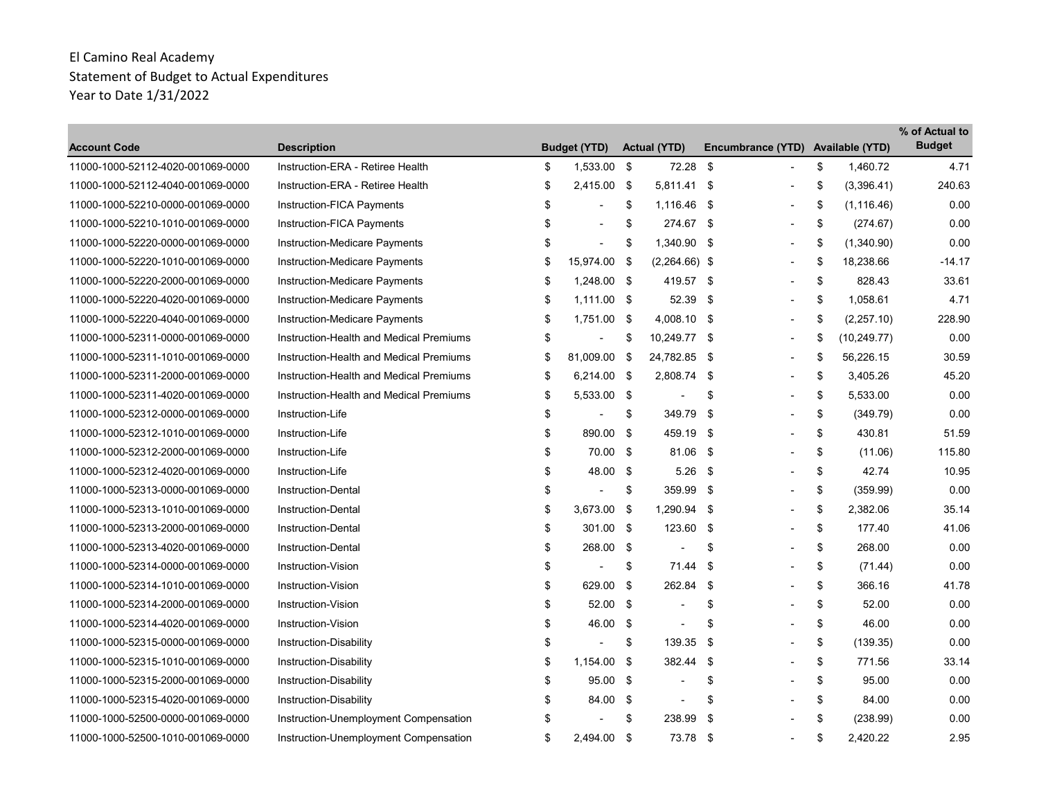El Camino Real Academy
Statement of Budget to Actual Expenditures
Year to Date 1/31/2022

| Account Code | Description | Budget (YTD) | Actual (YTD) | Encumbrance (YTD) | Available (YTD) | % of Actual to Budget |
|---|---|---|---|---|---|---|
| 11000-1000-52112-4020-001069-0000 | Instruction-ERA - Retiree Health | $ 1,533.00 | $ 72.28 | $ - | $ 1,460.72 | 4.71 |
| 11000-1000-52112-4040-001069-0000 | Instruction-ERA - Retiree Health | $ 2,415.00 | $ 5,811.41 | $ - | $ (3,396.41) | 240.63 |
| 11000-1000-52210-0000-001069-0000 | Instruction-FICA Payments | $ - | $ 1,116.46 | $ - | $ (1,116.46) | 0.00 |
| 11000-1000-52210-1010-001069-0000 | Instruction-FICA Payments | $ - | $ 274.67 | $ - | $ (274.67) | 0.00 |
| 11000-1000-52220-0000-001069-0000 | Instruction-Medicare Payments | $ - | $ 1,340.90 | $ - | $ (1,340.90) | 0.00 |
| 11000-1000-52220-1010-001069-0000 | Instruction-Medicare Payments | $ 15,974.00 | $ (2,264.66) | $ - | $ 18,238.66 | -14.17 |
| 11000-1000-52220-2000-001069-0000 | Instruction-Medicare Payments | $ 1,248.00 | $ 419.57 | $ - | $ 828.43 | 33.61 |
| 11000-1000-52220-4020-001069-0000 | Instruction-Medicare Payments | $ 1,111.00 | $ 52.39 | $ - | $ 1,058.61 | 4.71 |
| 11000-1000-52220-4040-001069-0000 | Instruction-Medicare Payments | $ 1,751.00 | $ 4,008.10 | $ - | $ (2,257.10) | 228.90 |
| 11000-1000-52311-0000-001069-0000 | Instruction-Health and Medical Premiums | $ - | $ 10,249.77 | $ - | $ (10,249.77) | 0.00 |
| 11000-1000-52311-1010-001069-0000 | Instruction-Health and Medical Premiums | $ 81,009.00 | $ 24,782.85 | $ - | $ 56,226.15 | 30.59 |
| 11000-1000-52311-2000-001069-0000 | Instruction-Health and Medical Premiums | $ 6,214.00 | $ 2,808.74 | $ - | $ 3,405.26 | 45.20 |
| 11000-1000-52311-4020-001069-0000 | Instruction-Health and Medical Premiums | $ 5,533.00 | $ - | $ - | $ 5,533.00 | 0.00 |
| 11000-1000-52312-0000-001069-0000 | Instruction-Life | $ - | $ 349.79 | $ - | $ (349.79) | 0.00 |
| 11000-1000-52312-1010-001069-0000 | Instruction-Life | $ 890.00 | $ 459.19 | $ - | $ 430.81 | 51.59 |
| 11000-1000-52312-2000-001069-0000 | Instruction-Life | $ 70.00 | $ 81.06 | $ - | $ (11.06) | 115.80 |
| 11000-1000-52312-4020-001069-0000 | Instruction-Life | $ 48.00 | $ 5.26 | $ - | $ 42.74 | 10.95 |
| 11000-1000-52313-0000-001069-0000 | Instruction-Dental | $ - | $ 359.99 | $ - | $ (359.99) | 0.00 |
| 11000-1000-52313-1010-001069-0000 | Instruction-Dental | $ 3,673.00 | $ 1,290.94 | $ - | $ 2,382.06 | 35.14 |
| 11000-1000-52313-2000-001069-0000 | Instruction-Dental | $ 301.00 | $ 123.60 | $ - | $ 177.40 | 41.06 |
| 11000-1000-52313-4020-001069-0000 | Instruction-Dental | $ 268.00 | $ - | $ - | $ 268.00 | 0.00 |
| 11000-1000-52314-0000-001069-0000 | Instruction-Vision | $ - | $ 71.44 | $ - | $ (71.44) | 0.00 |
| 11000-1000-52314-1010-001069-0000 | Instruction-Vision | $ 629.00 | $ 262.84 | $ - | $ 366.16 | 41.78 |
| 11000-1000-52314-2000-001069-0000 | Instruction-Vision | $ 52.00 | $ - | $ - | $ 52.00 | 0.00 |
| 11000-1000-52314-4020-001069-0000 | Instruction-Vision | $ 46.00 | $ - | $ - | $ 46.00 | 0.00 |
| 11000-1000-52315-0000-001069-0000 | Instruction-Disability | $ - | $ 139.35 | $ - | $ (139.35) | 0.00 |
| 11000-1000-52315-1010-001069-0000 | Instruction-Disability | $ 1,154.00 | $ 382.44 | $ - | $ 771.56 | 33.14 |
| 11000-1000-52315-2000-001069-0000 | Instruction-Disability | $ 95.00 | $ - | $ - | $ 95.00 | 0.00 |
| 11000-1000-52315-4020-001069-0000 | Instruction-Disability | $ 84.00 | $ - | $ - | $ 84.00 | 0.00 |
| 11000-1000-52500-0000-001069-0000 | Instruction-Unemployment Compensation | $ - | $ 238.99 | $ - | $ (238.99) | 0.00 |
| 11000-1000-52500-1010-001069-0000 | Instruction-Unemployment Compensation | $ 2,494.00 | $ 73.78 | $ - | $ 2,420.22 | 2.95 |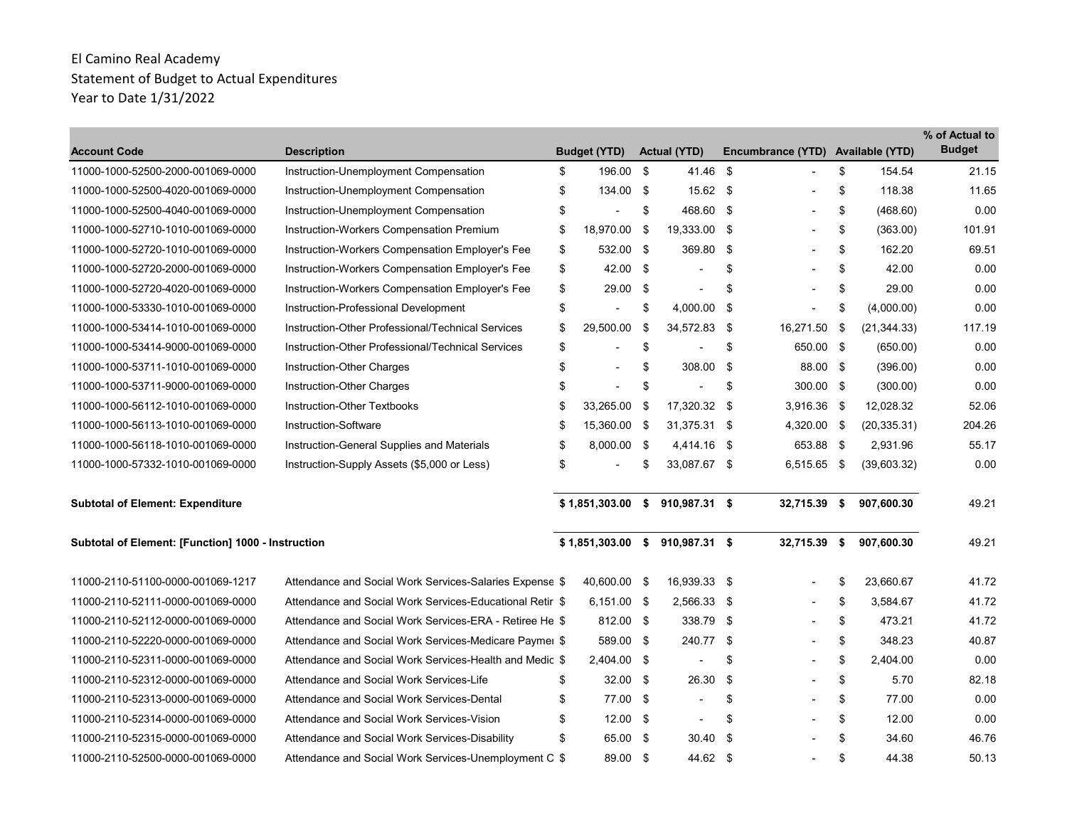El Camino Real Academy
Statement of Budget to Actual Expenditures
Year to Date 1/31/2022

| Account Code | Description | Budget (YTD) | Actual (YTD) | Encumbrance (YTD) | Available (YTD) | % of Actual to Budget |
|---|---|---|---|---|---|---|
| 11000-1000-52500-2000-001069-0000 | Instruction-Unemployment Compensation | $ 196.00 | $ 41.46 | $ - | $ 154.54 | 21.15 |
| 11000-1000-52500-4020-001069-0000 | Instruction-Unemployment Compensation | $ 134.00 | $ 15.62 | $ - | $ 118.38 | 11.65 |
| 11000-1000-52500-4040-001069-0000 | Instruction-Unemployment Compensation | $ - | $ 468.60 | $ - | $ (468.60) | 0.00 |
| 11000-1000-52710-1010-001069-0000 | Instruction-Workers Compensation Premium | $ 18,970.00 | $ 19,333.00 | $ - | $ (363.00) | 101.91 |
| 11000-1000-52720-1010-001069-0000 | Instruction-Workers Compensation Employer's Fee | $ 532.00 | $ 369.80 | $ - | $ 162.20 | 69.51 |
| 11000-1000-52720-2000-001069-0000 | Instruction-Workers Compensation Employer's Fee | $ 42.00 | $ - | $ - | $ 42.00 | 0.00 |
| 11000-1000-52720-4020-001069-0000 | Instruction-Workers Compensation Employer's Fee | $ 29.00 | $ - | $ - | $ 29.00 | 0.00 |
| 11000-1000-53330-1010-001069-0000 | Instruction-Professional Development | $ - | $ 4,000.00 | $ - | $ (4,000.00) | 0.00 |
| 11000-1000-53414-1010-001069-0000 | Instruction-Other Professional/Technical Services | $ 29,500.00 | $ 34,572.83 | $ 16,271.50 | $ (21,344.33) | 117.19 |
| 11000-1000-53414-9000-001069-0000 | Instruction-Other Professional/Technical Services | $ - | $ - | $ 650.00 | $ (650.00) | 0.00 |
| 11000-1000-53711-1010-001069-0000 | Instruction-Other Charges | $ - | $ 308.00 | $ 88.00 | $ (396.00) | 0.00 |
| 11000-1000-53711-9000-001069-0000 | Instruction-Other Charges | $ - | $ - | $ 300.00 | $ (300.00) | 0.00 |
| 11000-1000-56112-1010-001069-0000 | Instruction-Other Textbooks | $ 33,265.00 | $ 17,320.32 | $ 3,916.36 | $ 12,028.32 | 52.06 |
| 11000-1000-56113-1010-001069-0000 | Instruction-Software | $ 15,360.00 | $ 31,375.31 | $ 4,320.00 | $ (20,335.31) | 204.26 |
| 11000-1000-56118-1010-001069-0000 | Instruction-General Supplies and Materials | $ 8,000.00 | $ 4,414.16 | $ 653.88 | $ 2,931.96 | 55.17 |
| 11000-1000-57332-1010-001069-0000 | Instruction-Supply Assets ($5,000 or Less) | $ - | $ 33,087.67 | $ 6,515.65 | $ (39,603.32) | 0.00 |
| **Subtotal of Element: Expenditure** | | **$ 1,851,303.00** | **$ 910,987.31** | **$ 32,715.39** | **$ 907,600.30** | 49.21 |
| **Subtotal of Element: [Function] 1000 - Instruction** | | **$ 1,851,303.00** | **$ 910,987.31** | **$ 32,715.39** | **$ 907,600.30** | 49.21 |
| 11000-2110-51100-0000-001069-1217 | Attendance and Social Work Services-Salaries Expense | $ 40,600.00 | $ 16,939.33 | $ - | $ 23,660.67 | 41.72 |
| 11000-2110-52111-0000-001069-0000 | Attendance and Social Work Services-Educational Retir | $ 6,151.00 | $ 2,566.33 | $ - | $ 3,584.67 | 41.72 |
| 11000-2110-52112-0000-001069-0000 | Attendance and Social Work Services-ERA - Retiree He | $ 812.00 | $ 338.79 | $ - | $ 473.21 | 41.72 |
| 11000-2110-52220-0000-001069-0000 | Attendance and Social Work Services-Medicare Paymei | $ 589.00 | $ 240.77 | $ - | $ 348.23 | 40.87 |
| 11000-2110-52311-0000-001069-0000 | Attendance and Social Work Services-Health and Medic | $ 2,404.00 | $ - | $ - | $ 2,404.00 | 0.00 |
| 11000-2110-52312-0000-001069-0000 | Attendance and Social Work Services-Life | $ 32.00 | $ 26.30 | $ - | $ 5.70 | 82.18 |
| 11000-2110-52313-0000-001069-0000 | Attendance and Social Work Services-Dental | $ 77.00 | $ - | $ - | $ 77.00 | 0.00 |
| 11000-2110-52314-0000-001069-0000 | Attendance and Social Work Services-Vision | $ 12.00 | $ - | $ - | $ 12.00 | 0.00 |
| 11000-2110-52315-0000-001069-0000 | Attendance and Social Work Services-Disability | $ 65.00 | $ 30.40 | $ - | $ 34.60 | 46.76 |
| 11000-2110-52500-0000-001069-0000 | Attendance and Social Work Services-Unemployment C | $ 89.00 | $ 44.62 | $ - | $ 44.38 | 50.13 |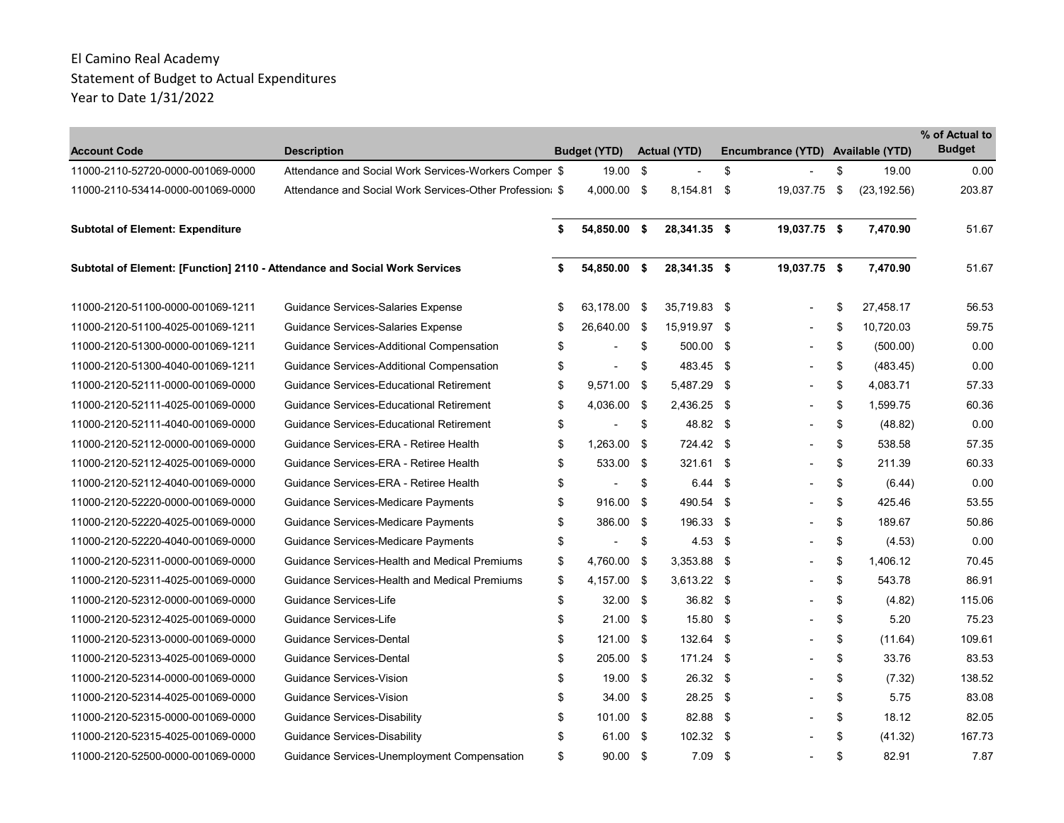El Camino Real Academy
Statement of Budget to Actual Expenditures
Year to Date 1/31/2022

| Account Code | Description | Budget (YTD) | Actual (YTD) | Encumbrance (YTD) | Available (YTD) | % of Actual to Budget |
|---|---|---|---|---|---|---|
| 11000-2110-52720-0000-001069-0000 | Attendance and Social Work Services-Workers Compen | $ 19.00 | $ - | $ - | $ 19.00 | 0.00 |
| 11000-2110-53414-0000-001069-0000 | Attendance and Social Work Services-Other Professiona | $ 4,000.00 | $ 8,154.81 | $ 19,037.75 | $ (23,192.56) | 203.87 |
| **Subtotal of Element: Expenditure** | | **$ 54,850.00** | **$ 28,341.35** | **$ 19,037.75** | **$ 7,470.90** | 51.67 |
| **Subtotal of Element: [Function] 2110 - Attendance and Social Work Services** | | **$ 54,850.00** | **$ 28,341.35** | **$ 19,037.75** | **$ 7,470.90** | 51.67 |
| 11000-2120-51100-0000-001069-1211 | Guidance Services-Salaries Expense | $ 63,178.00 | $ 35,719.83 | $ - | $ 27,458.17 | 56.53 |
| 11000-2120-51100-4025-001069-1211 | Guidance Services-Salaries Expense | $ 26,640.00 | $ 15,919.97 | $ - | $ 10,720.03 | 59.75 |
| 11000-2120-51300-0000-001069-1211 | Guidance Services-Additional Compensation | $ - | $ 500.00 | $ - | $ (500.00) | 0.00 |
| 11000-2120-51300-4040-001069-1211 | Guidance Services-Additional Compensation | $ - | $ 483.45 | $ - | $ (483.45) | 0.00 |
| 11000-2120-52111-0000-001069-0000 | Guidance Services-Educational Retirement | $ 9,571.00 | $ 5,487.29 | $ - | $ 4,083.71 | 57.33 |
| 11000-2120-52111-4025-001069-0000 | Guidance Services-Educational Retirement | $ 4,036.00 | $ 2,436.25 | $ - | $ 1,599.75 | 60.36 |
| 11000-2120-52111-4040-001069-0000 | Guidance Services-Educational Retirement | $ - | $ 48.82 | $ - | $ (48.82) | 0.00 |
| 11000-2120-52112-0000-001069-0000 | Guidance Services-ERA - Retiree Health | $ 1,263.00 | $ 724.42 | $ - | $ 538.58 | 57.35 |
| 11000-2120-52112-4025-001069-0000 | Guidance Services-ERA - Retiree Health | $ 533.00 | $ 321.61 | $ - | $ 211.39 | 60.33 |
| 11000-2120-52112-4040-001069-0000 | Guidance Services-ERA - Retiree Health | $ - | $ 6.44 | $ - | $ (6.44) | 0.00 |
| 11000-2120-52220-0000-001069-0000 | Guidance Services-Medicare Payments | $ 916.00 | $ 490.54 | $ - | $ 425.46 | 53.55 |
| 11000-2120-52220-4025-001069-0000 | Guidance Services-Medicare Payments | $ 386.00 | $ 196.33 | $ - | $ 189.67 | 50.86 |
| 11000-2120-52220-4040-001069-0000 | Guidance Services-Medicare Payments | $ - | $ 4.53 | $ - | $ (4.53) | 0.00 |
| 11000-2120-52311-0000-001069-0000 | Guidance Services-Health and Medical Premiums | $ 4,760.00 | $ 3,353.88 | $ - | $ 1,406.12 | 70.45 |
| 11000-2120-52311-4025-001069-0000 | Guidance Services-Health and Medical Premiums | $ 4,157.00 | $ 3,613.22 | $ - | $ 543.78 | 86.91 |
| 11000-2120-52312-0000-001069-0000 | Guidance Services-Life | $ 32.00 | $ 36.82 | $ - | $ (4.82) | 115.06 |
| 11000-2120-52312-4025-001069-0000 | Guidance Services-Life | $ 21.00 | $ 15.80 | $ - | $ 5.20 | 75.23 |
| 11000-2120-52313-0000-001069-0000 | Guidance Services-Dental | $ 121.00 | $ 132.64 | $ - | $ (11.64) | 109.61 |
| 11000-2120-52313-4025-001069-0000 | Guidance Services-Dental | $ 205.00 | $ 171.24 | $ - | $ 33.76 | 83.53 |
| 11000-2120-52314-0000-001069-0000 | Guidance Services-Vision | $ 19.00 | $ 26.32 | $ - | $ (7.32) | 138.52 |
| 11000-2120-52314-4025-001069-0000 | Guidance Services-Vision | $ 34.00 | $ 28.25 | $ - | $ 5.75 | 83.08 |
| 11000-2120-52315-0000-001069-0000 | Guidance Services-Disability | $ 101.00 | $ 82.88 | $ - | $ 18.12 | 82.05 |
| 11000-2120-52315-4025-001069-0000 | Guidance Services-Disability | $ 61.00 | $ 102.32 | $ - | $ (41.32) | 167.73 |
| 11000-2120-52500-0000-001069-0000 | Guidance Services-Unemployment Compensation | $ 90.00 | $ 7.09 | $ - | $ 82.91 | 7.87 |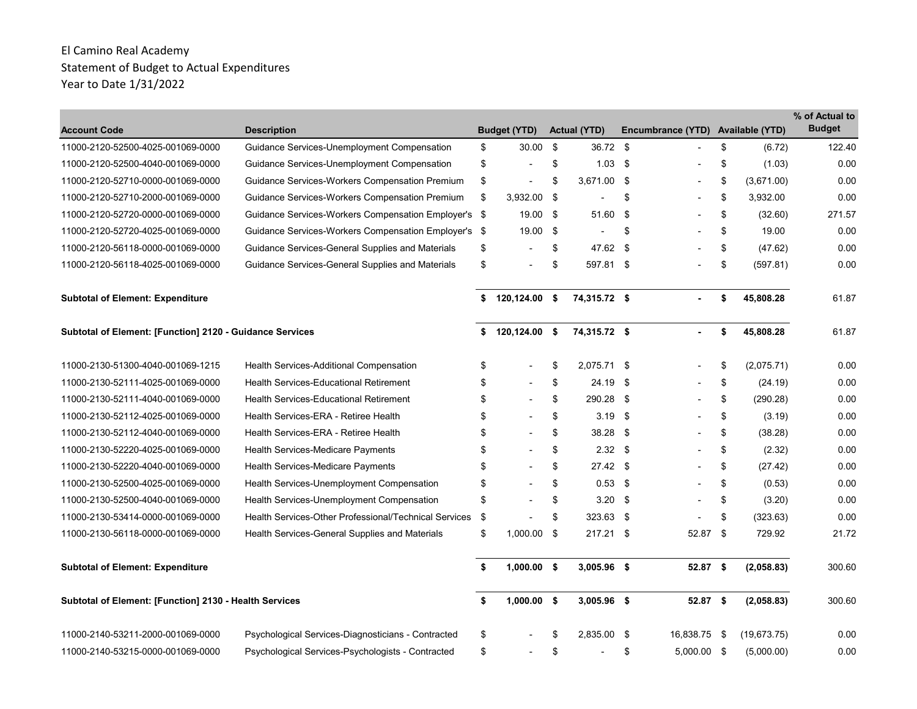El Camino Real Academy
Statement of Budget to Actual Expenditures
Year to Date 1/31/2022

| Account Code | Description | Budget (YTD) | Actual (YTD) | Encumbrance (YTD) | Available (YTD) | % of Actual to Budget |
|---|---|---|---|---|---|---|
| 11000-2120-52500-4025-001069-0000 | Guidance Services-Unemployment Compensation | $ 30.00 | $ 36.72 | $ - | $ (6.72) | 122.40 |
| 11000-2120-52500-4040-001069-0000 | Guidance Services-Unemployment Compensation | $ - | $ 1.03 | $ - | $ (1.03) | 0.00 |
| 11000-2120-52710-0000-001069-0000 | Guidance Services-Workers Compensation Premium | $ - | $ 3,671.00 | $ - | $ (3,671.00) | 0.00 |
| 11000-2120-52710-2000-001069-0000 | Guidance Services-Workers Compensation Premium | $ 3,932.00 | $ - | $ - | $ 3,932.00 | 0.00 |
| 11000-2120-52720-0000-001069-0000 | Guidance Services-Workers Compensation Employer's | $ 19.00 | $ 51.60 | $ - | $ (32.60) | 271.57 |
| 11000-2120-52720-4025-001069-0000 | Guidance Services-Workers Compensation Employer's | $ 19.00 | $ - | $ - | $ 19.00 | 0.00 |
| 11000-2120-56118-0000-001069-0000 | Guidance Services-General Supplies and Materials | $ - | $ 47.62 | $ - | $ (47.62) | 0.00 |
| 11000-2120-56118-4025-001069-0000 | Guidance Services-General Supplies and Materials | $ - | $ 597.81 | $ - | $ (597.81) | 0.00 |
| **Subtotal of Element: Expenditure** | | **$ 120,124.00** | **$ 74,315.72** | **$ -** | **$ 45,808.28** | 61.87 |
| **Subtotal of Element: [Function] 2120 - Guidance Services** | | **$ 120,124.00** | **$ 74,315.72** | **$ -** | **$ 45,808.28** | 61.87 |
| 11000-2130-51300-4040-001069-1215 | Health Services-Additional Compensation | $ - | $ 2,075.71 | $ - | $ (2,075.71) | 0.00 |
| 11000-2130-52111-4025-001069-0000 | Health Services-Educational Retirement | $ - | $ 24.19 | $ - | $ (24.19) | 0.00 |
| 11000-2130-52111-4040-001069-0000 | Health Services-Educational Retirement | $ - | $ 290.28 | $ - | $ (290.28) | 0.00 |
| 11000-2130-52112-4025-001069-0000 | Health Services-ERA - Retiree Health | $ - | $ 3.19 | $ - | $ (3.19) | 0.00 |
| 11000-2130-52112-4040-001069-0000 | Health Services-ERA - Retiree Health | $ - | $ 38.28 | $ - | $ (38.28) | 0.00 |
| 11000-2130-52220-4025-001069-0000 | Health Services-Medicare Payments | $ - | $ 2.32 | $ - | $ (2.32) | 0.00 |
| 11000-2130-52220-4040-001069-0000 | Health Services-Medicare Payments | $ - | $ 27.42 | $ - | $ (27.42) | 0.00 |
| 11000-2130-52500-4025-001069-0000 | Health Services-Unemployment Compensation | $ - | $ 0.53 | $ - | $ (0.53) | 0.00 |
| 11000-2130-52500-4040-001069-0000 | Health Services-Unemployment Compensation | $ - | $ 3.20 | $ - | $ (3.20) | 0.00 |
| 11000-2130-53414-0000-001069-0000 | Health Services-Other Professional/Technical Services | $ - | $ 323.63 | $ - | $ (323.63) | 0.00 |
| 11000-2130-56118-0000-001069-0000 | Health Services-General Supplies and Materials | $ 1,000.00 | $ 217.21 | $ 52.87 | $ 729.92 | 21.72 |
| **Subtotal of Element: Expenditure** | | **$ 1,000.00** | **$ 3,005.96** | **$ 52.87** | **$ (2,058.83)** | 300.60 |
| **Subtotal of Element: [Function] 2130 - Health Services** | | **$ 1,000.00** | **$ 3,005.96** | **$ 52.87** | **$ (2,058.83)** | 300.60 |
| 11000-2140-53211-2000-001069-0000 | Psychological Services-Diagnosticians - Contracted | $ - | $ 2,835.00 | $ 16,838.75 | $ (19,673.75) | 0.00 |
| 11000-2140-53215-0000-001069-0000 | Psychological Services-Psychologists - Contracted | $ - | $ - | $ 5,000.00 | $ (5,000.00) | 0.00 |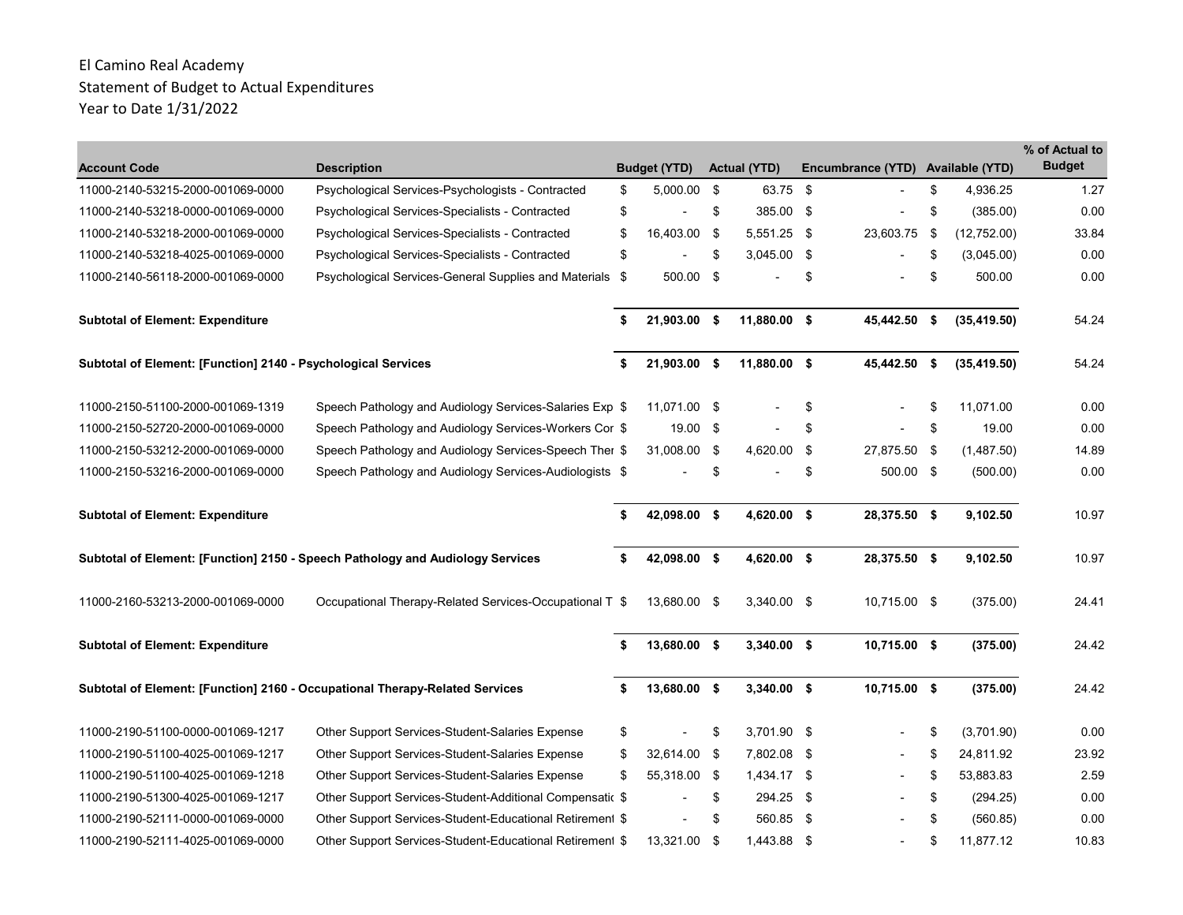El Camino Real Academy
Statement of Budget to Actual Expenditures
Year to Date 1/31/2022

| Account Code | Description | Budget (YTD) | Actual (YTD) | Encumbrance (YTD) | Available (YTD) | % of Actual to Budget |
|---|---|---|---|---|---|---|
| 11000-2140-53215-2000-001069-0000 | Psychological Services-Psychologists - Contracted | $ 5,000.00 | $ 63.75 | $ - | $ 4,936.25 | 1.27 |
| 11000-2140-53218-0000-001069-0000 | Psychological Services-Specialists - Contracted | $ - | $ 385.00 | $ - | $ (385.00) | 0.00 |
| 11000-2140-53218-2000-001069-0000 | Psychological Services-Specialists - Contracted | $ 16,403.00 | $ 5,551.25 | $ 23,603.75 | $ (12,752.00) | 33.84 |
| 11000-2140-53218-4025-001069-0000 | Psychological Services-Specialists - Contracted | $ - | $ 3,045.00 | $ - | $ (3,045.00) | 0.00 |
| 11000-2140-56118-2000-001069-0000 | Psychological Services-General Supplies and Materials | $ 500.00 | $ - | $ - | $ 500.00 | 0.00 |
| **Subtotal of Element: Expenditure** | | **$ 21,903.00** | **$ 11,880.00** | **$ 45,442.50** | **$ (35,419.50)** | 54.24 |
| **Subtotal of Element: [Function] 2140 - Psychological Services** | | **$ 21,903.00** | **$ 11,880.00** | **$ 45,442.50** | **$ (35,419.50)** | 54.24 |
| 11000-2150-51100-2000-001069-1319 | Speech Pathology and Audiology Services-Salaries Exp | $ 11,071.00 | $ - | $ - | $ 11,071.00 | 0.00 |
| 11000-2150-52720-2000-001069-0000 | Speech Pathology and Audiology Services-Workers Cor | $ 19.00 | $ - | $ - | $ 19.00 | 0.00 |
| 11000-2150-53212-2000-001069-0000 | Speech Pathology and Audiology Services-Speech Ther | $ 31,008.00 | $ 4,620.00 | $ 27,875.50 | $ (1,487.50) | 14.89 |
| 11000-2150-53216-2000-001069-0000 | Speech Pathology and Audiology Services-Audiologists | $ - | $ - | $ 500.00 | $ (500.00) | 0.00 |
| **Subtotal of Element: Expenditure** | | **$ 42,098.00** | **$ 4,620.00** | **$ 28,375.50** | **$ 9,102.50** | 10.97 |
| **Subtotal of Element: [Function] 2150 - Speech Pathology and Audiology Services** | | **$ 42,098.00** | **$ 4,620.00** | **$ 28,375.50** | **$ 9,102.50** | 10.97 |
| 11000-2160-53213-2000-001069-0000 | Occupational Therapy-Related Services-Occupational T | $ 13,680.00 | $ 3,340.00 | $ 10,715.00 | $ (375.00) | 24.41 |
| **Subtotal of Element: Expenditure** | | **$ 13,680.00** | **$ 3,340.00** | **$ 10,715.00** | **$ (375.00)** | 24.42 |
| **Subtotal of Element: [Function] 2160 - Occupational Therapy-Related Services** | | **$ 13,680.00** | **$ 3,340.00** | **$ 10,715.00** | **$ (375.00)** | 24.42 |
| 11000-2190-51100-0000-001069-1217 | Other Support Services-Student-Salaries Expense | $ - | $ 3,701.90 | $ - | $ (3,701.90) | 0.00 |
| 11000-2190-51100-4025-001069-1217 | Other Support Services-Student-Salaries Expense | $ 32,614.00 | $ 7,802.08 | $ - | $ 24,811.92 | 23.92 |
| 11000-2190-51100-4025-001069-1218 | Other Support Services-Student-Salaries Expense | $ 55,318.00 | $ 1,434.17 | $ - | $ 53,883.83 | 2.59 |
| 11000-2190-51300-4025-001069-1217 | Other Support Services-Student-Additional Compensatic | $ - | $ 294.25 | $ - | $ (294.25) | 0.00 |
| 11000-2190-52111-0000-001069-0000 | Other Support Services-Student-Educational Retirement | $ - | $ 560.85 | $ - | $ (560.85) | 0.00 |
| 11000-2190-52111-4025-001069-0000 | Other Support Services-Student-Educational Retirement | $ 13,321.00 | $ 1,443.88 | $ - | $ 11,877.12 | 10.83 |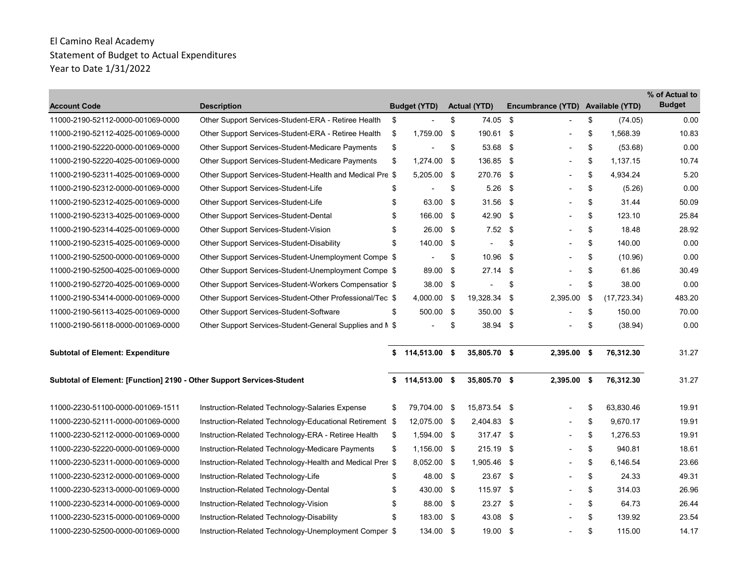El Camino Real Academy
Statement of Budget to Actual Expenditures
Year to Date 1/31/2022

| Account Code | Description | Budget (YTD) | Actual (YTD) | Encumbrance (YTD) | Available (YTD) | % of Actual to Budget |
|---|---|---|---|---|---|---|
| 11000-2190-52112-0000-001069-0000 | Other Support Services-Student-ERA - Retiree Health | $ - | $ 74.05 | $ - | $ (74.05) | 0.00 |
| 11000-2190-52112-4025-001069-0000 | Other Support Services-Student-ERA - Retiree Health | $ 1,759.00 | $ 190.61 | $ - | $ 1,568.39 | 10.83 |
| 11000-2190-52220-0000-001069-0000 | Other Support Services-Student-Medicare Payments | $ - | $ 53.68 | $ - | $ (53.68) | 0.00 |
| 11000-2190-52220-4025-001069-0000 | Other Support Services-Student-Medicare Payments | $ 1,274.00 | $ 136.85 | $ - | $ 1,137.15 | 10.74 |
| 11000-2190-52311-4025-001069-0000 | Other Support Services-Student-Health and Medical Pre | $ 5,205.00 | $ 270.76 | $ - | $ 4,934.24 | 5.20 |
| 11000-2190-52312-0000-001069-0000 | Other Support Services-Student-Life | $ - | $ 5.26 | $ - | $ (5.26) | 0.00 |
| 11000-2190-52312-4025-001069-0000 | Other Support Services-Student-Life | $ 63.00 | $ 31.56 | $ - | $ 31.44 | 50.09 |
| 11000-2190-52313-4025-001069-0000 | Other Support Services-Student-Dental | $ 166.00 | $ 42.90 | $ - | $ 123.10 | 25.84 |
| 11000-2190-52314-4025-001069-0000 | Other Support Services-Student-Vision | $ 26.00 | $ 7.52 | $ - | $ 18.48 | 28.92 |
| 11000-2190-52315-4025-001069-0000 | Other Support Services-Student-Disability | $ 140.00 | $ - | $ - | $ 140.00 | 0.00 |
| 11000-2190-52500-0000-001069-0000 | Other Support Services-Student-Unemployment Compe | $ - | $ 10.96 | $ - | $ (10.96) | 0.00 |
| 11000-2190-52500-4025-001069-0000 | Other Support Services-Student-Unemployment Compe | $ 89.00 | $ 27.14 | $ - | $ 61.86 | 30.49 |
| 11000-2190-52720-4025-001069-0000 | Other Support Services-Student-Workers Compensatior | $ 38.00 | $ - | $ - | $ 38.00 | 0.00 |
| 11000-2190-53414-0000-001069-0000 | Other Support Services-Student-Other Professional/Tec | $ 4,000.00 | $ 19,328.34 | $ 2,395.00 | $ (17,723.34) | 483.20 |
| 11000-2190-56113-4025-001069-0000 | Other Support Services-Student-Software | $ 500.00 | $ 350.00 | $ - | $ 150.00 | 70.00 |
| 11000-2190-56118-0000-001069-0000 | Other Support Services-Student-General Supplies and M | $ - | $ 38.94 | $ - | $ (38.94) | 0.00 |
| **Subtotal of Element: Expenditure** | | **$ 114,513.00** | **$ 35,805.70** | **$ 2,395.00** | **$ 76,312.30** | 31.27 |
| **Subtotal of Element: [Function] 2190 - Other Support Services-Student** | | **$ 114,513.00** | **$ 35,805.70** | **$ 2,395.00** | **$ 76,312.30** | 31.27 |
| 11000-2230-51100-0000-001069-1511 | Instruction-Related Technology-Salaries Expense | $ 79,704.00 | $ 15,873.54 | $ - | $ 63,830.46 | 19.91 |
| 11000-2230-52111-0000-001069-0000 | Instruction-Related Technology-Educational Retirement | $ 12,075.00 | $ 2,404.83 | $ - | $ 9,670.17 | 19.91 |
| 11000-2230-52112-0000-001069-0000 | Instruction-Related Technology-ERA - Retiree Health | $ 1,594.00 | $ 317.47 | $ - | $ 1,276.53 | 19.91 |
| 11000-2230-52220-0000-001069-0000 | Instruction-Related Technology-Medicare Payments | $ 1,156.00 | $ 215.19 | $ - | $ 940.81 | 18.61 |
| 11000-2230-52311-0000-001069-0000 | Instruction-Related Technology-Health and Medical Prer | $ 8,052.00 | $ 1,905.46 | $ - | $ 6,146.54 | 23.66 |
| 11000-2230-52312-0000-001069-0000 | Instruction-Related Technology-Life | $ 48.00 | $ 23.67 | $ - | $ 24.33 | 49.31 |
| 11000-2230-52313-0000-001069-0000 | Instruction-Related Technology-Dental | $ 430.00 | $ 115.97 | $ - | $ 314.03 | 26.96 |
| 11000-2230-52314-0000-001069-0000 | Instruction-Related Technology-Vision | $ 88.00 | $ 23.27 | $ - | $ 64.73 | 26.44 |
| 11000-2230-52315-0000-001069-0000 | Instruction-Related Technology-Disability | $ 183.00 | $ 43.08 | $ - | $ 139.92 | 23.54 |
| 11000-2230-52500-0000-001069-0000 | Instruction-Related Technology-Unemployment Comper | $ 134.00 | $ 19.00 | $ - | $ 115.00 | 14.17 |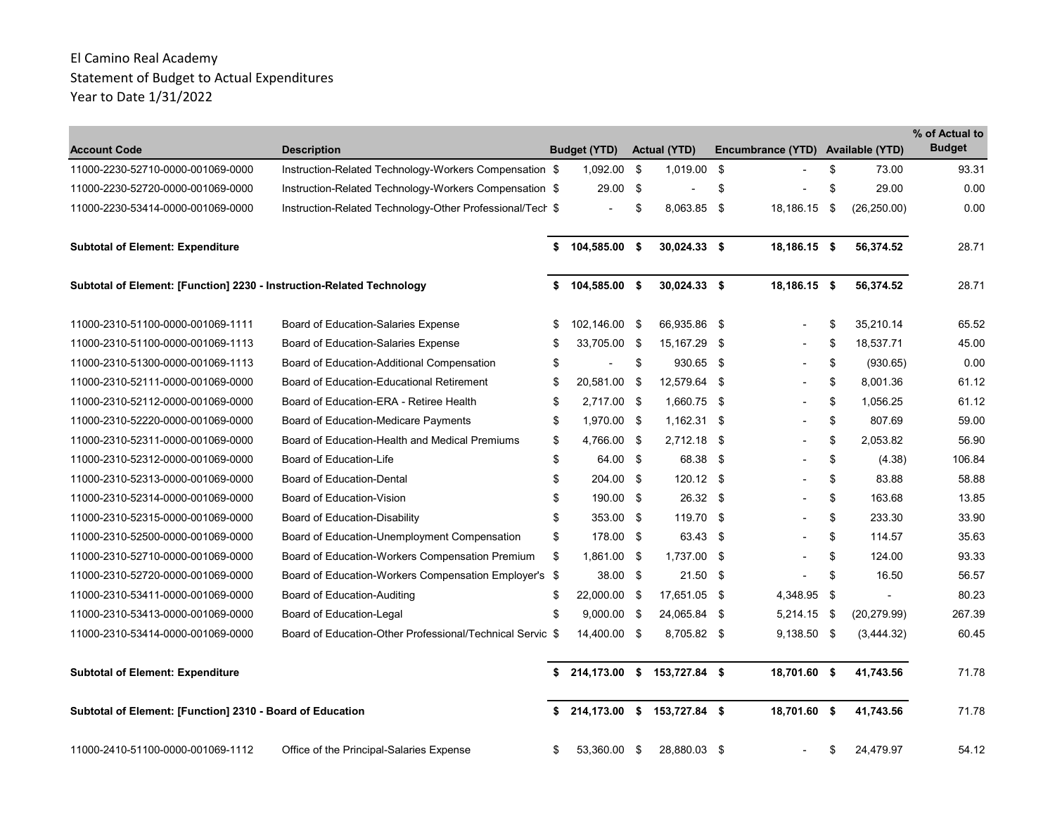El Camino Real Academy
Statement of Budget to Actual Expenditures
Year to Date 1/31/2022

| Account Code | Description | Budget (YTD) | Actual (YTD) | Encumbrance (YTD) | Available (YTD) | % of Actual to Budget |
|---|---|---|---|---|---|---|
| 11000-2230-52710-0000-001069-0000 | Instruction-Related Technology-Workers Compensation | $ 1,092.00 | $ 1,019.00 | $ - | $ 73.00 | 93.31 |
| 11000-2230-52720-0000-001069-0000 | Instruction-Related Technology-Workers Compensation | $ 29.00 | $ - | $ - | $ 29.00 | 0.00 |
| 11000-2230-53414-0000-001069-0000 | Instruction-Related Technology-Other Professional/Tech | $ - | $ 8,063.85 | $ 18,186.15 | $ (26,250.00) | 0.00 |
| **Subtotal of Element: Expenditure** | | **$ 104,585.00** | **$ 30,024.33** | **$ 18,186.15** | **$ 56,374.52** | 28.71 |
| **Subtotal of Element: [Function] 2230 - Instruction-Related Technology** | | **$ 104,585.00** | **$ 30,024.33** | **$ 18,186.15** | **$ 56,374.52** | 28.71 |
| 11000-2310-51100-0000-001069-1111 | Board of Education-Salaries Expense | $ 102,146.00 | $ 66,935.86 | $ - | $ 35,210.14 | 65.52 |
| 11000-2310-51100-0000-001069-1113 | Board of Education-Salaries Expense | $ 33,705.00 | $ 15,167.29 | $ - | $ 18,537.71 | 45.00 |
| 11000-2310-51300-0000-001069-1113 | Board of Education-Additional Compensation | $ - | $ 930.65 | $ - | $ (930.65) | 0.00 |
| 11000-2310-52111-0000-001069-0000 | Board of Education-Educational Retirement | $ 20,581.00 | $ 12,579.64 | $ - | $ 8,001.36 | 61.12 |
| 11000-2310-52112-0000-001069-0000 | Board of Education-ERA - Retiree Health | $ 2,717.00 | $ 1,660.75 | $ - | $ 1,056.25 | 61.12 |
| 11000-2310-52220-0000-001069-0000 | Board of Education-Medicare Payments | $ 1,970.00 | $ 1,162.31 | $ - | $ 807.69 | 59.00 |
| 11000-2310-52311-0000-001069-0000 | Board of Education-Health and Medical Premiums | $ 4,766.00 | $ 2,712.18 | $ - | $ 2,053.82 | 56.90 |
| 11000-2310-52312-0000-001069-0000 | Board of Education-Life | $ 64.00 | $ 68.38 | $ - | $ (4.38) | 106.84 |
| 11000-2310-52313-0000-001069-0000 | Board of Education-Dental | $ 204.00 | $ 120.12 | $ - | $ 83.88 | 58.88 |
| 11000-2310-52314-0000-001069-0000 | Board of Education-Vision | $ 190.00 | $ 26.32 | $ - | $ 163.68 | 13.85 |
| 11000-2310-52315-0000-001069-0000 | Board of Education-Disability | $ 353.00 | $ 119.70 | $ - | $ 233.30 | 33.90 |
| 11000-2310-52500-0000-001069-0000 | Board of Education-Unemployment Compensation | $ 178.00 | $ 63.43 | $ - | $ 114.57 | 35.63 |
| 11000-2310-52710-0000-001069-0000 | Board of Education-Workers Compensation Premium | $ 1,861.00 | $ 1,737.00 | $ - | $ 124.00 | 93.33 |
| 11000-2310-52720-0000-001069-0000 | Board of Education-Workers Compensation Employer's | $ 38.00 | $ 21.50 | $ - | $ 16.50 | 56.57 |
| 11000-2310-53411-0000-001069-0000 | Board of Education-Auditing | $ 22,000.00 | $ 17,651.05 | $ 4,348.95 | $ - | 80.23 |
| 11000-2310-53413-0000-001069-0000 | Board of Education-Legal | $ 9,000.00 | $ 24,065.84 | $ 5,214.15 | $ (20,279.99) | 267.39 |
| 11000-2310-53414-0000-001069-0000 | Board of Education-Other Professional/Technical Servic | $ 14,400.00 | $ 8,705.82 | $ 9,138.50 | $ (3,444.32) | 60.45 |
| **Subtotal of Element: Expenditure** | | **$ 214,173.00** | **$ 153,727.84** | **$ 18,701.60** | **$ 41,743.56** | 71.78 |
| **Subtotal of Element: [Function] 2310 - Board of Education** | | **$ 214,173.00** | **$ 153,727.84** | **$ 18,701.60** | **$ 41,743.56** | 71.78 |
| 11000-2410-51100-0000-001069-1112 | Office of the Principal-Salaries Expense | $ 53,360.00 | $ 28,880.03 | $ - | $ 24,479.97 | 54.12 |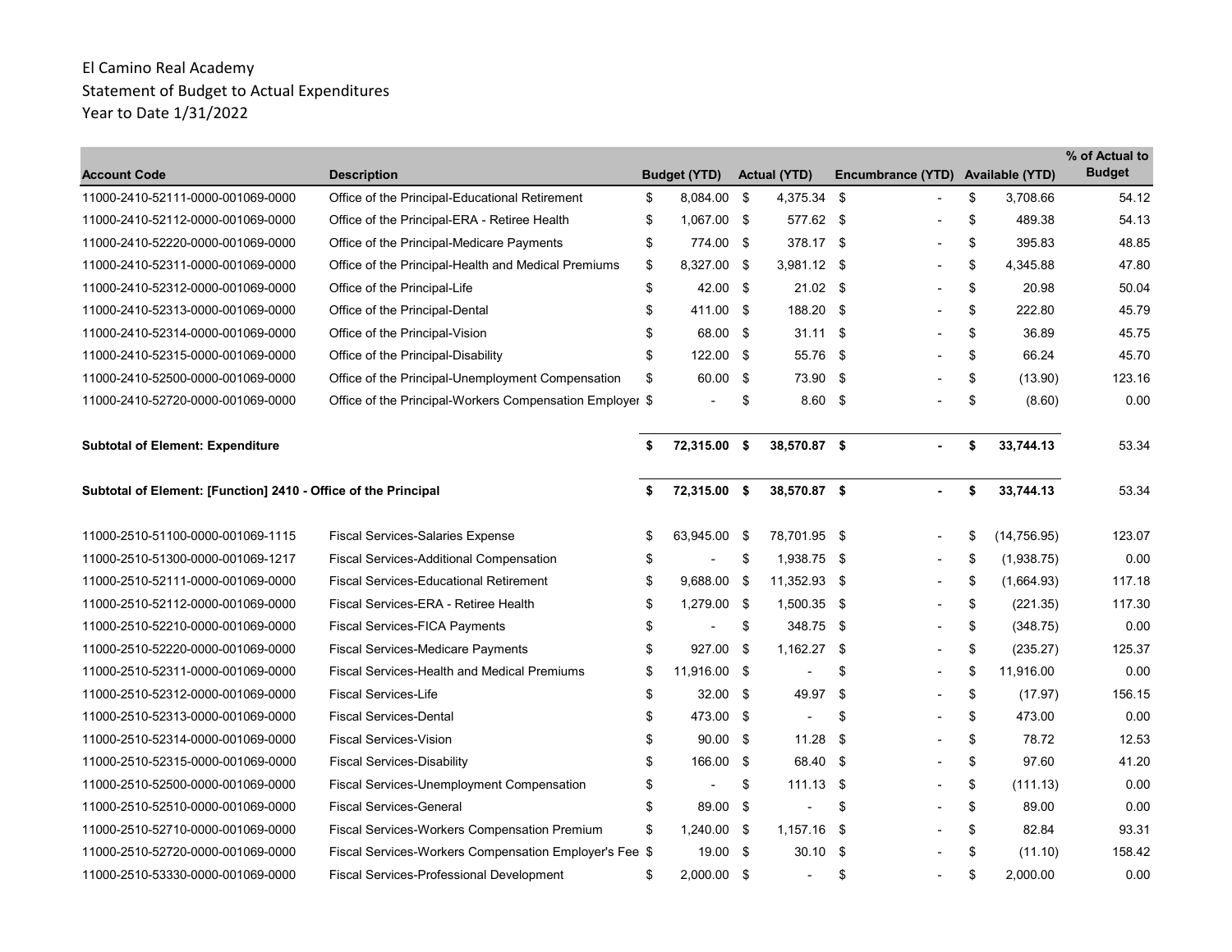El Camino Real Academy
Statement of Budget to Actual Expenditures
Year to Date 1/31/2022

| Account Code | Description | Budget (YTD) | Actual (YTD) | Encumbrance (YTD) | Available (YTD) | % of Actual to Budget |
|---|---|---|---|---|---|---|
| 11000-2410-52111-0000-001069-0000 | Office of the Principal-Educational Retirement | $ 8,084.00 | $ 4,375.34 | $ - | $ 3,708.66 | 54.12 |
| 11000-2410-52112-0000-001069-0000 | Office of the Principal-ERA - Retiree Health | $ 1,067.00 | $ 577.62 | $ - | $ 489.38 | 54.13 |
| 11000-2410-52220-0000-001069-0000 | Office of the Principal-Medicare Payments | $ 774.00 | $ 378.17 | $ - | $ 395.83 | 48.85 |
| 11000-2410-52311-0000-001069-0000 | Office of the Principal-Health and Medical Premiums | $ 8,327.00 | $ 3,981.12 | $ - | $ 4,345.88 | 47.80 |
| 11000-2410-52312-0000-001069-0000 | Office of the Principal-Life | $ 42.00 | $ 21.02 | $ - | $ 20.98 | 50.04 |
| 11000-2410-52313-0000-001069-0000 | Office of the Principal-Dental | $ 411.00 | $ 188.20 | $ - | $ 222.80 | 45.79 |
| 11000-2410-52314-0000-001069-0000 | Office of the Principal-Vision | $ 68.00 | $ 31.11 | $ - | $ 36.89 | 45.75 |
| 11000-2410-52315-0000-001069-0000 | Office of the Principal-Disability | $ 122.00 | $ 55.76 | $ - | $ 66.24 | 45.70 |
| 11000-2410-52500-0000-001069-0000 | Office of the Principal-Unemployment Compensation | $ 60.00 | $ 73.90 | $ - | $ (13.90) | 123.16 |
| 11000-2410-52720-0000-001069-0000 | Office of the Principal-Workers Compensation Employer | $ - | $ 8.60 | $ - | $ (8.60) | 0.00 |
| **Subtotal of Element: Expenditure** | | **$ 72,315.00** | **$ 38,570.87** | **$ -** | **$ 33,744.13** | 53.34 |
| **Subtotal of Element: [Function] 2410 - Office of the Principal** | | **$ 72,315.00** | **$ 38,570.87** | **$ -** | **$ 33,744.13** | 53.34 |
| 11000-2510-51100-0000-001069-1115 | Fiscal Services-Salaries Expense | $ 63,945.00 | $ 78,701.95 | $ - | $ (14,756.95) | 123.07 |
| 11000-2510-51300-0000-001069-1217 | Fiscal Services-Additional Compensation | $ - | $ 1,938.75 | $ - | $ (1,938.75) | 0.00 |
| 11000-2510-52111-0000-001069-0000 | Fiscal Services-Educational Retirement | $ 9,688.00 | $ 11,352.93 | $ - | $ (1,664.93) | 117.18 |
| 11000-2510-52112-0000-001069-0000 | Fiscal Services-ERA - Retiree Health | $ 1,279.00 | $ 1,500.35 | $ - | $ (221.35) | 117.30 |
| 11000-2510-52210-0000-001069-0000 | Fiscal Services-FICA Payments | $ - | $ 348.75 | $ - | $ (348.75) | 0.00 |
| 11000-2510-52220-0000-001069-0000 | Fiscal Services-Medicare Payments | $ 927.00 | $ 1,162.27 | $ - | $ (235.27) | 125.37 |
| 11000-2510-52311-0000-001069-0000 | Fiscal Services-Health and Medical Premiums | $ 11,916.00 | $ - | $ - | $ 11,916.00 | 0.00 |
| 11000-2510-52312-0000-001069-0000 | Fiscal Services-Life | $ 32.00 | $ 49.97 | $ - | $ (17.97) | 156.15 |
| 11000-2510-52313-0000-001069-0000 | Fiscal Services-Dental | $ 473.00 | $ - | $ - | $ 473.00 | 0.00 |
| 11000-2510-52314-0000-001069-0000 | Fiscal Services-Vision | $ 90.00 | $ 11.28 | $ - | $ 78.72 | 12.53 |
| 11000-2510-52315-0000-001069-0000 | Fiscal Services-Disability | $ 166.00 | $ 68.40 | $ - | $ 97.60 | 41.20 |
| 11000-2510-52500-0000-001069-0000 | Fiscal Services-Unemployment Compensation | $ - | $ 111.13 | $ - | $ (111.13) | 0.00 |
| 11000-2510-52510-0000-001069-0000 | Fiscal Services-General | $ 89.00 | $ - | $ - | $ 89.00 | 0.00 |
| 11000-2510-52710-0000-001069-0000 | Fiscal Services-Workers Compensation Premium | $ 1,240.00 | $ 1,157.16 | $ - | $ 82.84 | 93.31 |
| 11000-2510-52720-0000-001069-0000 | Fiscal Services-Workers Compensation Employer's Fee | $ 19.00 | $ 30.10 | $ - | $ (11.10) | 158.42 |
| 11000-2510-53330-0000-001069-0000 | Fiscal Services-Professional Development | $ 2,000.00 | $ - | $ - | $ 2,000.00 | 0.00 |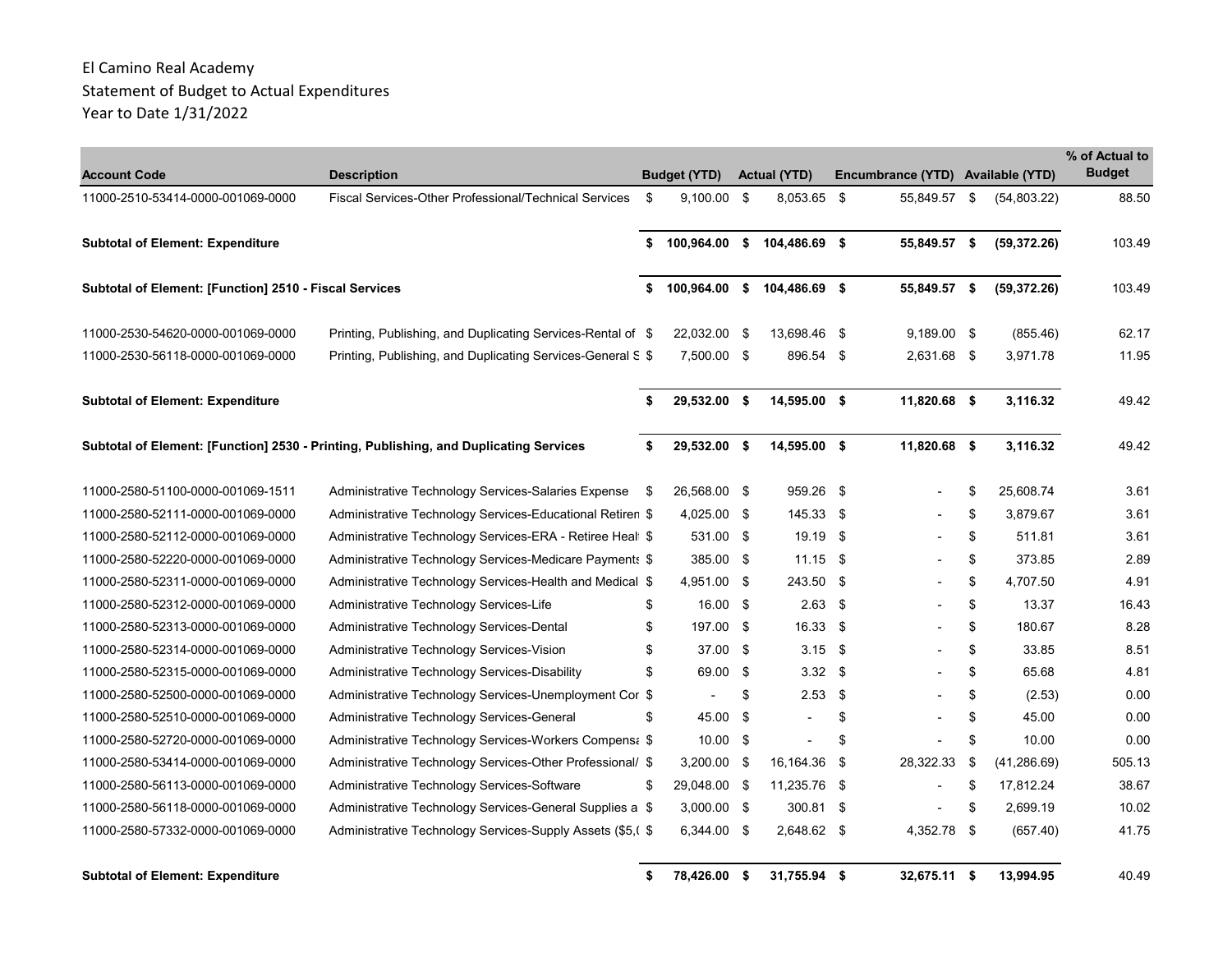El Camino Real Academy
Statement of Budget to Actual Expenditures
Year to Date 1/31/2022

| Account Code | Description | Budget (YTD) | Actual (YTD) | Encumbrance (YTD) | Available (YTD) | % of Actual to Budget |
|---|---|---|---|---|---|---|
| 11000-2510-53414-0000-001069-0000 | Fiscal Services-Other Professional/Technical Services | $ 9,100.00 | $ 8,053.65 | $ 55,849.57 | $ (54,803.22) | 88.50 |
| **Subtotal of Element: Expenditure** | | **$ 100,964.00** | **$ 104,486.69** | **$ 55,849.57** | **$ (59,372.26)** | 103.49 |
| **Subtotal of Element: [Function] 2510 - Fiscal Services** | | **$ 100,964.00** | **$ 104,486.69** | **$ 55,849.57** | **$ (59,372.26)** | 103.49 |
| 11000-2530-54620-0000-001069-0000 | Printing, Publishing, and Duplicating Services-Rental of | $ 22,032.00 | $ 13,698.46 | $ 9,189.00 | $ (855.46) | 62.17 |
| 11000-2530-56118-0000-001069-0000 | Printing, Publishing, and Duplicating Services-General S | $ 7,500.00 | $ 896.54 | $ 2,631.68 | $ 3,971.78 | 11.95 |
| **Subtotal of Element: Expenditure** | | **$ 29,532.00** | **$ 14,595.00** | **$ 11,820.68** | **$ 3,116.32** | 49.42 |
| **Subtotal of Element: [Function] 2530 - Printing, Publishing, and Duplicating Services** | | **$ 29,532.00** | **$ 14,595.00** | **$ 11,820.68** | **$ 3,116.32** | 49.42 |
| 11000-2580-51100-0000-001069-1511 | Administrative Technology Services-Salaries Expense | $ 26,568.00 | $ 959.26 | $ - | $ 25,608.74 | 3.61 |
| 11000-2580-52111-0000-001069-0000 | Administrative Technology Services-Educational Retiren | $ 4,025.00 | $ 145.33 | $ - | $ 3,879.67 | 3.61 |
| 11000-2580-52112-0000-001069-0000 | Administrative Technology Services-ERA - Retiree Healt | $ 531.00 | $ 19.19 | $ - | $ 511.81 | 3.61 |
| 11000-2580-52220-0000-001069-0000 | Administrative Technology Services-Medicare Payments | $ 385.00 | $ 11.15 | $ - | $ 373.85 | 2.89 |
| 11000-2580-52311-0000-001069-0000 | Administrative Technology Services-Health and Medical | $ 4,951.00 | $ 243.50 | $ - | $ 4,707.50 | 4.91 |
| 11000-2580-52312-0000-001069-0000 | Administrative Technology Services-Life | $ 16.00 | $ 2.63 | $ - | $ 13.37 | 16.43 |
| 11000-2580-52313-0000-001069-0000 | Administrative Technology Services-Dental | $ 197.00 | $ 16.33 | $ - | $ 180.67 | 8.28 |
| 11000-2580-52314-0000-001069-0000 | Administrative Technology Services-Vision | $ 37.00 | $ 3.15 | $ - | $ 33.85 | 8.51 |
| 11000-2580-52315-0000-001069-0000 | Administrative Technology Services-Disability | $ 69.00 | $ 3.32 | $ - | $ 65.68 | 4.81 |
| 11000-2580-52500-0000-001069-0000 | Administrative Technology Services-Unemployment Cor | $ - | $ 2.53 | $ - | $ (2.53) | 0.00 |
| 11000-2580-52510-0000-001069-0000 | Administrative Technology Services-General | $ 45.00 | $ - | $ - | $ 45.00 | 0.00 |
| 11000-2580-52720-0000-001069-0000 | Administrative Technology Services-Workers Compensa | $ 10.00 | $ - | $ - | $ 10.00 | 0.00 |
| 11000-2580-53414-0000-001069-0000 | Administrative Technology Services-Other Professional/ | $ 3,200.00 | $ 16,164.36 | $ 28,322.33 | $ (41,286.69) | 505.13 |
| 11000-2580-56113-0000-001069-0000 | Administrative Technology Services-Software | $ 29,048.00 | $ 11,235.76 | $ - | $ 17,812.24 | 38.67 |
| 11000-2580-56118-0000-001069-0000 | Administrative Technology Services-General Supplies a | $ 3,000.00 | $ 300.81 | $ - | $ 2,699.19 | 10.02 |
| 11000-2580-57332-0000-001069-0000 | Administrative Technology Services-Supply Assets ($5,( | $ 6,344.00 | $ 2,648.62 | $ 4,352.78 | $ (657.40) | 41.75 |
| **Subtotal of Element: Expenditure** | | **$ 78,426.00** | **$ 31,755.94** | **$ 32,675.11** | **$ 13,994.95** | 40.49 |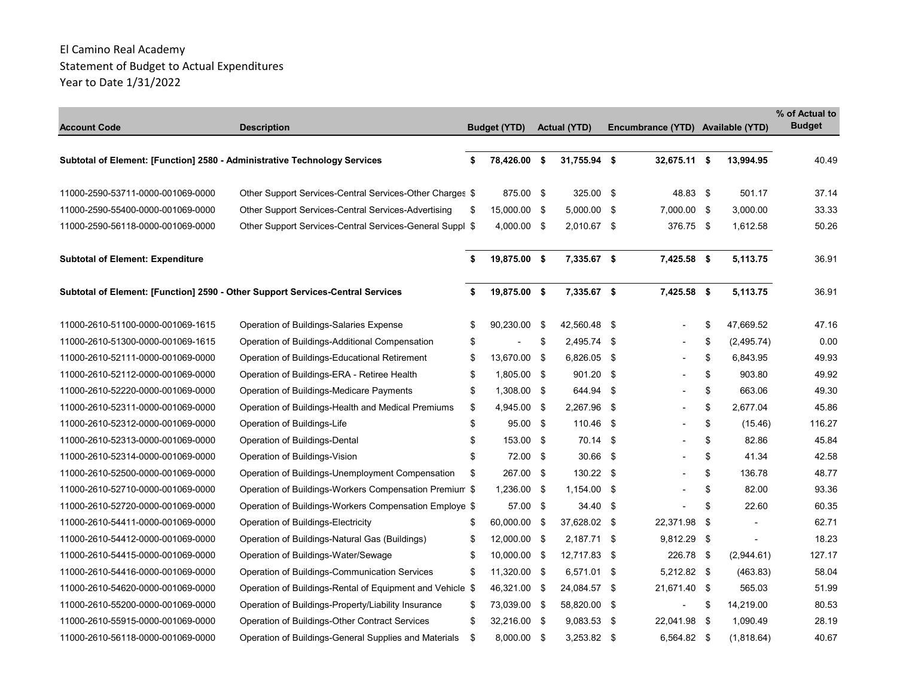El Camino Real Academy
Statement of Budget to Actual Expenditures
Year to Date 1/31/2022

| Account Code | Description | Budget (YTD) | Actual (YTD) | Encumbrance (YTD) | Available (YTD) | % of Actual to Budget |
|---|---|---|---|---|---|---|
| **Subtotal of Element: [Function] 2580 - Administrative Technology Services** | | **$ 78,426.00** | **$ 31,755.94** | **$ 32,675.11** | **$ 13,994.95** | 40.49 |
| 11000-2590-53711-0000-001069-0000 | Other Support Services-Central Services-Other Charges | $ 875.00 | $ 325.00 | $ 48.83 | $ 501.17 | 37.14 |
| 11000-2590-55400-0000-001069-0000 | Other Support Services-Central Services-Advertising | $ 15,000.00 | $ 5,000.00 | $ 7,000.00 | $ 3,000.00 | 33.33 |
| 11000-2590-56118-0000-001069-0000 | Other Support Services-Central Services-General Suppl | $ 4,000.00 | $ 2,010.67 | $ 376.75 | $ 1,612.58 | 50.26 |
| **Subtotal of Element: Expenditure** | | **$ 19,875.00** | **$ 7,335.67** | **$ 7,425.58** | **$ 5,113.75** | 36.91 |
| **Subtotal of Element: [Function] 2590 - Other Support Services-Central Services** | | **$ 19,875.00** | **$ 7,335.67** | **$ 7,425.58** | **$ 5,113.75** | 36.91 |
| 11000-2610-51100-0000-001069-1615 | Operation of Buildings-Salaries Expense | $ 90,230.00 | $ 42,560.48 | $ - | $ 47,669.52 | 47.16 |
| 11000-2610-51300-0000-001069-1615 | Operation of Buildings-Additional Compensation | $ - | $ 2,495.74 | $ - | $ (2,495.74) | 0.00 |
| 11000-2610-52111-0000-001069-0000 | Operation of Buildings-Educational Retirement | $ 13,670.00 | $ 6,826.05 | $ - | $ 6,843.95 | 49.93 |
| 11000-2610-52112-0000-001069-0000 | Operation of Buildings-ERA - Retiree Health | $ 1,805.00 | $ 901.20 | $ - | $ 903.80 | 49.92 |
| 11000-2610-52220-0000-001069-0000 | Operation of Buildings-Medicare Payments | $ 1,308.00 | $ 644.94 | $ - | $ 663.06 | 49.30 |
| 11000-2610-52311-0000-001069-0000 | Operation of Buildings-Health and Medical Premiums | $ 4,945.00 | $ 2,267.96 | $ - | $ 2,677.04 | 45.86 |
| 11000-2610-52312-0000-001069-0000 | Operation of Buildings-Life | $ 95.00 | $ 110.46 | $ - | $ (15.46) | 116.27 |
| 11000-2610-52313-0000-001069-0000 | Operation of Buildings-Dental | $ 153.00 | $ 70.14 | $ - | $ 82.86 | 45.84 |
| 11000-2610-52314-0000-001069-0000 | Operation of Buildings-Vision | $ 72.00 | $ 30.66 | $ - | $ 41.34 | 42.58 |
| 11000-2610-52500-0000-001069-0000 | Operation of Buildings-Unemployment Compensation | $ 267.00 | $ 130.22 | $ - | $ 136.78 | 48.77 |
| 11000-2610-52710-0000-001069-0000 | Operation of Buildings-Workers Compensation Premium | $ 1,236.00 | $ 1,154.00 | $ - | $ 82.00 | 93.36 |
| 11000-2610-52720-0000-001069-0000 | Operation of Buildings-Workers Compensation Employe | $ 57.00 | $ 34.40 | $ - | $ 22.60 | 60.35 |
| 11000-2610-54411-0000-001069-0000 | Operation of Buildings-Electricity | $ 60,000.00 | $ 37,628.02 | $ 22,371.98 | $ - | 62.71 |
| 11000-2610-54412-0000-001069-0000 | Operation of Buildings-Natural Gas (Buildings) | $ 12,000.00 | $ 2,187.71 | $ 9,812.29 | $ - | 18.23 |
| 11000-2610-54415-0000-001069-0000 | Operation of Buildings-Water/Sewage | $ 10,000.00 | $ 12,717.83 | $ 226.78 | $ (2,944.61) | 127.17 |
| 11000-2610-54416-0000-001069-0000 | Operation of Buildings-Communication Services | $ 11,320.00 | $ 6,571.01 | $ 5,212.82 | $ (463.83) | 58.04 |
| 11000-2610-54620-0000-001069-0000 | Operation of Buildings-Rental of Equipment and Vehicle | $ 46,321.00 | $ 24,084.57 | $ 21,671.40 | $ 565.03 | 51.99 |
| 11000-2610-55200-0000-001069-0000 | Operation of Buildings-Property/Liability Insurance | $ 73,039.00 | $ 58,820.00 | $ - | $ 14,219.00 | 80.53 |
| 11000-2610-55915-0000-001069-0000 | Operation of Buildings-Other Contract Services | $ 32,216.00 | $ 9,083.53 | $ 22,041.98 | $ 1,090.49 | 28.19 |
| 11000-2610-56118-0000-001069-0000 | Operation of Buildings-General Supplies and Materials | $ 8,000.00 | $ 3,253.82 | $ 6,564.82 | $ (1,818.64) | 40.67 |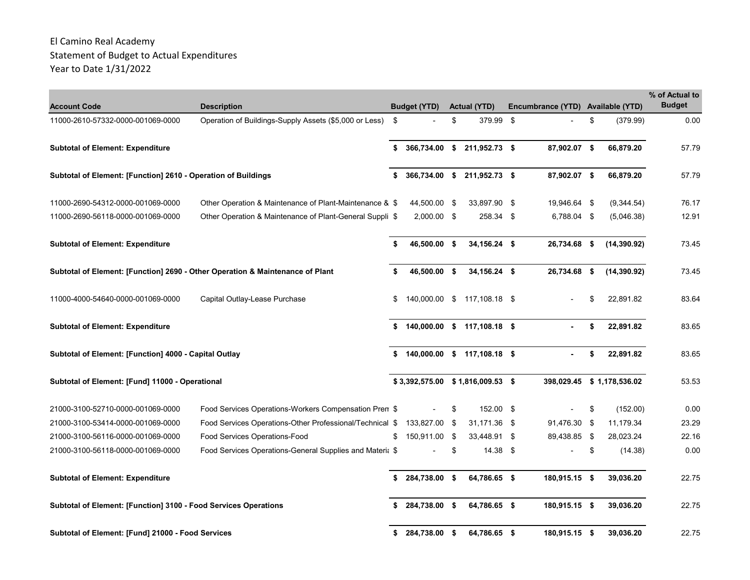El Camino Real Academy
Statement of Budget to Actual Expenditures
Year to Date 1/31/2022

| Account Code | Description | Budget (YTD) | Actual (YTD) | Encumbrance (YTD) | Available (YTD) | % of Actual to Budget |
|---|---|---|---|---|---|---|
| 11000-2610-57332-0000-001069-0000 | Operation of Buildings-Supply Assets ($5,000 or Less) | $ - | $ 379.99 | $ - | $ (379.99) | 0.00 |
| **Subtotal of Element: Expenditure** | | **$ 366,734.00** | **$ 211,952.73** | **$ 87,902.07** | **$ 66,879.20** | 57.79 |
| **Subtotal of Element: [Function] 2610 - Operation of Buildings** | | **$ 366,734.00** | **$ 211,952.73** | **$ 87,902.07** | **$ 66,879.20** | 57.79 |
| 11000-2690-54312-0000-001069-0000 | Other Operation & Maintenance of Plant-Maintenance & | $ 44,500.00 | $ 33,897.90 | $ 19,946.64 | $ (9,344.54) | 76.17 |
| 11000-2690-56118-0000-001069-0000 | Other Operation & Maintenance of Plant-General Suppli | $ 2,000.00 | $ 258.34 | $ 6,788.04 | $ (5,046.38) | 12.91 |
| **Subtotal of Element: Expenditure** | | **$ 46,500.00** | **$ 34,156.24** | **$ 26,734.68** | **$ (14,390.92)** | 73.45 |
| **Subtotal of Element: [Function] 2690 - Other Operation & Maintenance of Plant** | | **$ 46,500.00** | **$ 34,156.24** | **$ 26,734.68** | **$ (14,390.92)** | 73.45 |
| 11000-4000-54640-0000-001069-0000 | Capital Outlay-Lease Purchase | $ 140,000.00 | $ 117,108.18 | $ - | $ 22,891.82 | 83.64 |
| **Subtotal of Element: Expenditure** | | **$ 140,000.00** | **$ 117,108.18** | **$ -** | **$ 22,891.82** | 83.65 |
| **Subtotal of Element: [Function] 4000 - Capital Outlay** | | **$ 140,000.00** | **$ 117,108.18** | **$ -** | **$ 22,891.82** | 83.65 |
| **Subtotal of Element: [Fund] 11000 - Operational** | | **$ 3,392,575.00** | **$ 1,816,009.53** | **$ 398,029.45** | **$ 1,178,536.02** | 53.53 |
| 21000-3100-52710-0000-001069-0000 | Food Services Operations-Workers Compensation Prem | $ - | $ 152.00 | $ - | $ (152.00) | 0.00 |
| 21000-3100-53414-0000-001069-0000 | Food Services Operations-Other Professional/Technical | $ 133,827.00 | $ 31,171.36 | $ 91,476.30 | $ 11,179.34 | 23.29 |
| 21000-3100-56116-0000-001069-0000 | Food Services Operations-Food | $ 150,911.00 | $ 33,448.91 | $ 89,438.85 | $ 28,023.24 | 22.16 |
| 21000-3100-56118-0000-001069-0000 | Food Services Operations-General Supplies and Materia | $ - | $ 14.38 | $ - | $ (14.38) | 0.00 |
| **Subtotal of Element: Expenditure** | | **$ 284,738.00** | **$ 64,786.65** | **$ 180,915.15** | **$ 39,036.20** | 22.75 |
| **Subtotal of Element: [Function] 3100 - Food Services Operations** | | **$ 284,738.00** | **$ 64,786.65** | **$ 180,915.15** | **$ 39,036.20** | 22.75 |
| **Subtotal of Element: [Fund] 21000 - Food Services** | | **$ 284,738.00** | **$ 64,786.65** | **$ 180,915.15** | **$ 39,036.20** | 22.75 |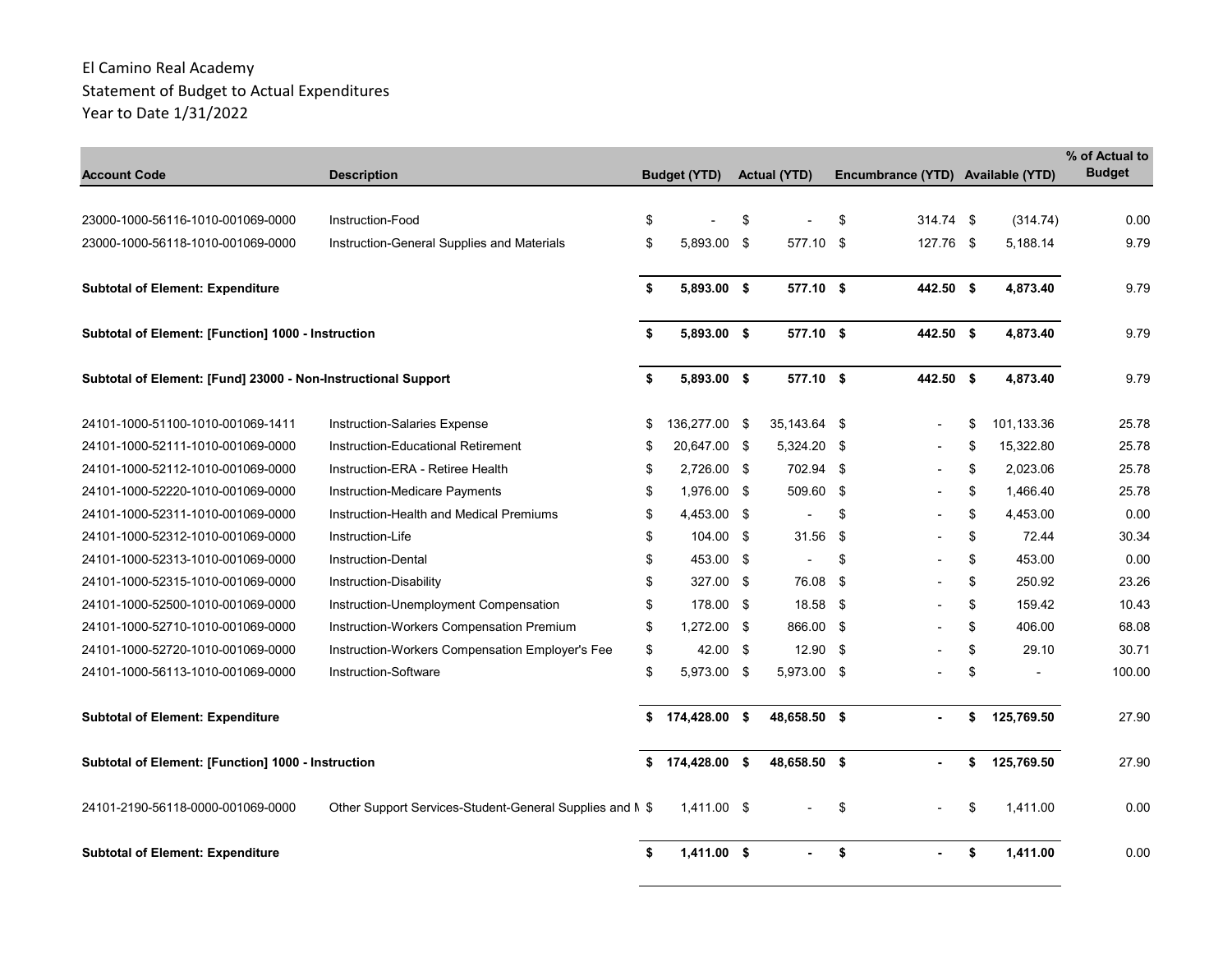El Camino Real Academy
Statement of Budget to Actual Expenditures
Year to Date 1/31/2022

| Account Code | Description | Budget (YTD) | Actual (YTD) | Encumbrance (YTD) | Available (YTD) | % of Actual to Budget |
|---|---|---|---|---|---|---|
| 23000-1000-56116-1010-001069-0000 | Instruction-Food | $ - | $ - | $ 314.74 | $ (314.74) | 0.00 |
| 23000-1000-56118-1010-001069-0000 | Instruction-General Supplies and Materials | $ 5,893.00 | $ 577.10 | $ 127.76 | $ 5,188.14 | 9.79 |
| **Subtotal of Element: Expenditure** | | **$ 5,893.00** | **$ 577.10** | **$ 442.50** | **$ 4,873.40** | 9.79 |
| **Subtotal of Element: [Function] 1000 - Instruction** | | **$ 5,893.00** | **$ 577.10** | **$ 442.50** | **$ 4,873.40** | 9.79 |
| **Subtotal of Element: [Fund] 23000 - Non-Instructional Support** | | **$ 5,893.00** | **$ 577.10** | **$ 442.50** | **$ 4,873.40** | 9.79 |
| 24101-1000-51100-1010-001069-1411 | Instruction-Salaries Expense | $ 136,277.00 | $ 35,143.64 | $ - | $ 101,133.36 | 25.78 |
| 24101-1000-52111-1010-001069-0000 | Instruction-Educational Retirement | $ 20,647.00 | $ 5,324.20 | $ - | $ 15,322.80 | 25.78 |
| 24101-1000-52112-1010-001069-0000 | Instruction-ERA - Retiree Health | $ 2,726.00 | $ 702.94 | $ - | $ 2,023.06 | 25.78 |
| 24101-1000-52220-1010-001069-0000 | Instruction-Medicare Payments | $ 1,976.00 | $ 509.60 | $ - | $ 1,466.40 | 25.78 |
| 24101-1000-52311-1010-001069-0000 | Instruction-Health and Medical Premiums | $ 4,453.00 | $ - | $ - | $ 4,453.00 | 0.00 |
| 24101-1000-52312-1010-001069-0000 | Instruction-Life | $ 104.00 | $ 31.56 | $ - | $ 72.44 | 30.34 |
| 24101-1000-52313-1010-001069-0000 | Instruction-Dental | $ 453.00 | $ - | $ - | $ 453.00 | 0.00 |
| 24101-1000-52315-1010-001069-0000 | Instruction-Disability | $ 327.00 | $ 76.08 | $ - | $ 250.92 | 23.26 |
| 24101-1000-52500-1010-001069-0000 | Instruction-Unemployment Compensation | $ 178.00 | $ 18.58 | $ - | $ 159.42 | 10.43 |
| 24101-1000-52710-1010-001069-0000 | Instruction-Workers Compensation Premium | $ 1,272.00 | $ 866.00 | $ - | $ 406.00 | 68.08 |
| 24101-1000-52720-1010-001069-0000 | Instruction-Workers Compensation Employer's Fee | $ 42.00 | $ 12.90 | $ - | $ 29.10 | 30.71 |
| 24101-1000-56113-1010-001069-0000 | Instruction-Software | $ 5,973.00 | $ 5,973.00 | $ - | $ - | 100.00 |
| **Subtotal of Element: Expenditure** | | **$ 174,428.00** | **$ 48,658.50** | **$ -** | **$ 125,769.50** | 27.90 |
| **Subtotal of Element: [Function] 1000 - Instruction** | | **$ 174,428.00** | **$ 48,658.50** | **$ -** | **$ 125,769.50** | 27.90 |
| 24101-2190-56118-0000-001069-0000 | Other Support Services-Student-General Supplies and M | $ 1,411.00 | $ - | $ - | $ 1,411.00 | 0.00 |
| **Subtotal of Element: Expenditure** | | **$ 1,411.00** | **$ -** | **$ -** | **$ 1,411.00** | 0.00 |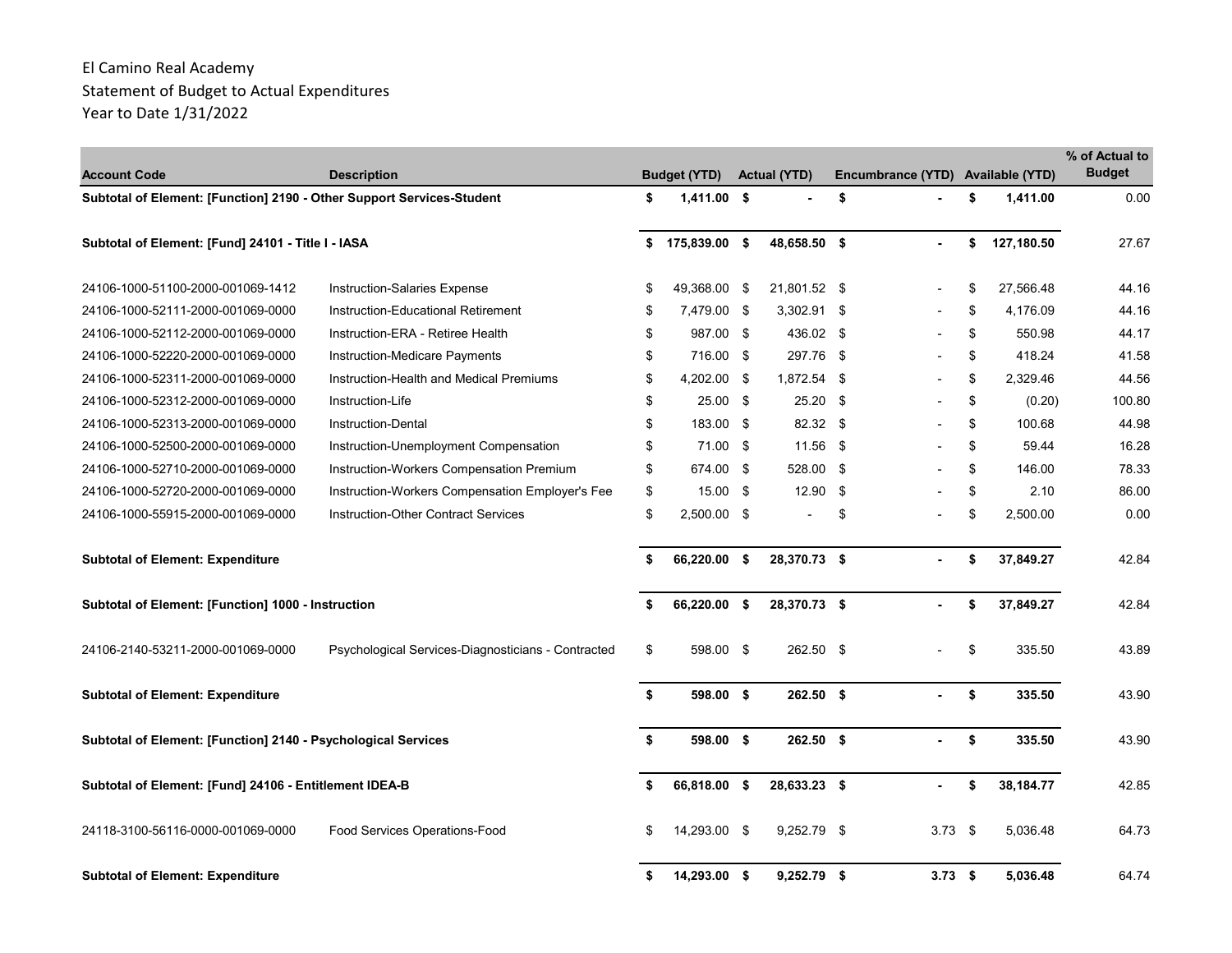El Camino Real Academy
Statement of Budget to Actual Expenditures
Year to Date 1/31/2022

| Account Code | Description | Budget (YTD) | Actual (YTD) | Encumbrance (YTD) | Available (YTD) | % of Actual to Budget |
|---|---|---|---|---|---|---|
| **Subtotal of Element: [Function] 2190 - Other Support Services-Student** | | **$ 1,411.00** | **$ -** | **$ -** | **$ 1,411.00** | 0.00 |
| **Subtotal of Element: [Fund] 24101 - Title I - IASA** | | **$ 175,839.00** | **$ 48,658.50** | **$ -** | **$ 127,180.50** | 27.67 |
| 24106-1000-51100-2000-001069-1412 | Instruction-Salaries Expense | $ 49,368.00 | $ 21,801.52 | $ - | $ 27,566.48 | 44.16 |
| 24106-1000-52111-2000-001069-0000 | Instruction-Educational Retirement | $ 7,479.00 | $ 3,302.91 | $ - | $ 4,176.09 | 44.16 |
| 24106-1000-52112-2000-001069-0000 | Instruction-ERA - Retiree Health | $ 987.00 | $ 436.02 | $ - | $ 550.98 | 44.17 |
| 24106-1000-52220-2000-001069-0000 | Instruction-Medicare Payments | $ 716.00 | $ 297.76 | $ - | $ 418.24 | 41.58 |
| 24106-1000-52311-2000-001069-0000 | Instruction-Health and Medical Premiums | $ 4,202.00 | $ 1,872.54 | $ - | $ 2,329.46 | 44.56 |
| 24106-1000-52312-2000-001069-0000 | Instruction-Life | $ 25.00 | $ 25.20 | $ - | $ (0.20) | 100.80 |
| 24106-1000-52313-2000-001069-0000 | Instruction-Dental | $ 183.00 | $ 82.32 | $ - | $ 100.68 | 44.98 |
| 24106-1000-52500-2000-001069-0000 | Instruction-Unemployment Compensation | $ 71.00 | $ 11.56 | $ - | $ 59.44 | 16.28 |
| 24106-1000-52710-2000-001069-0000 | Instruction-Workers Compensation Premium | $ 674.00 | $ 528.00 | $ - | $ 146.00 | 78.33 |
| 24106-1000-52720-2000-001069-0000 | Instruction-Workers Compensation Employer's Fee | $ 15.00 | $ 12.90 | $ - | $ 2.10 | 86.00 |
| 24106-1000-55915-2000-001069-0000 | Instruction-Other Contract Services | $ 2,500.00 | $ - | $ - | $ 2,500.00 | 0.00 |
| **Subtotal of Element: Expenditure** | | **$ 66,220.00** | **$ 28,370.73** | **$ -** | **$ 37,849.27** | 42.84 |
| **Subtotal of Element: [Function] 1000 - Instruction** | | **$ 66,220.00** | **$ 28,370.73** | **$ -** | **$ 37,849.27** | 42.84 |
| 24106-2140-53211-2000-001069-0000 | Psychological Services-Diagnosticians - Contracted | $ 598.00 | $ 262.50 | $ - | $ 335.50 | 43.89 |
| **Subtotal of Element: Expenditure** | | **$ 598.00** | **$ 262.50** | **$ -** | **$ 335.50** | 43.90 |
| **Subtotal of Element: [Function] 2140 - Psychological Services** | | **$ 598.00** | **$ 262.50** | **$ -** | **$ 335.50** | 43.90 |
| **Subtotal of Element: [Fund] 24106 - Entitlement IDEA-B** | | **$ 66,818.00** | **$ 28,633.23** | **$ -** | **$ 38,184.77** | 42.85 |
| 24118-3100-56116-0000-001069-0000 | Food Services Operations-Food | $ 14,293.00 | $ 9,252.79 | $ 3.73 | $ 5,036.48 | 64.73 |
| **Subtotal of Element: Expenditure** | | **$ 14,293.00** | **$ 9,252.79** | **$ 3.73** | **$ 5,036.48** | 64.74 |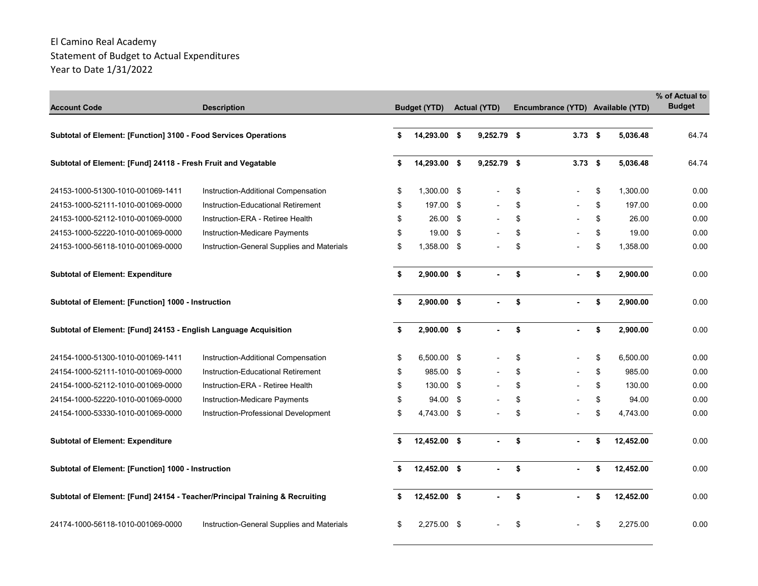El Camino Real Academy
Statement of Budget to Actual Expenditures
Year to Date 1/31/2022

| Account Code | Description | Budget (YTD) | Actual (YTD) | Encumbrance (YTD) | Available (YTD) | % of Actual to Budget |
|---|---|---|---|---|---|---|
| **Subtotal of Element: [Function] 3100 - Food Services Operations** | | **$ 14,293.00** | **$ 9,252.79** | **$ 3.73** | **$ 5,036.48** | 64.74 |
| **Subtotal of Element: [Fund] 24118 - Fresh Fruit and Vegatable** | | **$ 14,293.00** | **$ 9,252.79** | **$ 3.73** | **$ 5,036.48** | 64.74 |
| 24153-1000-51300-1010-001069-1411 | Instruction-Additional Compensation | $ 1,300.00 | $ - | $ - | $ 1,300.00 | 0.00 |
| 24153-1000-52111-1010-001069-0000 | Instruction-Educational Retirement | $ 197.00 | $ - | $ - | $ 197.00 | 0.00 |
| 24153-1000-52112-1010-001069-0000 | Instruction-ERA - Retiree Health | $ 26.00 | $ - | $ - | $ 26.00 | 0.00 |
| 24153-1000-52220-1010-001069-0000 | Instruction-Medicare Payments | $ 19.00 | $ - | $ - | $ 19.00 | 0.00 |
| 24153-1000-56118-1010-001069-0000 | Instruction-General Supplies and Materials | $ 1,358.00 | $ - | $ - | $ 1,358.00 | 0.00 |
| **Subtotal of Element: Expenditure** | | **$ 2,900.00** | **$ -** | **$ -** | **$ 2,900.00** | 0.00 |
| **Subtotal of Element: [Function] 1000 - Instruction** | | **$ 2,900.00** | **$ -** | **$ -** | **$ 2,900.00** | 0.00 |
| **Subtotal of Element: [Fund] 24153 - English Language Acquisition** | | **$ 2,900.00** | **$ -** | **$ -** | **$ 2,900.00** | 0.00 |
| 24154-1000-51300-1010-001069-1411 | Instruction-Additional Compensation | $ 6,500.00 | $ - | $ - | $ 6,500.00 | 0.00 |
| 24154-1000-52111-1010-001069-0000 | Instruction-Educational Retirement | $ 985.00 | $ - | $ - | $ 985.00 | 0.00 |
| 24154-1000-52112-1010-001069-0000 | Instruction-ERA - Retiree Health | $ 130.00 | $ - | $ - | $ 130.00 | 0.00 |
| 24154-1000-52220-1010-001069-0000 | Instruction-Medicare Payments | $ 94.00 | $ - | $ - | $ 94.00 | 0.00 |
| 24154-1000-53330-1010-001069-0000 | Instruction-Professional Development | $ 4,743.00 | $ - | $ - | $ 4,743.00 | 0.00 |
| **Subtotal of Element: Expenditure** | | **$ 12,452.00** | **$ -** | **$ -** | **$ 12,452.00** | 0.00 |
| **Subtotal of Element: [Function] 1000 - Instruction** | | **$ 12,452.00** | **$ -** | **$ -** | **$ 12,452.00** | 0.00 |
| **Subtotal of Element: [Fund] 24154 - Teacher/Principal Training & Recruiting** | | **$ 12,452.00** | **$ -** | **$ -** | **$ 12,452.00** | 0.00 |
| 24174-1000-56118-1010-001069-0000 | Instruction-General Supplies and Materials | $ 2,275.00 | $ - | $ - | $ 2,275.00 | 0.00 |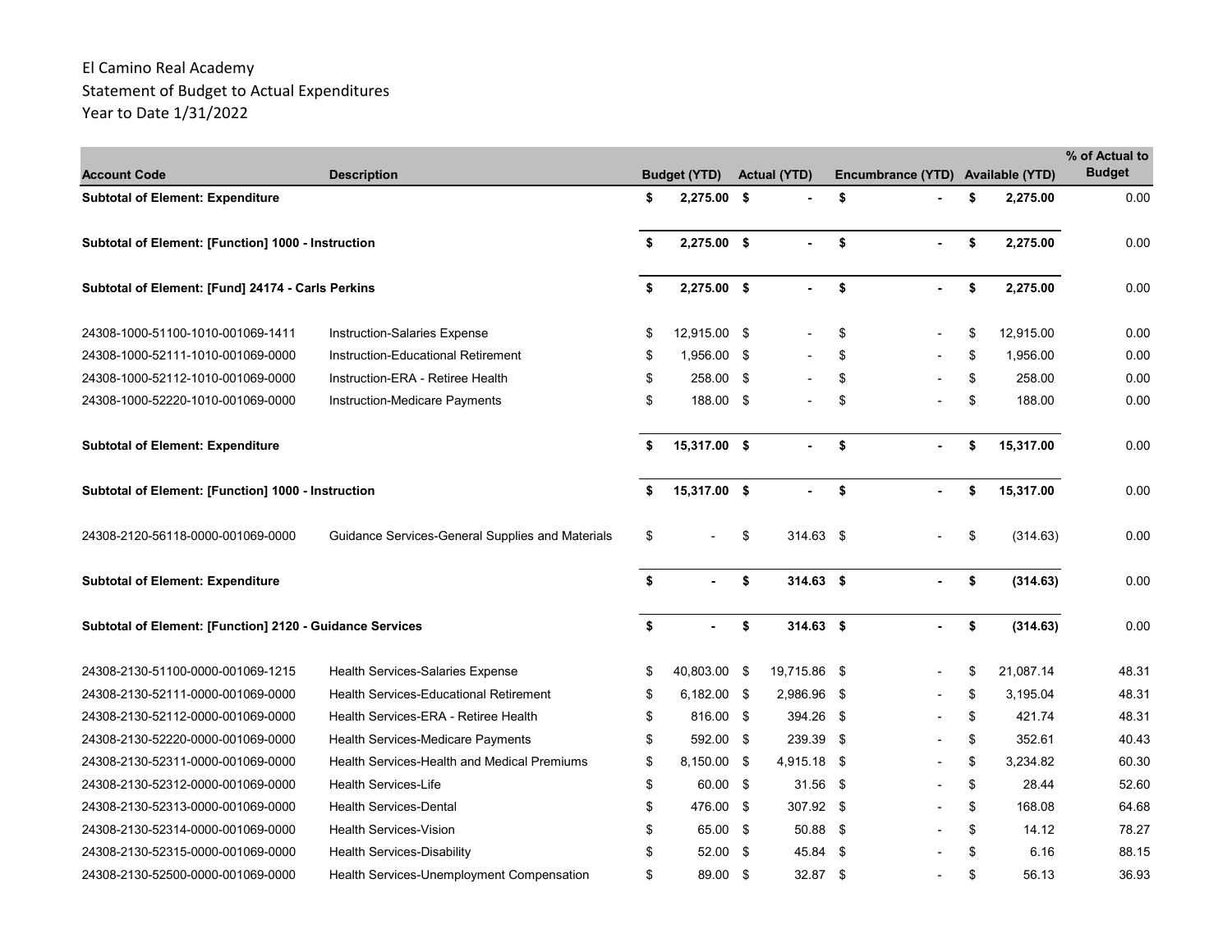El Camino Real Academy
Statement of Budget to Actual Expenditures
Year to Date 1/31/2022

| Account Code | Description | Budget (YTD) | Actual (YTD) | Encumbrance (YTD) | Available (YTD) | % of Actual to Budget |
|---|---|---|---|---|---|---|
| **Subtotal of Element: Expenditure** | | **$ 2,275.00** | **$ -** | **$ -** | **$ 2,275.00** | 0.00 |
| **Subtotal of Element: [Function] 1000 - Instruction** | | **$ 2,275.00** | **$ -** | **$ -** | **$ 2,275.00** | 0.00 |
| **Subtotal of Element: [Fund] 24174 - Carls Perkins** | | **$ 2,275.00** | **$ -** | **$ -** | **$ 2,275.00** | 0.00 |
| 24308-1000-51100-1010-001069-1411 | Instruction-Salaries Expense | $ 12,915.00 | $ - | $ - | $ 12,915.00 | 0.00 |
| 24308-1000-52111-1010-001069-0000 | Instruction-Educational Retirement | $ 1,956.00 | $ - | $ - | $ 1,956.00 | 0.00 |
| 24308-1000-52112-1010-001069-0000 | Instruction-ERA - Retiree Health | $ 258.00 | $ - | $ - | $ 258.00 | 0.00 |
| 24308-1000-52220-1010-001069-0000 | Instruction-Medicare Payments | $ 188.00 | $ - | $ - | $ 188.00 | 0.00 |
| **Subtotal of Element: Expenditure** | | **$ 15,317.00** | **$ -** | **$ -** | **$ 15,317.00** | 0.00 |
| **Subtotal of Element: [Function] 1000 - Instruction** | | **$ 15,317.00** | **$ -** | **$ -** | **$ 15,317.00** | 0.00 |
| 24308-2120-56118-0000-001069-0000 | Guidance Services-General Supplies and Materials | $ - | $ 314.63 | $ - | $ (314.63) | 0.00 |
| **Subtotal of Element: Expenditure** | | **$ -** | **$ 314.63** | **$ -** | **$ (314.63)** | 0.00 |
| **Subtotal of Element: [Function] 2120 - Guidance Services** | | **$ -** | **$ 314.63** | **$ -** | **$ (314.63)** | 0.00 |
| 24308-2130-51100-0000-001069-1215 | Health Services-Salaries Expense | $ 40,803.00 | $ 19,715.86 | $ - | $ 21,087.14 | 48.31 |
| 24308-2130-52111-0000-001069-0000 | Health Services-Educational Retirement | $ 6,182.00 | $ 2,986.96 | $ - | $ 3,195.04 | 48.31 |
| 24308-2130-52112-0000-001069-0000 | Health Services-ERA - Retiree Health | $ 816.00 | $ 394.26 | $ - | $ 421.74 | 48.31 |
| 24308-2130-52220-0000-001069-0000 | Health Services-Medicare Payments | $ 592.00 | $ 239.39 | $ - | $ 352.61 | 40.43 |
| 24308-2130-52311-0000-001069-0000 | Health Services-Health and Medical Premiums | $ 8,150.00 | $ 4,915.18 | $ - | $ 3,234.82 | 60.30 |
| 24308-2130-52312-0000-001069-0000 | Health Services-Life | $ 60.00 | $ 31.56 | $ - | $ 28.44 | 52.60 |
| 24308-2130-52313-0000-001069-0000 | Health Services-Dental | $ 476.00 | $ 307.92 | $ - | $ 168.08 | 64.68 |
| 24308-2130-52314-0000-001069-0000 | Health Services-Vision | $ 65.00 | $ 50.88 | $ - | $ 14.12 | 78.27 |
| 24308-2130-52315-0000-001069-0000 | Health Services-Disability | $ 52.00 | $ 45.84 | $ - | $ 6.16 | 88.15 |
| 24308-2130-52500-0000-001069-0000 | Health Services-Unemployment Compensation | $ 89.00 | $ 32.87 | $ - | $ 56.13 | 36.93 |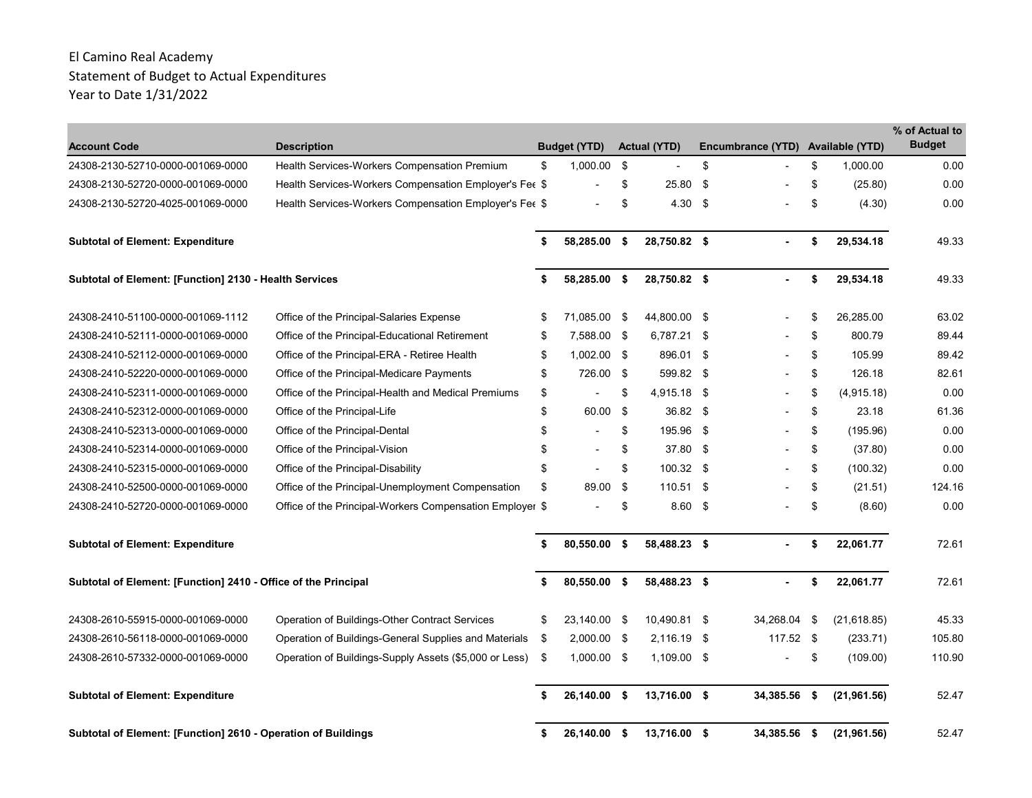El Camino Real Academy
Statement of Budget to Actual Expenditures
Year to Date 1/31/2022

| Account Code | Description | Budget (YTD) | Actual (YTD) | Encumbrance (YTD) | Available (YTD) | % of Actual to Budget |
|---|---|---|---|---|---|---|
| 24308-2130-52710-0000-001069-0000 | Health Services-Workers Compensation Premium | $ 1,000.00 | $ - | $ - | $ 1,000.00 | 0.00 |
| 24308-2130-52720-0000-001069-0000 | Health Services-Workers Compensation Employer's Fee | $ - | $ 25.80 | $ - | $ (25.80) | 0.00 |
| 24308-2130-52720-4025-001069-0000 | Health Services-Workers Compensation Employer's Fee | $ - | $ 4.30 | $ - | $ (4.30) | 0.00 |
| **Subtotal of Element: Expenditure** | | **$ 58,285.00** | **$ 28,750.82** | **$ -** | **$ 29,534.18** | 49.33 |
| **Subtotal of Element: [Function] 2130 - Health Services** | | **$ 58,285.00** | **$ 28,750.82** | **$ -** | **$ 29,534.18** | 49.33 |
| 24308-2410-51100-0000-001069-1112 | Office of the Principal-Salaries Expense | $ 71,085.00 | $ 44,800.00 | $ - | $ 26,285.00 | 63.02 |
| 24308-2410-52111-0000-001069-0000 | Office of the Principal-Educational Retirement | $ 7,588.00 | $ 6,787.21 | $ - | $ 800.79 | 89.44 |
| 24308-2410-52112-0000-001069-0000 | Office of the Principal-ERA - Retiree Health | $ 1,002.00 | $ 896.01 | $ - | $ 105.99 | 89.42 |
| 24308-2410-52220-0000-001069-0000 | Office of the Principal-Medicare Payments | $ 726.00 | $ 599.82 | $ - | $ 126.18 | 82.61 |
| 24308-2410-52311-0000-001069-0000 | Office of the Principal-Health and Medical Premiums | $ - | $ 4,915.18 | $ - | $ (4,915.18) | 0.00 |
| 24308-2410-52312-0000-001069-0000 | Office of the Principal-Life | $ 60.00 | $ 36.82 | $ - | $ 23.18 | 61.36 |
| 24308-2410-52313-0000-001069-0000 | Office of the Principal-Dental | $ - | $ 195.96 | $ - | $ (195.96) | 0.00 |
| 24308-2410-52314-0000-001069-0000 | Office of the Principal-Vision | $ - | $ 37.80 | $ - | $ (37.80) | 0.00 |
| 24308-2410-52315-0000-001069-0000 | Office of the Principal-Disability | $ - | $ 100.32 | $ - | $ (100.32) | 0.00 |
| 24308-2410-52500-0000-001069-0000 | Office of the Principal-Unemployment Compensation | $ 89.00 | $ 110.51 | $ - | $ (21.51) | 124.16 |
| 24308-2410-52720-0000-001069-0000 | Office of the Principal-Workers Compensation Employer | $ - | $ 8.60 | $ - | $ (8.60) | 0.00 |
| **Subtotal of Element: Expenditure** | | **$ 80,550.00** | **$ 58,488.23** | **$ -** | **$ 22,061.77** | 72.61 |
| **Subtotal of Element: [Function] 2410 - Office of the Principal** | | **$ 80,550.00** | **$ 58,488.23** | **$ -** | **$ 22,061.77** | 72.61 |
| 24308-2610-55915-0000-001069-0000 | Operation of Buildings-Other Contract Services | $ 23,140.00 | $ 10,490.81 | $ 34,268.04 | $ (21,618.85) | 45.33 |
| 24308-2610-56118-0000-001069-0000 | Operation of Buildings-General Supplies and Materials | $ 2,000.00 | $ 2,116.19 | $ 117.52 | $ (233.71) | 105.80 |
| 24308-2610-57332-0000-001069-0000 | Operation of Buildings-Supply Assets ($5,000 or Less) | $ 1,000.00 | $ 1,109.00 | $ - | $ (109.00) | 110.90 |
| **Subtotal of Element: Expenditure** | | **$ 26,140.00** | **$ 13,716.00** | **$ 34,385.56** | **$ (21,961.56)** | 52.47 |
| **Subtotal of Element: [Function] 2610 - Operation of Buildings** | | **$ 26,140.00** | **$ 13,716.00** | **$ 34,385.56** | **$ (21,961.56)** | 52.47 |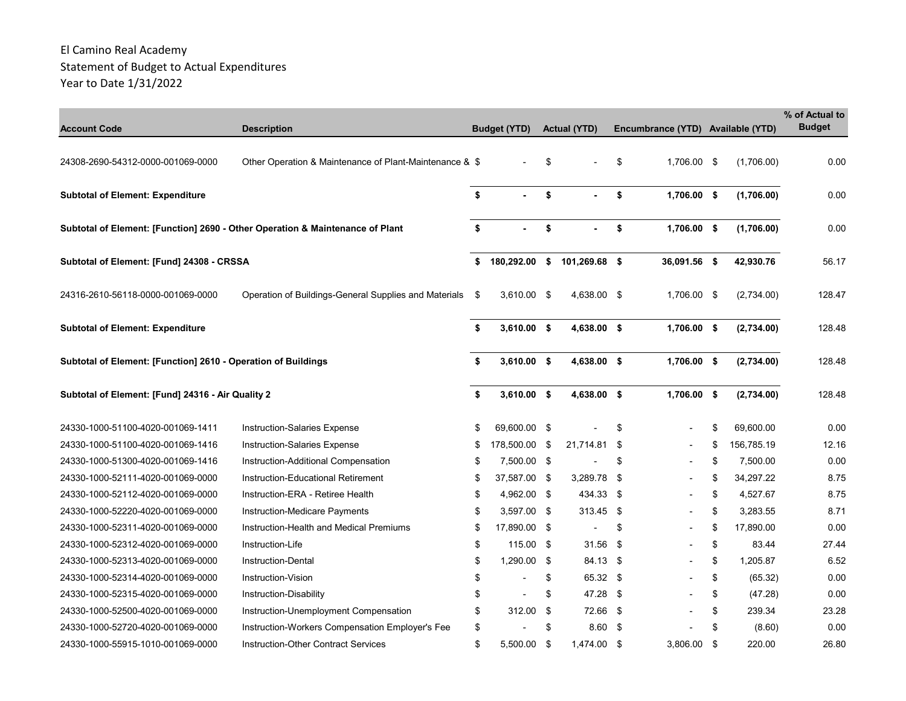El Camino Real Academy
Statement of Budget to Actual Expenditures
Year to Date 1/31/2022

| Account Code | Description | Budget (YTD) | Actual (YTD) | Encumbrance (YTD) | Available (YTD) | % of Actual to Budget |
|---|---|---|---|---|---|---|
| 24308-2690-54312-0000-001069-0000 | Other Operation & Maintenance of Plant-Maintenance & | $ - | $ - | $ 1,706.00 | $ (1,706.00) | 0.00 |
| **Subtotal of Element: Expenditure** | | **$ -** | **$ -** | **$ 1,706.00** | **$ (1,706.00)** | 0.00 |
| **Subtotal of Element: [Function] 2690 - Other Operation & Maintenance of Plant** | | **$ -** | **$ -** | **$ 1,706.00** | **$ (1,706.00)** | 0.00 |
| **Subtotal of Element: [Fund] 24308 - CRSSA** | | **$ 180,292.00** | **$ 101,269.68** | **$ 36,091.56** | **$ 42,930.76** | 56.17 |
| 24316-2610-56118-0000-001069-0000 | Operation of Buildings-General Supplies and Materials | $ 3,610.00 | $ 4,638.00 | $ 1,706.00 | $ (2,734.00) | 128.47 |
| **Subtotal of Element: Expenditure** | | **$ 3,610.00** | **$ 4,638.00** | **$ 1,706.00** | **$ (2,734.00)** | 128.48 |
| **Subtotal of Element: [Function] 2610 - Operation of Buildings** | | **$ 3,610.00** | **$ 4,638.00** | **$ 1,706.00** | **$ (2,734.00)** | 128.48 |
| **Subtotal of Element: [Fund] 24316 - Air Quality 2** | | **$ 3,610.00** | **$ 4,638.00** | **$ 1,706.00** | **$ (2,734.00)** | 128.48 |
| 24330-1000-51100-4020-001069-1411 | Instruction-Salaries Expense | $ 69,600.00 | $ - | $ - | $ 69,600.00 | 0.00 |
| 24330-1000-51100-4020-001069-1416 | Instruction-Salaries Expense | $ 178,500.00 | $ 21,714.81 | $ - | $ 156,785.19 | 12.16 |
| 24330-1000-51300-4020-001069-1416 | Instruction-Additional Compensation | $ 7,500.00 | $ - | $ - | $ 7,500.00 | 0.00 |
| 24330-1000-52111-4020-001069-0000 | Instruction-Educational Retirement | $ 37,587.00 | $ 3,289.78 | $ - | $ 34,297.22 | 8.75 |
| 24330-1000-52112-4020-001069-0000 | Instruction-ERA - Retiree Health | $ 4,962.00 | $ 434.33 | $ - | $ 4,527.67 | 8.75 |
| 24330-1000-52220-4020-001069-0000 | Instruction-Medicare Payments | $ 3,597.00 | $ 313.45 | $ - | $ 3,283.55 | 8.71 |
| 24330-1000-52311-4020-001069-0000 | Instruction-Health and Medical Premiums | $ 17,890.00 | $ - | $ - | $ 17,890.00 | 0.00 |
| 24330-1000-52312-4020-001069-0000 | Instruction-Life | $ 115.00 | $ 31.56 | $ - | $ 83.44 | 27.44 |
| 24330-1000-52313-4020-001069-0000 | Instruction-Dental | $ 1,290.00 | $ 84.13 | $ - | $ 1,205.87 | 6.52 |
| 24330-1000-52314-4020-001069-0000 | Instruction-Vision | $ - | $ 65.32 | $ - | $ (65.32) | 0.00 |
| 24330-1000-52315-4020-001069-0000 | Instruction-Disability | $ - | $ 47.28 | $ - | $ (47.28) | 0.00 |
| 24330-1000-52500-4020-001069-0000 | Instruction-Unemployment Compensation | $ 312.00 | $ 72.66 | $ - | $ 239.34 | 23.28 |
| 24330-1000-52720-4020-001069-0000 | Instruction-Workers Compensation Employer's Fee | $ - | $ 8.60 | $ - | $ (8.60) | 0.00 |
| 24330-1000-55915-1010-001069-0000 | Instruction-Other Contract Services | $ 5,500.00 | $ 1,474.00 | $ 3,806.00 | $ 220.00 | 26.80 |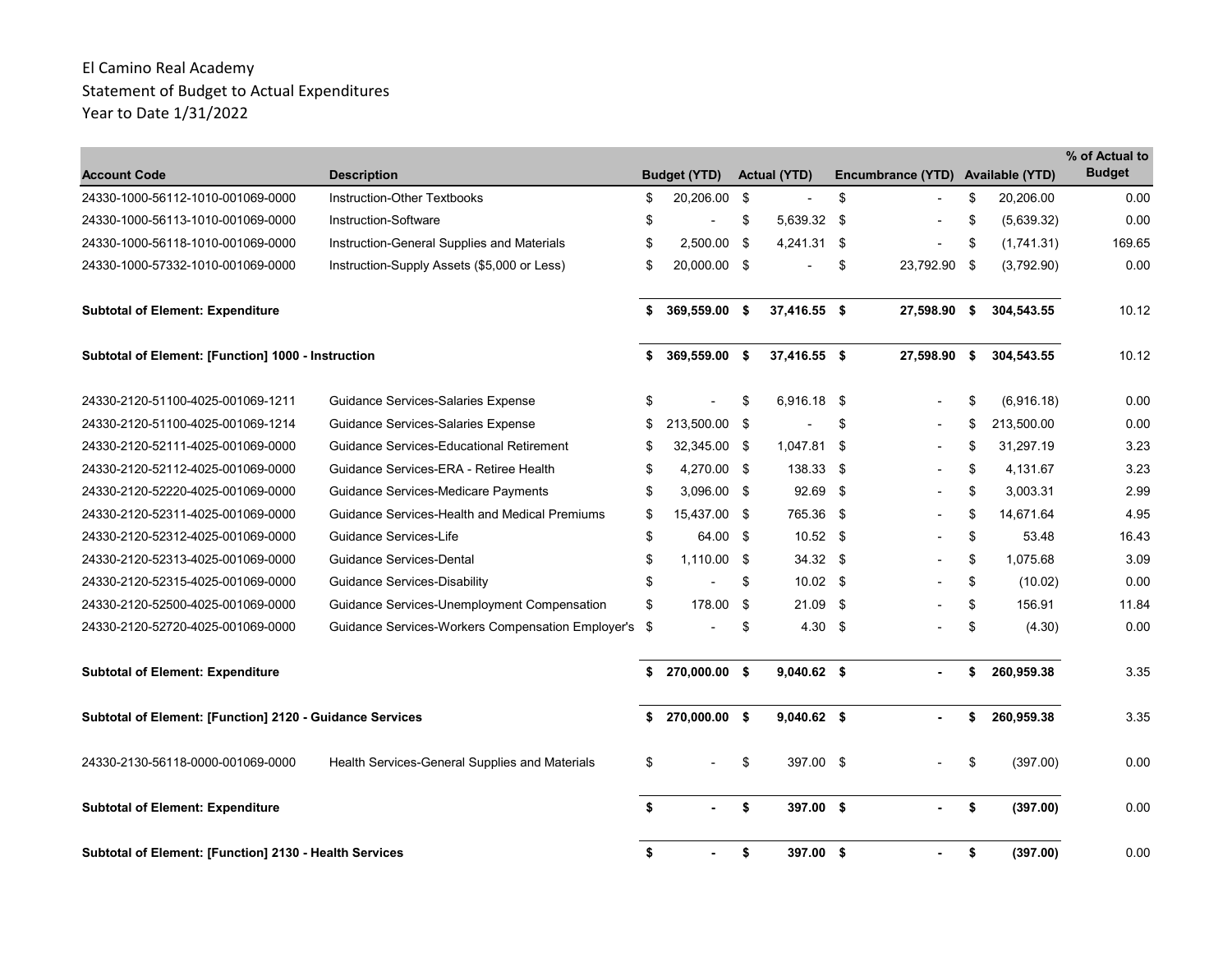El Camino Real Academy
Statement of Budget to Actual Expenditures
Year to Date 1/31/2022

| Account Code | Description | Budget (YTD) | Actual (YTD) | Encumbrance (YTD) | Available (YTD) | % of Actual to Budget |
|---|---|---|---|---|---|---|
| 24330-1000-56112-1010-001069-0000 | Instruction-Other Textbooks | $ 20,206.00 | $ - | $ - | $ 20,206.00 | 0.00 |
| 24330-1000-56113-1010-001069-0000 | Instruction-Software | $ - | $ 5,639.32 | $ - | $ (5,639.32) | 0.00 |
| 24330-1000-56118-1010-001069-0000 | Instruction-General Supplies and Materials | $ 2,500.00 | $ 4,241.31 | $ - | $ (1,741.31) | 169.65 |
| 24330-1000-57332-1010-001069-0000 | Instruction-Supply Assets ($5,000 or Less) | $ 20,000.00 | $ - | $ 23,792.90 | $ (3,792.90) | 0.00 |
| **Subtotal of Element: Expenditure** | | **$ 369,559.00** | **$ 37,416.55** | **$ 27,598.90** | **$ 304,543.55** | 10.12 |
| **Subtotal of Element: [Function] 1000 - Instruction** | | **$ 369,559.00** | **$ 37,416.55** | **$ 27,598.90** | **$ 304,543.55** | 10.12 |
| 24330-2120-51100-4025-001069-1211 | Guidance Services-Salaries Expense | $ - | $ 6,916.18 | $ - | $ (6,916.18) | 0.00 |
| 24330-2120-51100-4025-001069-1214 | Guidance Services-Salaries Expense | $ 213,500.00 | $ - | $ - | $ 213,500.00 | 0.00 |
| 24330-2120-52111-4025-001069-0000 | Guidance Services-Educational Retirement | $ 32,345.00 | $ 1,047.81 | $ - | $ 31,297.19 | 3.23 |
| 24330-2120-52112-4025-001069-0000 | Guidance Services-ERA - Retiree Health | $ 4,270.00 | $ 138.33 | $ - | $ 4,131.67 | 3.23 |
| 24330-2120-52220-4025-001069-0000 | Guidance Services-Medicare Payments | $ 3,096.00 | $ 92.69 | $ - | $ 3,003.31 | 2.99 |
| 24330-2120-52311-4025-001069-0000 | Guidance Services-Health and Medical Premiums | $ 15,437.00 | $ 765.36 | $ - | $ 14,671.64 | 4.95 |
| 24330-2120-52312-4025-001069-0000 | Guidance Services-Life | $ 64.00 | $ 10.52 | $ - | $ 53.48 | 16.43 |
| 24330-2120-52313-4025-001069-0000 | Guidance Services-Dental | $ 1,110.00 | $ 34.32 | $ - | $ 1,075.68 | 3.09 |
| 24330-2120-52315-4025-001069-0000 | Guidance Services-Disability | $ - | $ 10.02 | $ - | $ (10.02) | 0.00 |
| 24330-2120-52500-4025-001069-0000 | Guidance Services-Unemployment Compensation | $ 178.00 | $ 21.09 | $ - | $ 156.91 | 11.84 |
| 24330-2120-52720-4025-001069-0000 | Guidance Services-Workers Compensation Employer's | $ - | $ 4.30 | $ - | $ (4.30) | 0.00 |
| **Subtotal of Element: Expenditure** | | **$ 270,000.00** | **$ 9,040.62** | **$ -** | **$ 260,959.38** | 3.35 |
| **Subtotal of Element: [Function] 2120 - Guidance Services** | | **$ 270,000.00** | **$ 9,040.62** | **$ -** | **$ 260,959.38** | 3.35 |
| 24330-2130-56118-0000-001069-0000 | Health Services-General Supplies and Materials | $ - | $ 397.00 | $ - | $ (397.00) | 0.00 |
| **Subtotal of Element: Expenditure** | | **$ -** | **$ 397.00** | **$ -** | **$ (397.00)** | 0.00 |
| **Subtotal of Element: [Function] 2130 - Health Services** | | **$ -** | **$ 397.00** | **$ -** | **$ (397.00)** | 0.00 |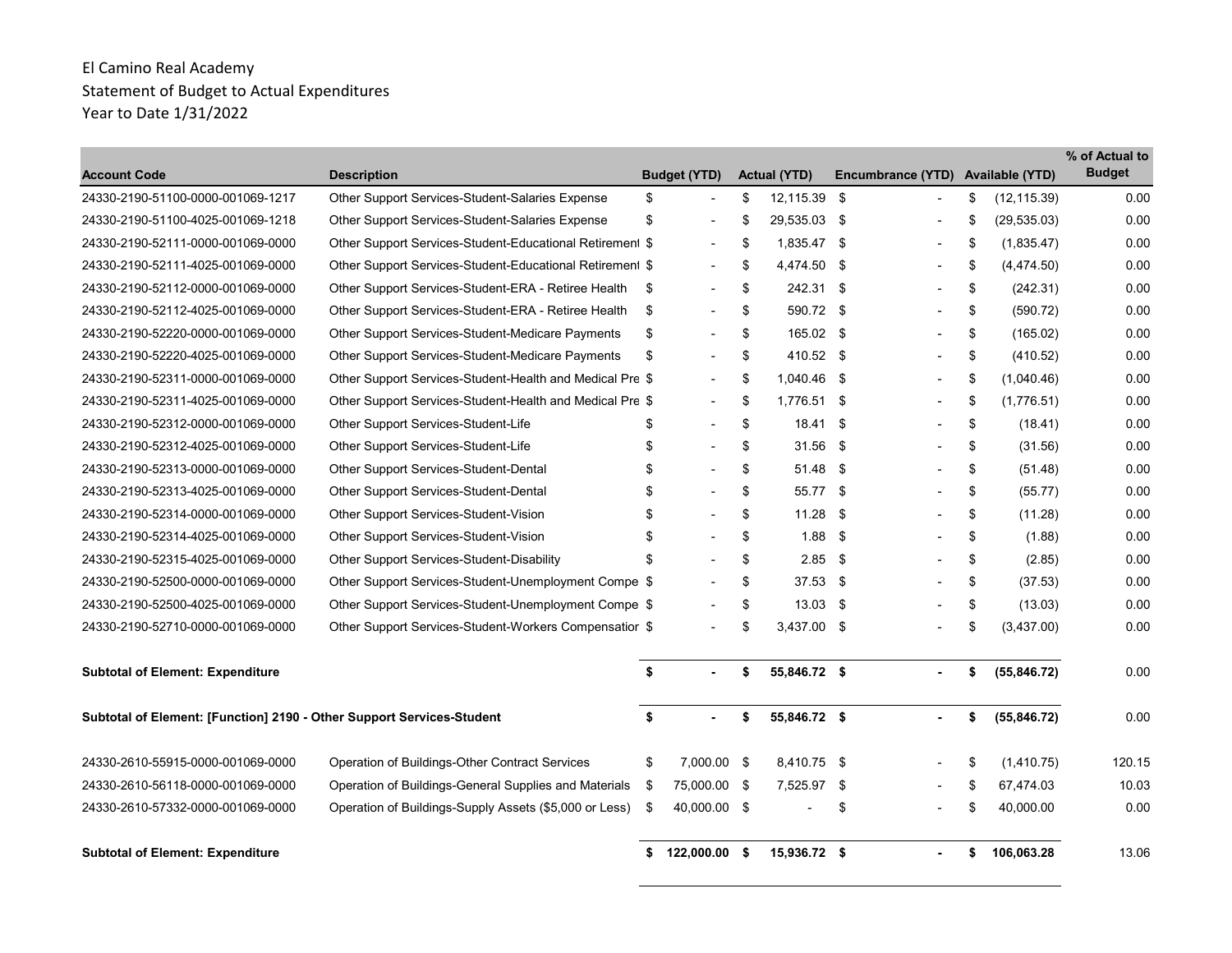El Camino Real Academy
Statement of Budget to Actual Expenditures
Year to Date 1/31/2022

| Account Code | Description | Budget (YTD) | Actual (YTD) | Encumbrance (YTD) | Available (YTD) | % of Actual to Budget |
|---|---|---|---|---|---|---|
| 24330-2190-51100-0000-001069-1217 | Other Support Services-Student-Salaries Expense | $ - | $ 12,115.39 | $ - | $ (12,115.39) | 0.00 |
| 24330-2190-51100-4025-001069-1218 | Other Support Services-Student-Salaries Expense | $ - | $ 29,535.03 | $ - | $ (29,535.03) | 0.00 |
| 24330-2190-52111-0000-001069-0000 | Other Support Services-Student-Educational Retirement | $ - | $ 1,835.47 | $ - | $ (1,835.47) | 0.00 |
| 24330-2190-52111-4025-001069-0000 | Other Support Services-Student-Educational Retirement | $ - | $ 4,474.50 | $ - | $ (4,474.50) | 0.00 |
| 24330-2190-52112-0000-001069-0000 | Other Support Services-Student-ERA - Retiree Health | $ - | $ 242.31 | $ - | $ (242.31) | 0.00 |
| 24330-2190-52112-4025-001069-0000 | Other Support Services-Student-ERA - Retiree Health | $ - | $ 590.72 | $ - | $ (590.72) | 0.00 |
| 24330-2190-52220-0000-001069-0000 | Other Support Services-Student-Medicare Payments | $ - | $ 165.02 | $ - | $ (165.02) | 0.00 |
| 24330-2190-52220-4025-001069-0000 | Other Support Services-Student-Medicare Payments | $ - | $ 410.52 | $ - | $ (410.52) | 0.00 |
| 24330-2190-52311-0000-001069-0000 | Other Support Services-Student-Health and Medical Pre | $ - | $ 1,040.46 | $ - | $ (1,040.46) | 0.00 |
| 24330-2190-52311-4025-001069-0000 | Other Support Services-Student-Health and Medical Pre | $ - | $ 1,776.51 | $ - | $ (1,776.51) | 0.00 |
| 24330-2190-52312-0000-001069-0000 | Other Support Services-Student-Life | $ - | $ 18.41 | $ - | $ (18.41) | 0.00 |
| 24330-2190-52312-4025-001069-0000 | Other Support Services-Student-Life | $ - | $ 31.56 | $ - | $ (31.56) | 0.00 |
| 24330-2190-52313-0000-001069-0000 | Other Support Services-Student-Dental | $ - | $ 51.48 | $ - | $ (51.48) | 0.00 |
| 24330-2190-52313-4025-001069-0000 | Other Support Services-Student-Dental | $ - | $ 55.77 | $ - | $ (55.77) | 0.00 |
| 24330-2190-52314-0000-001069-0000 | Other Support Services-Student-Vision | $ - | $ 11.28 | $ - | $ (11.28) | 0.00 |
| 24330-2190-52314-4025-001069-0000 | Other Support Services-Student-Vision | $ - | $ 1.88 | $ - | $ (1.88) | 0.00 |
| 24330-2190-52315-4025-001069-0000 | Other Support Services-Student-Disability | $ - | $ 2.85 | $ - | $ (2.85) | 0.00 |
| 24330-2190-52500-0000-001069-0000 | Other Support Services-Student-Unemployment Compe | $ - | $ 37.53 | $ - | $ (37.53) | 0.00 |
| 24330-2190-52500-4025-001069-0000 | Other Support Services-Student-Unemployment Compe | $ - | $ 13.03 | $ - | $ (13.03) | 0.00 |
| 24330-2190-52710-0000-001069-0000 | Other Support Services-Student-Workers Compensation | $ - | $ 3,437.00 | $ - | $ (3,437.00) | 0.00 |
| **Subtotal of Element: Expenditure** | | **$ -** | **$ 55,846.72** | **$ -** | **$ (55,846.72)** | 0.00 |
| **Subtotal of Element: [Function] 2190 - Other Support Services-Student** | | **$ -** | **$ 55,846.72** | **$ -** | **$ (55,846.72)** | 0.00 |
| 24330-2610-55915-0000-001069-0000 | Operation of Buildings-Other Contract Services | $ 7,000.00 | $ 8,410.75 | $ - | $ (1,410.75) | 120.15 |
| 24330-2610-56118-0000-001069-0000 | Operation of Buildings-General Supplies and Materials | $ 75,000.00 | $ 7,525.97 | $ - | $ 67,474.03 | 10.03 |
| 24330-2610-57332-0000-001069-0000 | Operation of Buildings-Supply Assets ($5,000 or Less) | $ 40,000.00 | $ - | $ - | $ 40,000.00 | 0.00 |
| **Subtotal of Element: Expenditure** | | **$ 122,000.00** | **$ 15,936.72** | **$ -** | **$ 106,063.28** | 13.06 |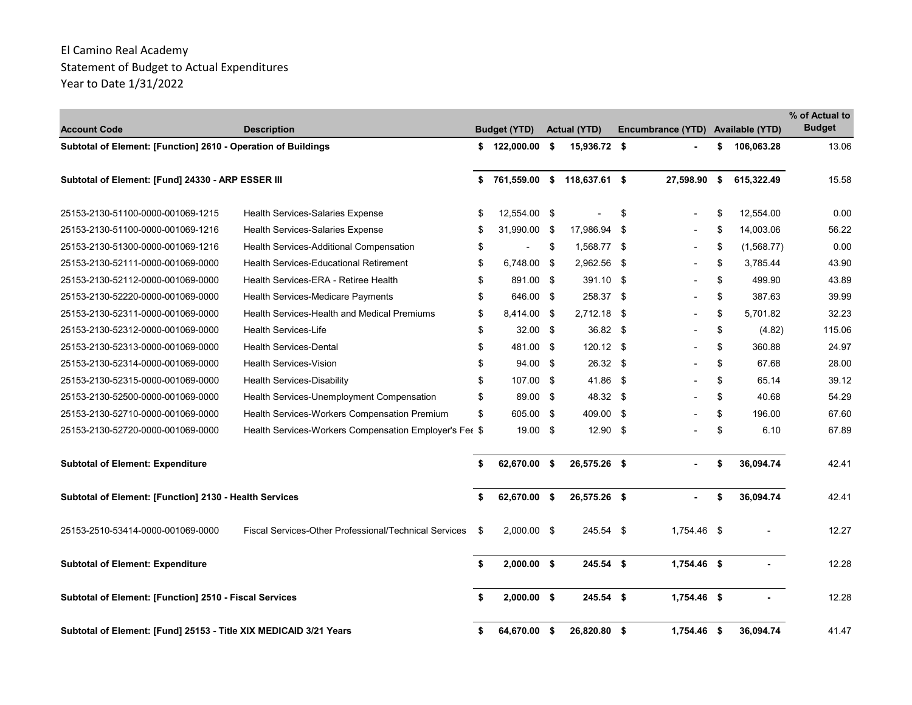El Camino Real Academy
Statement of Budget to Actual Expenditures
Year to Date 1/31/2022

| Account Code | Description | Budget (YTD) | Actual (YTD) | Encumbrance (YTD) | Available (YTD) | % of Actual to Budget |
|---|---|---|---|---|---|---|
| **Subtotal of Element: [Function] 2610 - Operation of Buildings** | | **$ 122,000.00** | **$ 15,936.72** | **$ -** | **$ 106,063.28** | 13.06 |
| **Subtotal of Element: [Fund] 24330 - ARP ESSER III** | | **$ 761,559.00** | **$ 118,637.61** | **$ 27,598.90** | **$ 615,322.49** | 15.58 |
| 25153-2130-51100-0000-001069-1215 | Health Services-Salaries Expense | $ 12,554.00 | $ - | $ - | $ 12,554.00 | 0.00 |
| 25153-2130-51100-0000-001069-1216 | Health Services-Salaries Expense | $ 31,990.00 | $ 17,986.94 | $ - | $ 14,003.06 | 56.22 |
| 25153-2130-51300-0000-001069-1216 | Health Services-Additional Compensation | $ - | $ 1,568.77 | $ - | $ (1,568.77) | 0.00 |
| 25153-2130-52111-0000-001069-0000 | Health Services-Educational Retirement | $ 6,748.00 | $ 2,962.56 | $ - | $ 3,785.44 | 43.90 |
| 25153-2130-52112-0000-001069-0000 | Health Services-ERA - Retiree Health | $ 891.00 | $ 391.10 | $ - | $ 499.90 | 43.89 |
| 25153-2130-52220-0000-001069-0000 | Health Services-Medicare Payments | $ 646.00 | $ 258.37 | $ - | $ 387.63 | 39.99 |
| 25153-2130-52311-0000-001069-0000 | Health Services-Health and Medical Premiums | $ 8,414.00 | $ 2,712.18 | $ - | $ 5,701.82 | 32.23 |
| 25153-2130-52312-0000-001069-0000 | Health Services-Life | $ 32.00 | $ 36.82 | $ - | $ (4.82) | 115.06 |
| 25153-2130-52313-0000-001069-0000 | Health Services-Dental | $ 481.00 | $ 120.12 | $ - | $ 360.88 | 24.97 |
| 25153-2130-52314-0000-001069-0000 | Health Services-Vision | $ 94.00 | $ 26.32 | $ - | $ 67.68 | 28.00 |
| 25153-2130-52315-0000-001069-0000 | Health Services-Disability | $ 107.00 | $ 41.86 | $ - | $ 65.14 | 39.12 |
| 25153-2130-52500-0000-001069-0000 | Health Services-Unemployment Compensation | $ 89.00 | $ 48.32 | $ - | $ 40.68 | 54.29 |
| 25153-2130-52710-0000-001069-0000 | Health Services-Workers Compensation Premium | $ 605.00 | $ 409.00 | $ - | $ 196.00 | 67.60 |
| 25153-2130-52720-0000-001069-0000 | Health Services-Workers Compensation Employer's Fee | $ 19.00 | $ 12.90 | $ - | $ 6.10 | 67.89 |
| **Subtotal of Element: Expenditure** | | **$ 62,670.00** | **$ 26,575.26** | **$ -** | **$ 36,094.74** | 42.41 |
| **Subtotal of Element: [Function] 2130 - Health Services** | | **$ 62,670.00** | **$ 26,575.26** | **$ -** | **$ 36,094.74** | 42.41 |
| 25153-2510-53414-0000-001069-0000 | Fiscal Services-Other Professional/Technical Services | $ 2,000.00 | $ 245.54 | $ 1,754.46 | $ - | 12.27 |
| **Subtotal of Element: Expenditure** | | **$ 2,000.00** | **$ 245.54** | **$ 1,754.46** | **$ -** | 12.28 |
| **Subtotal of Element: [Function] 2510 - Fiscal Services** | | **$ 2,000.00** | **$ 245.54** | **$ 1,754.46** | **$ -** | 12.28 |
| **Subtotal of Element: [Fund] 25153 - Title XIX MEDICAID 3/21 Years** | | **$ 64,670.00** | **$ 26,820.80** | **$ 1,754.46** | **$ 36,094.74** | 41.47 |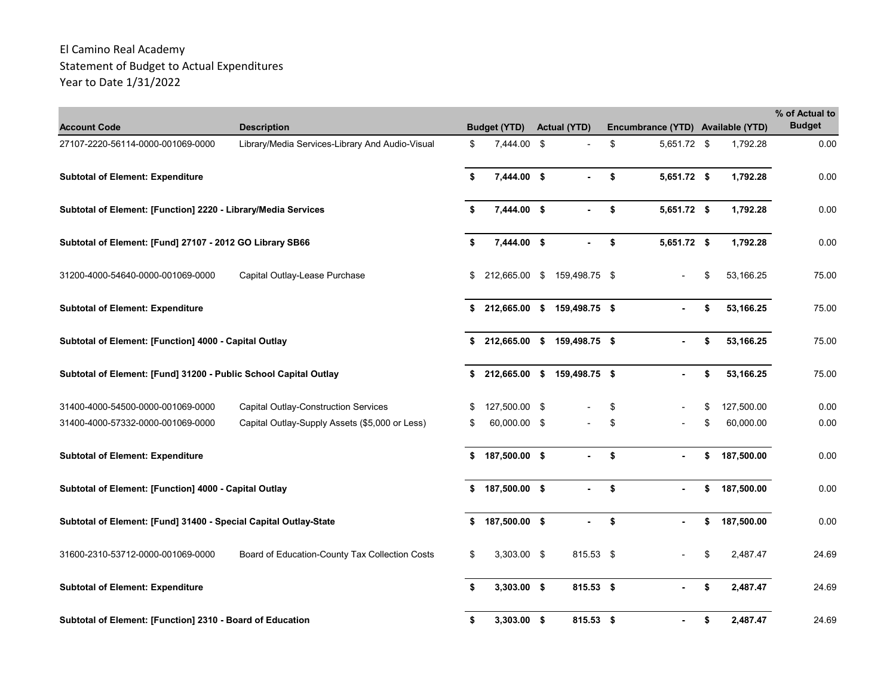El Camino Real Academy
Statement of Budget to Actual Expenditures
Year to Date 1/31/2022

| Account Code | Description | Budget (YTD) | Actual (YTD) | Encumbrance (YTD) | Available (YTD) | % of Actual to Budget |
|---|---|---|---|---|---|---|
| 27107-2220-56114-0000-001069-0000 | Library/Media Services-Library And Audio-Visual | $ 7,444.00 | $ - | $ 5,651.72 | $ 1,792.28 | 0.00 |
| **Subtotal of Element: Expenditure** | | **$ 7,444.00** | **$ -** | **$ 5,651.72** | **$ 1,792.28** | 0.00 |
| **Subtotal of Element: [Function] 2220 - Library/Media Services** | | **$ 7,444.00** | **$ -** | **$ 5,651.72** | **$ 1,792.28** | 0.00 |
| **Subtotal of Element: [Fund] 27107 - 2012 GO Library SB66** | | **$ 7,444.00** | **$ -** | **$ 5,651.72** | **$ 1,792.28** | 0.00 |
| 31200-4000-54640-0000-001069-0000 | Capital Outlay-Lease Purchase | $ 212,665.00 | $ 159,498.75 | $ - | $ 53,166.25 | 75.00 |
| **Subtotal of Element: Expenditure** | | **$ 212,665.00** | **$ 159,498.75** | **$ -** | **$ 53,166.25** | 75.00 |
| **Subtotal of Element: [Function] 4000 - Capital Outlay** | | **$ 212,665.00** | **$ 159,498.75** | **$ -** | **$ 53,166.25** | 75.00 |
| **Subtotal of Element: [Fund] 31200 - Public School Capital Outlay** | | **$ 212,665.00** | **$ 159,498.75** | **$ -** | **$ 53,166.25** | 75.00 |
| 31400-4000-54500-0000-001069-0000 | Capital Outlay-Construction Services | $ 127,500.00 | $ - | $ - | $ 127,500.00 | 0.00 |
| 31400-4000-57332-0000-001069-0000 | Capital Outlay-Supply Assets ($5,000 or Less) | $ 60,000.00 | $ - | $ - | $ 60,000.00 | 0.00 |
| **Subtotal of Element: Expenditure** | | **$ 187,500.00** | **$ -** | **$ -** | **$ 187,500.00** | 0.00 |
| **Subtotal of Element: [Function] 4000 - Capital Outlay** | | **$ 187,500.00** | **$ -** | **$ -** | **$ 187,500.00** | 0.00 |
| **Subtotal of Element: [Fund] 31400 - Special Capital Outlay-State** | | **$ 187,500.00** | **$ -** | **$ -** | **$ 187,500.00** | 0.00 |
| 31600-2310-53712-0000-001069-0000 | Board of Education-County Tax Collection Costs | $ 3,303.00 | $ 815.53 | $ - | $ 2,487.47 | 24.69 |
| **Subtotal of Element: Expenditure** | | **$ 3,303.00** | **$ 815.53** | **$ -** | **$ 2,487.47** | 24.69 |
| **Subtotal of Element: [Function] 2310 - Board of Education** | | **$ 3,303.00** | **$ 815.53** | **$ -** | **$ 2,487.47** | 24.69 |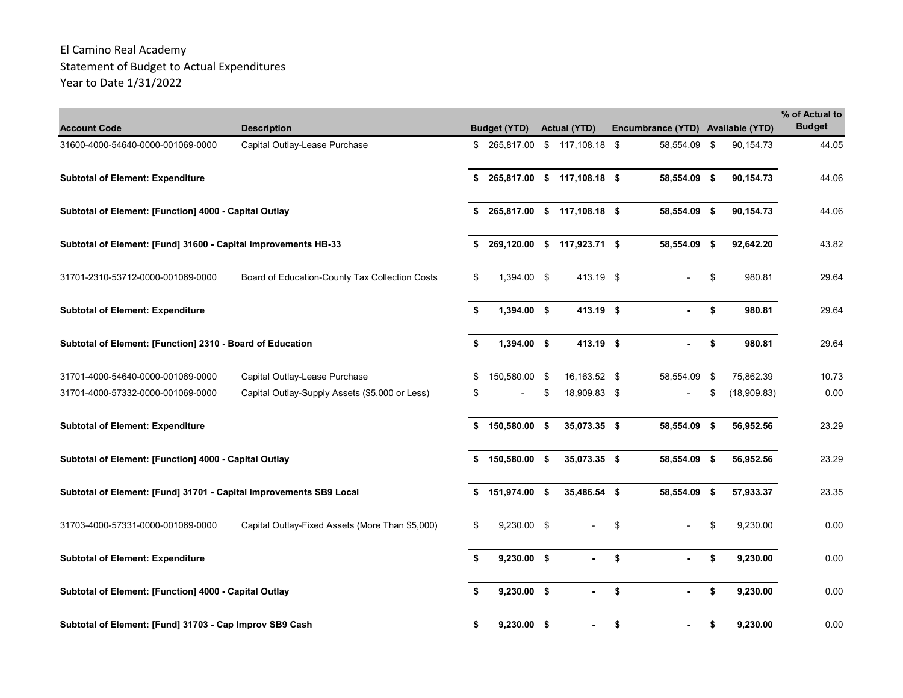El Camino Real Academy
Statement of Budget to Actual Expenditures
Year to Date 1/31/2022

| Account Code | Description | Budget (YTD) | Actual (YTD) | Encumbrance (YTD) | Available (YTD) | % of Actual to Budget |
|---|---|---|---|---|---|---|
| 31600-4000-54640-0000-001069-0000 | Capital Outlay-Lease Purchase | $ 265,817.00 | $ 117,108.18 | $ 58,554.09 | $ 90,154.73 | 44.05 |
| **Subtotal of Element: Expenditure** | | **$ 265,817.00** | **$ 117,108.18** | **$ 58,554.09** | **$ 90,154.73** | 44.06 |
| **Subtotal of Element: [Function] 4000 - Capital Outlay** | | **$ 265,817.00** | **$ 117,108.18** | **$ 58,554.09** | **$ 90,154.73** | 44.06 |
| **Subtotal of Element: [Fund] 31600 - Capital Improvements HB-33** | | **$ 269,120.00** | **$ 117,923.71** | **$ 58,554.09** | **$ 92,642.20** | 43.82 |
| 31701-2310-53712-0000-001069-0000 | Board of Education-County Tax Collection Costs | $ 1,394.00 | $ 413.19 | $ - | $ 980.81 | 29.64 |
| **Subtotal of Element: Expenditure** | | **$ 1,394.00** | **$ 413.19** | **$ -** | **$ 980.81** | 29.64 |
| **Subtotal of Element: [Function] 2310 - Board of Education** | | **$ 1,394.00** | **$ 413.19** | **$ -** | **$ 980.81** | 29.64 |
| 31701-4000-54640-0000-001069-0000 | Capital Outlay-Lease Purchase | $ 150,580.00 | $ 16,163.52 | $ 58,554.09 | $ 75,862.39 | 10.73 |
| 31701-4000-57332-0000-001069-0000 | Capital Outlay-Supply Assets ($5,000 or Less) | $ - | $ 18,909.83 | $ - | $ (18,909.83) | 0.00 |
| **Subtotal of Element: Expenditure** | | **$ 150,580.00** | **$ 35,073.35** | **$ 58,554.09** | **$ 56,952.56** | 23.29 |
| **Subtotal of Element: [Function] 4000 - Capital Outlay** | | **$ 150,580.00** | **$ 35,073.35** | **$ 58,554.09** | **$ 56,952.56** | 23.29 |
| **Subtotal of Element: [Fund] 31701 - Capital Improvements SB9 Local** | | **$ 151,974.00** | **$ 35,486.54** | **$ 58,554.09** | **$ 57,933.37** | 23.35 |
| 31703-4000-57331-0000-001069-0000 | Capital Outlay-Fixed Assets (More Than $5,000) | $ 9,230.00 | $ - | $ - | $ 9,230.00 | 0.00 |
| **Subtotal of Element: Expenditure** | | **$ 9,230.00** | **$ -** | **$ -** | **$ 9,230.00** | 0.00 |
| **Subtotal of Element: [Function] 4000 - Capital Outlay** | | **$ 9,230.00** | **$ -** | **$ -** | **$ 9,230.00** | 0.00 |
| **Subtotal of Element: [Fund] 31703 - Cap Improv SB9 Cash** | | **$ 9,230.00** | **$ -** | **$ -** | **$ 9,230.00** | 0.00 |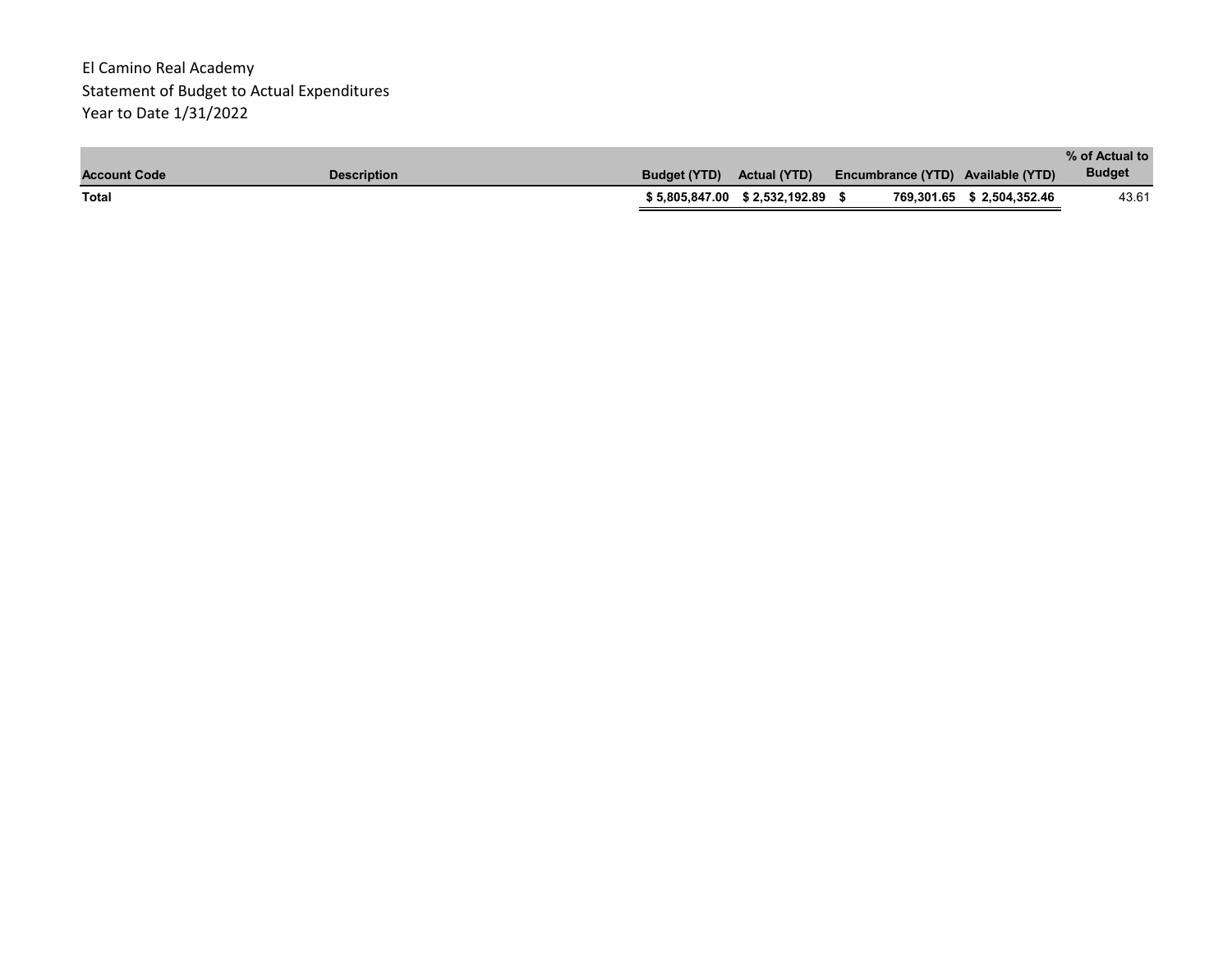El Camino Real Academy
Statement of Budget to Actual Expenditures
Year to Date 1/31/2022

| Account Code | Description | Budget (YTD) | Actual (YTD) | Encumbrance (YTD) | Available (YTD) | % of Actual to Budget |
|---|---|---|---|---|---|---|
| **Total** | | **$ 5,805,847.00** | **$ 2,532,192.89** | **$ 769,301.65** | **$ 2,504,352.46** | 43.61 |